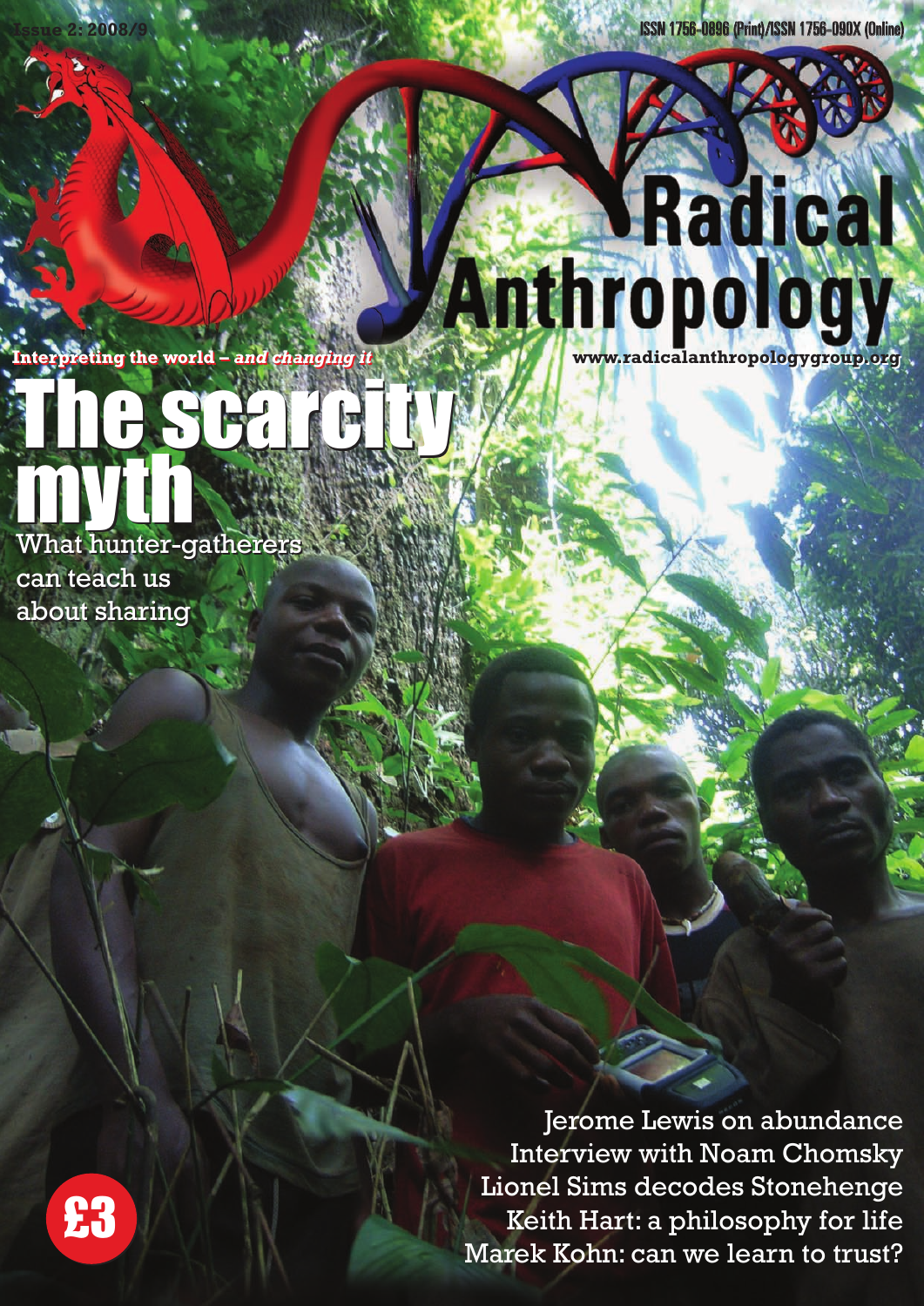Issue 2: 2008/9

ISSN 1756-0896 (Print)/ISSN 1756-090X (Online)

# Radical Anthropology

Interpreting the world – *and changing it*

www.radicalanthropologygroup.org

# The scarcity myth

What hunter-gatherers can teach us about sharing

£3

Jerome Lewis on abundance

Interview with Noam Chomsky

Lionel Sims decodes Stonehenge

Keith Hart: a philosophy for life

Marek Kohn: can we learn to trust?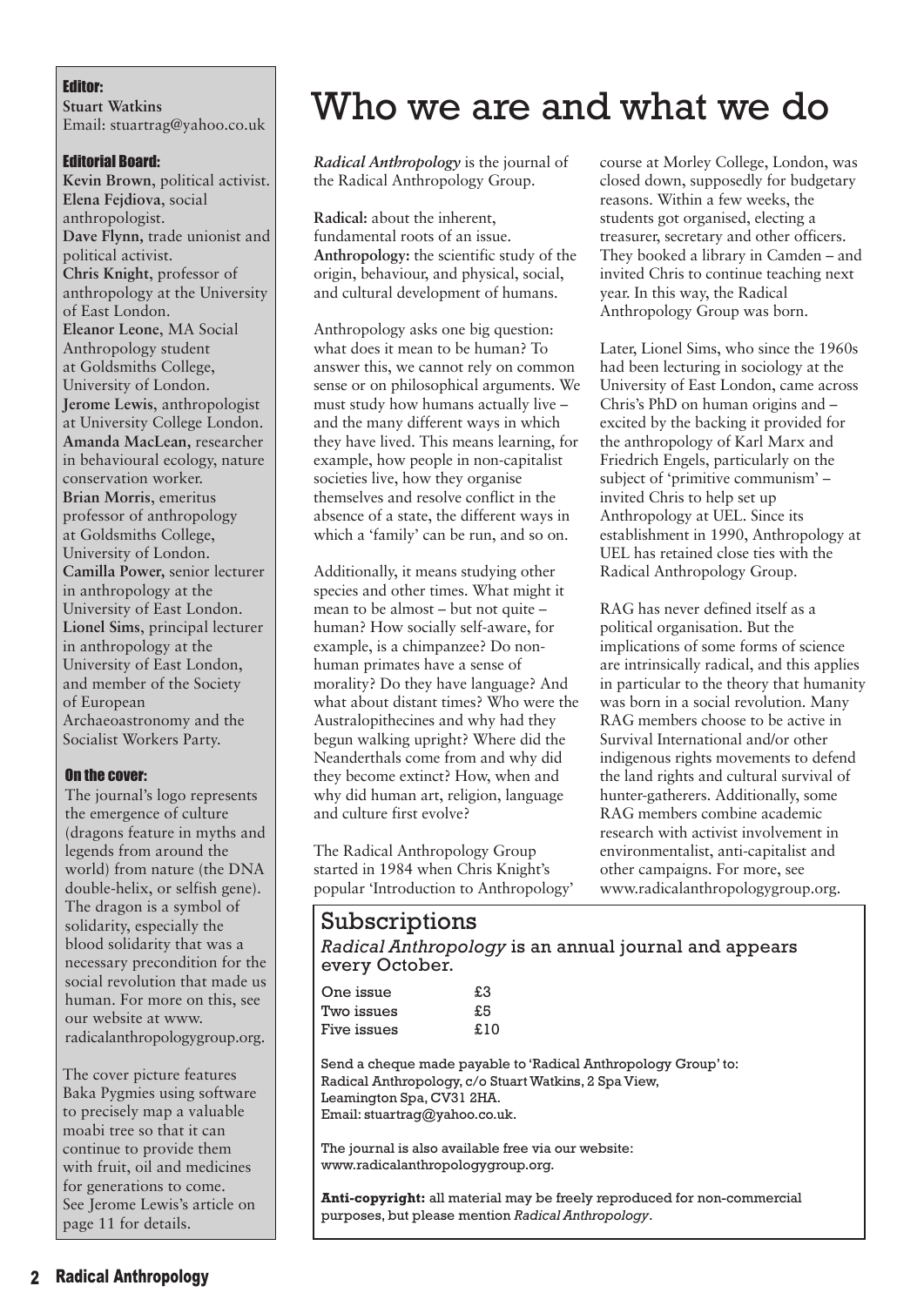# Who we are and what we do

*Radical Anthropology* is the journal of the Radical Anthropology Group.

**Radical:** about the inherent, fundamental roots of an issue.
**Anthropology:** the scientific study of the origin, behaviour, and physical, social, and cultural development of humans.

Anthropology asks one big question: what does it mean to be human? To answer this, we cannot rely on common sense or on philosophical arguments. We must study how humans actually live – and the many different ways in which they have lived. This means learning, for example, how people in non-capitalist societies live, how they organise themselves and resolve conflict in the absence of a state, the different ways in which a 'family' can be run, and so on.

Additionally, it means studying other species and other times. What might it mean to be almost – but not quite – human? How socially self-aware, for example, is a chimpanzee? Do non-human primates have a sense of morality? Do they have language? And what about distant times? Who were the Australopithecines and why had they begun walking upright? Where did the Neanderthals come from and why did they become extinct? How, when and why did human art, religion, language and culture first evolve?

The Radical Anthropology Group started in 1984 when Chris Knight's popular 'Introduction to Anthropology' course at Morley College, London, was closed down, supposedly for budgetary reasons. Within a few weeks, the students got organised, electing a treasurer, secretary and other officers. They booked a library in Camden – and invited Chris to continue teaching next year. In this way, the Radical Anthropology Group was born.

Later, Lionel Sims, who since the 1960s had been lecturing in sociology at the University of East London, came across Chris's PhD on human origins and – excited by the backing it provided for the anthropology of Karl Marx and Friedrich Engels, particularly on the subject of 'primitive communism' – invited Chris to help set up Anthropology at UEL. Since its establishment in 1990, Anthropology at UEL has retained close ties with the Radical Anthropology Group.

RAG has never defined itself as a political organisation. But the implications of some forms of science are intrinsically radical, and this applies in particular to the theory that humanity was born in a social revolution. Many RAG members choose to be active in Survival International and/or other indigenous rights movements to defend the land rights and cultural survival of hunter-gatherers. Additionally, some RAG members combine academic research with activist involvement in environmentalist, anti-capitalist and other campaigns. For more, see www.radicalanthropologygroup.org.

## Subscriptions

*Radical Anthropology* is an annual journal and appears every October.

| | |
|---|---|
| One issue | £3 |
| Two issues | £5 |
| Five issues | £10 |

Send a cheque made payable to 'Radical Anthropology Group' to:
Radical Anthropology, c/o Stuart Watkins, 2 Spa View, Leamington Spa, CV31 2HA.
Email: stuartrag@yahoo.co.uk.

The journal is also available free via our website: www.radicalanthropologygroup.org.

**Anti-copyright:** all material may be freely reproduced for non-commercial purposes, but please mention *Radical Anthropology*.

### Editor:

**Stuart Watkins**
Email: stuartrag@yahoo.co.uk

### Editorial Board:

**Kevin Brown**, political activist.
**Elena Fejdiova**, social anthropologist.
**Dave Flynn**, trade unionist and political activist.
**Chris Knight**, professor of anthropology at the University of East London.
**Eleanor Leone**, MA Social Anthropology student at Goldsmiths College, University of London.
**Jerome Lewis**, anthropologist at University College London.
**Amanda MacLean**, researcher in behavioural ecology, nature conservation worker.
**Brian Morris**, emeritus professor of anthropology at Goldsmiths College, University of London.
**Camilla Power**, senior lecturer in anthropology at the University of East London.
**Lionel Sims**, principal lecturer in anthropology at the University of East London, and member of the Society of European Archaeoastronomy and the Socialist Workers Party.

### On the cover:

The journal's logo represents the emergence of culture (dragons feature in myths and legends from around the world) from nature (the DNA double-helix, or selfish gene). The dragon is a symbol of solidarity, especially the blood solidarity that was a necessary precondition for the social revolution that made us human. For more on this, see our website at www.radicalanthropologygroup.org.

The cover picture features Baka Pygmies using software to precisely map a valuable moabi tree so that it can continue to provide them with fruit, oil and medicines for generations to come. See Jerome Lewis's article on page 11 for details.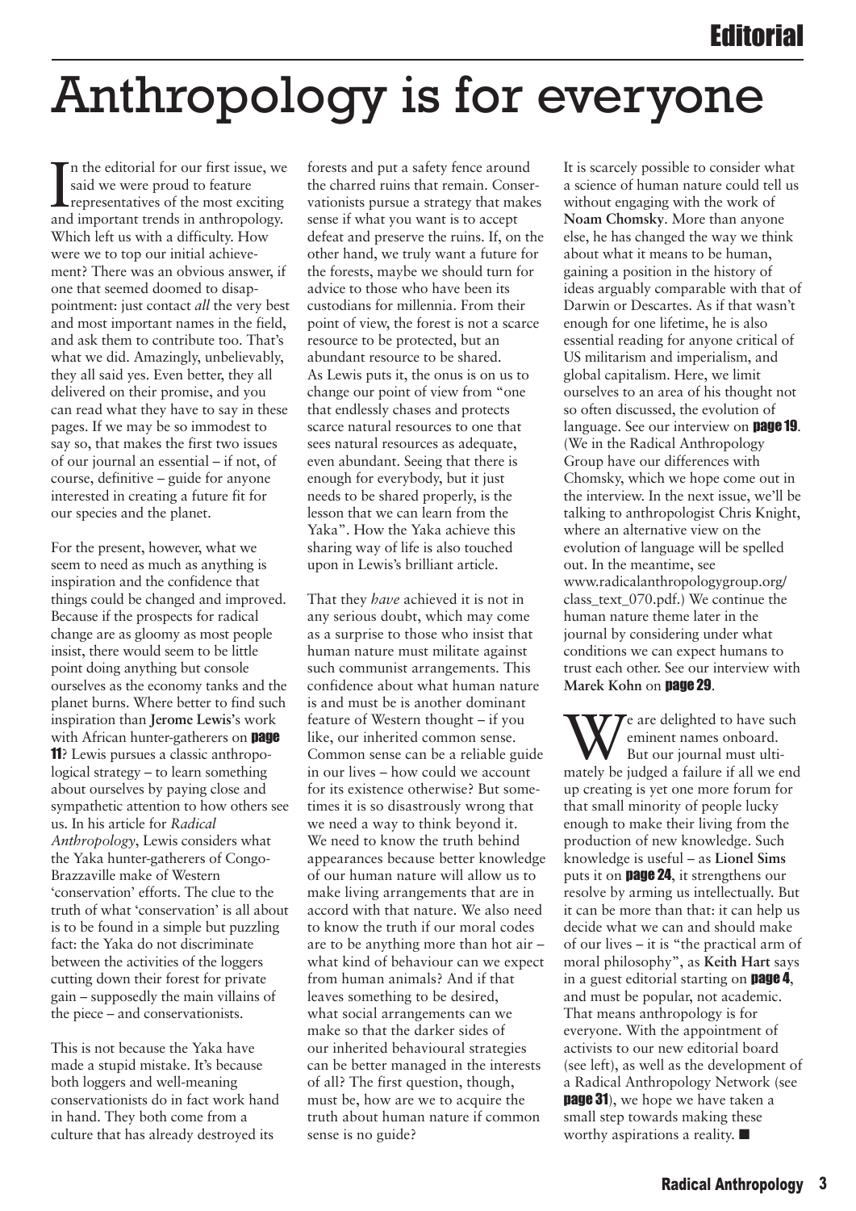# Anthropology is for everyone

In the editorial for our first issue, we said we were proud to feature representatives of the most exciting and important trends in anthropology. Which left us with a difficulty. How were we to top our initial achievement? There was an obvious answer, if one that seemed doomed to disappointment: just contact *all* the very best and most important names in the field, and ask them to contribute too. That's what we did. Amazingly, unbelievably, they all said yes. Even better, they all delivered on their promise, and you can read what they have to say in these pages. If we may be so immodest to say so, that makes the first two issues of our journal an essential – if not, of course, definitive – guide for anyone interested in creating a future fit for our species and the planet.

For the present, however, what we seem to need as much as anything is inspiration and the confidence that things could be changed and improved. Because if the prospects for radical change are as gloomy as most people insist, there would seem to be little point doing anything but console ourselves as the economy tanks and the planet burns. Where better to find such inspiration than **Jerome Lewis**'s work with African hunter-gatherers on **page 11**? Lewis pursues a classic anthropological strategy – to learn something about ourselves by paying close and sympathetic attention to how others see us. In his article for *Radical Anthropology*, Lewis considers what the Yaka hunter-gatherers of Congo-Brazzaville make of Western 'conservation' efforts. The clue to the truth of what 'conservation' is all about is to be found in a simple but puzzling fact: the Yaka do not discriminate between the activities of the loggers cutting down their forest for private gain – supposedly the main villains of the piece – and conservationists.

This is not because the Yaka have made a stupid mistake. It's because both loggers and well-meaning conservationists do in fact work hand in hand. They both come from a culture that has already destroyed its forests and put a safety fence around the charred ruins that remain. Conservationists pursue a strategy that makes sense if what you want is to accept defeat and preserve the ruins. If, on the other hand, we truly want a future for the forests, maybe we should turn for advice to those who have been its custodians for millennia. From their point of view, the forest is not a scarce resource to be protected, but an abundant resource to be shared. As Lewis puts it, the onus is on us to change our point of view from "one that endlessly chases and protects scarce natural resources to one that sees natural resources as adequate, even abundant. Seeing that there is enough for everybody, but it just needs to be shared properly, is the lesson that we can learn from the Yaka". How the Yaka achieve this sharing way of life is also touched upon in Lewis's brilliant article.

That they *have* achieved it is not in any serious doubt, which may come as a surprise to those who insist that human nature must militate against such communist arrangements. This confidence about what human nature is and must be is another dominant feature of Western thought – if you like, our inherited common sense. Common sense can be a reliable guide in our lives – how could we account for its existence otherwise? But sometimes it is so disastrously wrong that we need a way to think beyond it. We need to know the truth behind appearances because better knowledge of our human nature will allow us to make living arrangements that are in accord with that nature. We also need to know the truth if our moral codes are to be anything more than hot air – what kind of behaviour can we expect from human animals? And if that leaves something to be desired, what social arrangements can we make so that the darker sides of our inherited behavioural strategies can be better managed in the interests of all? The first question, though, must be, how are we to acquire the truth about human nature if common sense is no guide?

It is scarcely possible to consider what a science of human nature could tell us without engaging with the work of **Noam Chomsky**. More than anyone else, he has changed the way we think about what it means to be human, gaining a position in the history of ideas arguably comparable with that of Darwin or Descartes. As if that wasn't enough for one lifetime, he is also essential reading for anyone critical of US militarism and imperialism, and global capitalism. Here, we limit ourselves to an area of his thought not so often discussed, the evolution of language. See our interview on **page 19**. (We in the Radical Anthropology Group have our differences with Chomsky, which we hope come out in the interview. In the next issue, we'll be talking to anthropologist Chris Knight, where an alternative view on the evolution of language will be spelled out. In the meantime, see www.radicalanthropologygroup.org/class_text_070.pdf.) We continue the human nature theme later in the journal by considering under what conditions we can expect humans to trust each other. See our interview with **Marek Kohn** on **page 29**.

We are delighted to have such eminent names onboard. But our journal must ultimately be judged a failure if all we end up creating is yet one more forum for that small minority of people lucky enough to make their living from the production of new knowledge. Such knowledge is useful – as **Lionel Sims** puts it on **page 24**, it strengthens our resolve by arming us intellectually. But it can be more than that: it can help us decide what we can and should make of our lives – it is "the practical arm of moral philosophy", as **Keith Hart** says in a guest editorial starting on **page 4**, and must be popular, not academic. That means anthropology is for everyone. With the appointment of activists to our new editorial board (see left), as well as the development of a Radical Anthropology Network (see **page 31**), we hope we have taken a small step towards making these worthy aspirations a reality. ■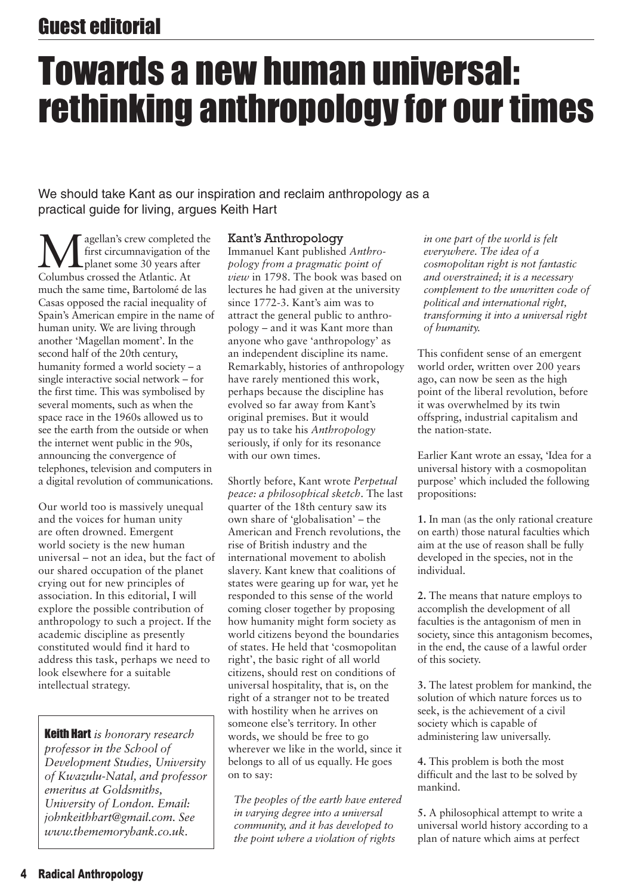Guest editorial

# Towards a new human universal: rethinking anthropology for our times

We should take Kant as our inspiration and reclaim anthropology as a practical guide for living, argues Keith Hart

Magellan's crew completed the first circumnavigation of the planet some 30 years after Columbus crossed the Atlantic. At much the same time, Bartolomé de las Casas opposed the racial inequality of Spain's American empire in the name of human unity. We are living through another 'Magellan moment'. In the second half of the 20th century, humanity formed a world society – a single interactive social network – for the first time. This was symbolised by several moments, such as when the space race in the 1960s allowed us to see the earth from the outside or when the internet went public in the 90s, announcing the convergence of telephones, television and computers in a digital revolution of communications.

Our world too is massively unequal and the voices for human unity are often drowned. Emergent world society is the new human universal – not an idea, but the fact of our shared occupation of the planet crying out for new principles of association. In this editorial, I will explore the possible contribution of anthropology to such a project. If the academic discipline as presently constituted would find it hard to address this task, perhaps we need to look elsewhere for a suitable intellectual strategy.

**Keith Hart** *is honorary research professor in the School of Development Studies, University of Kwazulu-Natal, and professor emeritus at Goldsmiths, University of London. Email: johnkeithhart@gmail.com. See www.thememorybank.co.uk.*

## Kant's Anthropology

Immanuel Kant published *Anthropology from a pragmatic point of view* in 1798. The book was based on lectures he had given at the university since 1772-3. Kant's aim was to attract the general public to anthropology – and it was Kant more than anyone who gave 'anthropology' as an independent discipline its name. Remarkably, histories of anthropology have rarely mentioned this work, perhaps because the discipline has evolved so far away from Kant's original premises. But it would pay us to take his *Anthropology* seriously, if only for its resonance with our own times.

Shortly before, Kant wrote *Perpetual peace: a philosophical sketch*. The last quarter of the 18th century saw its own share of 'globalisation' – the American and French revolutions, the rise of British industry and the international movement to abolish slavery. Kant knew that coalitions of states were gearing up for war, yet he responded to this sense of the world coming closer together by proposing how humanity might form society as world citizens beyond the boundaries of states. He held that 'cosmopolitan right', the basic right of all world citizens, should rest on conditions of universal hospitality, that is, on the right of a stranger not to be treated with hostility when he arrives on someone else's territory. In other words, we should be free to go wherever we like in the world, since it belongs to all of us equally. He goes on to say:

> *The peoples of the earth have entered in varying degree into a universal community, and it has developed to the point where a violation of rights in one part of the world is felt everywhere. The idea of a cosmopolitan right is not fantastic and overstrained; it is a necessary complement to the unwritten code of political and international right, transforming it into a universal right of humanity.*

This confident sense of an emergent world order, written over 200 years ago, can now be seen as the high point of the liberal revolution, before it was overwhelmed by its twin offspring, industrial capitalism and the nation-state.

Earlier Kant wrote an essay, 'Idea for a universal history with a cosmopolitan purpose' which included the following propositions:

**1.** In man (as the only rational creature on earth) those natural faculties which aim at the use of reason shall be fully developed in the species, not in the individual.

**2.** The means that nature employs to accomplish the development of all faculties is the antagonism of men in society, since this antagonism becomes, in the end, the cause of a lawful order of this society.

**3.** The latest problem for mankind, the solution of which nature forces us to seek, is the achievement of a civil society which is capable of administering law universally.

**4.** This problem is both the most difficult and the last to be solved by mankind.

**5.** A philosophical attempt to write a universal world history according to a plan of nature which aims at perfect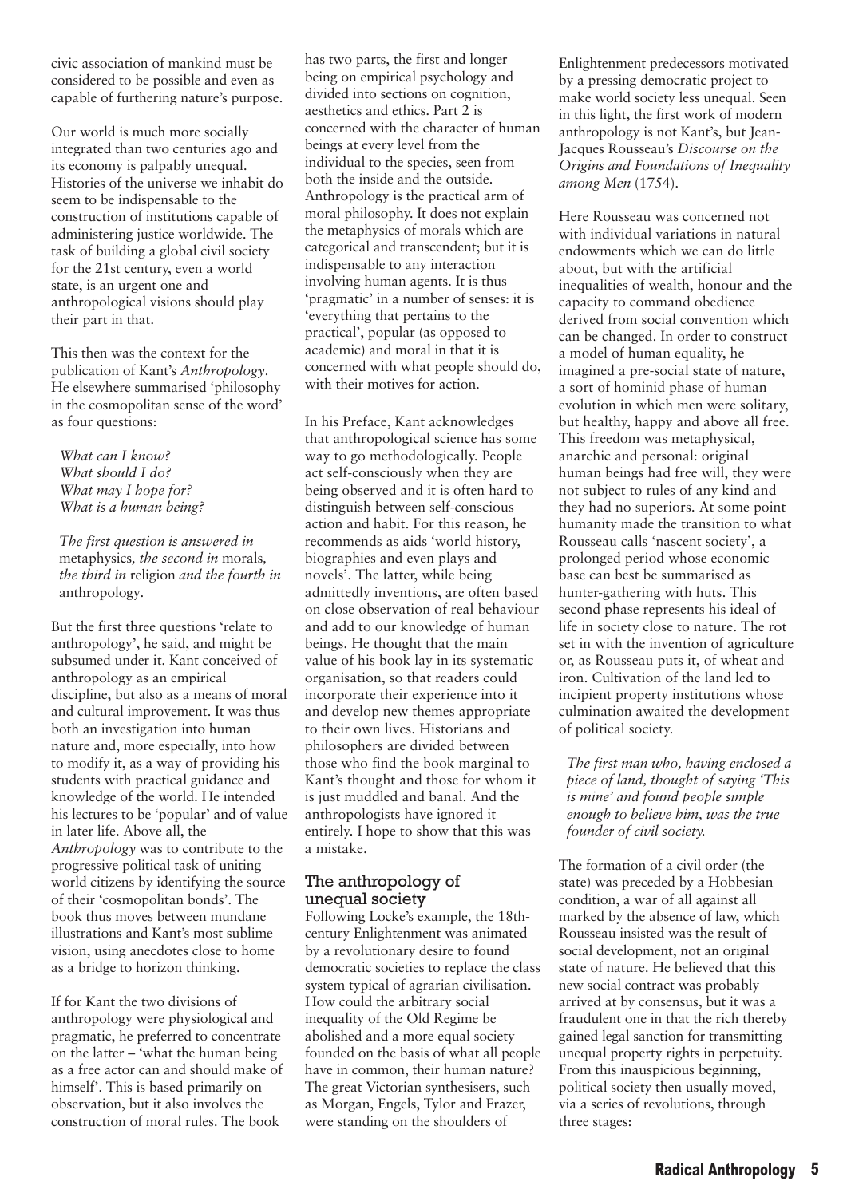civic association of mankind must be considered to be possible and even as capable of furthering nature's purpose.

Our world is much more socially integrated than two centuries ago and its economy is palpably unequal. Histories of the universe we inhabit do seem to be indispensable to the construction of institutions capable of administering justice worldwide. The task of building a global civil society for the 21st century, even a world state, is an urgent one and anthropological visions should play their part in that.

This then was the context for the publication of Kant's *Anthropology*. He elsewhere summarised 'philosophy in the cosmopolitan sense of the word' as four questions:

> *What can I know?*
> *What should I do?*
> *What may I hope for?*
> *What is a human being?*
>
> *The first question is answered in* metaphysics*, the second in* morals*, the third in* religion *and the fourth in* anthropology.

But the first three questions 'relate to anthropology', he said, and might be subsumed under it. Kant conceived of anthropology as an empirical discipline, but also as a means of moral and cultural improvement. It was thus both an investigation into human nature and, more especially, into how to modify it, as a way of providing his students with practical guidance and knowledge of the world. He intended his lectures to be 'popular' and of value in later life. Above all, the *Anthropology* was to contribute to the progressive political task of uniting world citizens by identifying the source of their 'cosmopolitan bonds'. The book thus moves between mundane illustrations and Kant's most sublime vision, using anecdotes close to home as a bridge to horizon thinking.

If for Kant the two divisions of anthropology were physiological and pragmatic, he preferred to concentrate on the latter – 'what the human being as a free actor can and should make of himself'. This is based primarily on observation, but it also involves the construction of moral rules. The book has two parts, the first and longer being on empirical psychology and divided into sections on cognition, aesthetics and ethics. Part 2 is concerned with the character of human beings at every level from the individual to the species, seen from both the inside and the outside. Anthropology is the practical arm of moral philosophy. It does not explain the metaphysics of morals which are categorical and transcendent; but it is indispensable to any interaction involving human agents. It is thus 'pragmatic' in a number of senses: it is 'everything that pertains to the practical', popular (as opposed to academic) and moral in that it is concerned with what people should do, with their motives for action.

In his Preface, Kant acknowledges that anthropological science has some way to go methodologically. People act self-consciously when they are being observed and it is often hard to distinguish between self-conscious action and habit. For this reason, he recommends as aids 'world history, biographies and even plays and novels'. The latter, while being admittedly inventions, are often based on close observation of real behaviour and add to our knowledge of human beings. He thought that the main value of his book lay in its systematic organisation, so that readers could incorporate their experience into it and develop new themes appropriate to their own lives. Historians and philosophers are divided between those who find the book marginal to Kant's thought and those for whom it is just muddled and banal. And the anthropologists have ignored it entirely. I hope to show that this was a mistake.

## The anthropology of unequal society

Following Locke's example, the 18th-century Enlightenment was animated by a revolutionary desire to found democratic societies to replace the class system typical of agrarian civilisation. How could the arbitrary social inequality of the Old Regime be abolished and a more equal society founded on the basis of what all people have in common, their human nature? The great Victorian synthesisers, such as Morgan, Engels, Tylor and Frazer, were standing on the shoulders of Enlightenment predecessors motivated by a pressing democratic project to make world society less unequal. Seen in this light, the first work of modern anthropology is not Kant's, but Jean-Jacques Rousseau's *Discourse on the Origins and Foundations of Inequality among Men* (1754).

Here Rousseau was concerned not with individual variations in natural endowments which we can do little about, but with the artificial inequalities of wealth, honour and the capacity to command obedience derived from social convention which can be changed. In order to construct a model of human equality, he imagined a pre-social state of nature, a sort of hominid phase of human evolution in which men were solitary, but healthy, happy and above all free. This freedom was metaphysical, anarchic and personal: original human beings had free will, they were not subject to rules of any kind and they had no superiors. At some point humanity made the transition to what Rousseau calls 'nascent society', a prolonged period whose economic base can best be summarised as hunter-gathering with huts. This second phase represents his ideal of life in society close to nature. The rot set in with the invention of agriculture or, as Rousseau puts it, of wheat and iron. Cultivation of the land led to incipient property institutions whose culmination awaited the development of political society.

> *The first man who, having enclosed a piece of land, thought of saying 'This is mine' and found people simple enough to believe him, was the true founder of civil society.*

The formation of a civil order (the state) was preceded by a Hobbesian condition, a war of all against all marked by the absence of law, which Rousseau insisted was the result of social development, not an original state of nature. He believed that this new social contract was probably arrived at by consensus, but it was a fraudulent one in that the rich thereby gained legal sanction for transmitting unequal property rights in perpetuity. From this inauspicious beginning, political society then usually moved, via a series of revolutions, through three stages: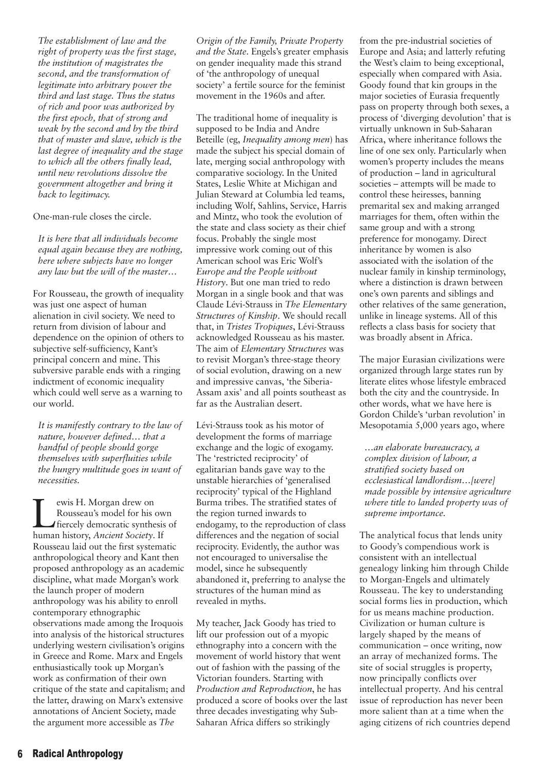*The establishment of law and the right of property was the first stage, the institution of magistrates the second, and the transformation of legitimate into arbitrary power the third and last stage. Thus the status of rich and poor was authorized by the first epoch, that of strong and weak by the second and by the third that of master and slave, which is the last degree of inequality and the stage to which all the others finally lead, until new revolutions dissolve the government altogether and bring it back to legitimacy.*

One-man-rule closes the circle.

*It is here that all individuals become equal again because they are nothing, here where subjects have no longer any law but the will of the master…*

For Rousseau, the growth of inequality was just one aspect of human alienation in civil society. We need to return from division of labour and dependence on the opinion of others to subjective self-sufficiency, Kant's principal concern and mine. This subversive parable ends with a ringing indictment of economic inequality which could well serve as a warning to our world.

*It is manifestly contrary to the law of nature, however defined… that a handful of people should gorge themselves with superfluities while the hungry multitude goes in want of necessities.*

Lewis H. Morgan drew on Rousseau's model for his own fiercely democratic synthesis of human history, *Ancient Society*. If Rousseau laid out the first systematic anthropological theory and Kant then proposed anthropology as an academic discipline, what made Morgan's work the launch proper of modern anthropology was his ability to enroll contemporary ethnographic observations made among the Iroquois into analysis of the historical structures underlying western civilisation's origins in Greece and Rome. Marx and Engels enthusiastically took up Morgan's work as confirmation of their own critique of the state and capitalism; and the latter, drawing on Marx's extensive annotations of Ancient Society, made the argument more accessible as *The Origin of the Family, Private Property and the State*. Engels's greater emphasis on gender inequality made this strand of 'the anthropology of unequal society' a fertile source for the feminist movement in the 1960s and after.

The traditional home of inequality is supposed to be India and Andre Beteille (eg, *Inequality among men*) has made the subject his special domain of late, merging social anthropology with comparative sociology. In the United States, Leslie White at Michigan and Julian Steward at Columbia led teams, including Wolf, Sahlins, Service, Harris and Mintz, who took the evolution of the state and class society as their chief focus. Probably the single most impressive work coming out of this American school was Eric Wolf's *Europe and the People without History*. But one man tried to redo Morgan in a single book and that was Claude Lévi-Strauss in *The Elementary Structures of Kinship*. We should recall that, in *Tristes Tropiques*, Lévi-Strauss acknowledged Rousseau as his master. The aim of *Elementary Structures* was to revisit Morgan's three-stage theory of social evolution, drawing on a new and impressive canvas, 'the Siberia-Assam axis' and all points southeast as far as the Australian desert.

Lévi-Strauss took as his motor of development the forms of marriage exchange and the logic of exogamy. The 'restricted reciprocity' of egalitarian bands gave way to the unstable hierarchies of 'generalised reciprocity' typical of the Highland Burma tribes. The stratified states of the region turned inwards to endogamy, to the reproduction of class differences and the negation of social reciprocity. Evidently, the author was not encouraged to universalise the model, since he subsequently abandoned it, preferring to analyse the structures of the human mind as revealed in myths.

My teacher, Jack Goody has tried to lift our profession out of a myopic ethnography into a concern with the movement of world history that went out of fashion with the passing of the Victorian founders. Starting with *Production and Reproduction*, he has produced a score of books over the last three decades investigating why Sub-Saharan Africa differs so strikingly from the pre-industrial societies of Europe and Asia; and latterly refuting the West's claim to being exceptional, especially when compared with Asia. Goody found that kin groups in the major societies of Eurasia frequently pass on property through both sexes, a process of 'diverging devolution' that is virtually unknown in Sub-Saharan Africa, where inheritance follows the line of one sex only. Particularly when women's property includes the means of production – land in agricultural societies – attempts will be made to control these heiresses, banning premarital sex and making arranged marriages for them, often within the same group and with a strong preference for monogamy. Direct inheritance by women is also associated with the isolation of the nuclear family in kinship terminology, where a distinction is drawn between one's own parents and siblings and other relatives of the same generation, unlike in lineage systems. All of this reflects a class basis for society that was broadly absent in Africa.

The major Eurasian civilizations were organized through large states run by literate elites whose lifestyle embraced both the city and the countryside. In other words, what we have here is Gordon Childe's 'urban revolution' in Mesopotamia 5,000 years ago, where

*…an elaborate bureaucracy, a complex division of labour, a stratified society based on ecclesiastical landlordism…[were] made possible by intensive agriculture where title to landed property was of supreme importance.*

The analytical focus that lends unity to Goody's compendious work is consistent with an intellectual genealogy linking him through Childe to Morgan-Engels and ultimately Rousseau. The key to understanding social forms lies in production, which for us means machine production. Civilization or human culture is largely shaped by the means of communication – once writing, now an array of mechanized forms. The site of social struggles is property, now principally conflicts over intellectual property. And his central issue of reproduction has never been more salient than at a time when the aging citizens of rich countries depend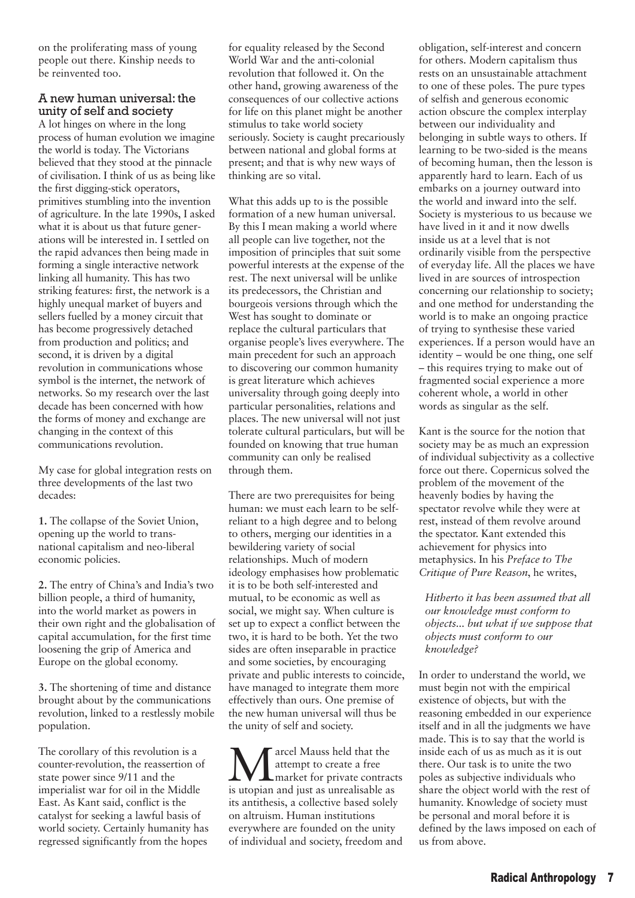on the proliferating mass of young people out there. Kinship needs to be reinvented too.

## A new human universal: the unity of self and society

A lot hinges on where in the long process of human evolution we imagine the world is today. The Victorians believed that they stood at the pinnacle of civilisation. I think of us as being like the first digging-stick operators, primitives stumbling into the invention of agriculture. In the late 1990s, I asked what it is about us that future generations will be interested in. I settled on the rapid advances then being made in forming a single interactive network linking all humanity. This has two striking features: first, the network is a highly unequal market of buyers and sellers fuelled by a money circuit that has become progressively detached from production and politics; and second, it is driven by a digital revolution in communications whose symbol is the internet, the network of networks. So my research over the last decade has been concerned with how the forms of money and exchange are changing in the context of this communications revolution.

My case for global integration rests on three developments of the last two decades:

**1.** The collapse of the Soviet Union, opening up the world to transnational capitalism and neo-liberal economic policies.

**2.** The entry of China's and India's two billion people, a third of humanity, into the world market as powers in their own right and the globalisation of capital accumulation, for the first time loosening the grip of America and Europe on the global economy.

**3.** The shortening of time and distance brought about by the communications revolution, linked to a restlessly mobile population.

The corollary of this revolution is a counter-revolution, the reassertion of state power since 9/11 and the imperialist war for oil in the Middle East. As Kant said, conflict is the catalyst for seeking a lawful basis of world society. Certainly humanity has regressed significantly from the hopes for equality released by the Second World War and the anti-colonial revolution that followed it. On the other hand, growing awareness of the consequences of our collective actions for life on this planet might be another stimulus to take world society seriously. Society is caught precariously between national and global forms at present; and that is why new ways of thinking are so vital.

What this adds up to is the possible formation of a new human universal. By this I mean making a world where all people can live together, not the imposition of principles that suit some powerful interests at the expense of the rest. The next universal will be unlike its predecessors, the Christian and bourgeois versions through which the West has sought to dominate or replace the cultural particulars that organise people's lives everywhere. The main precedent for such an approach to discovering our common humanity is great literature which achieves universality through going deeply into particular personalities, relations and places. The new universal will not just tolerate cultural particulars, but will be founded on knowing that true human community can only be realised through them.

There are two prerequisites for being human: we must each learn to be self-reliant to a high degree and to belong to others, merging our identities in a bewildering variety of social relationships. Much of modern ideology emphasises how problematic it is to be both self-interested and mutual, to be economic as well as social, we might say. When culture is set up to expect a conflict between the two, it is hard to be both. Yet the two sides are often inseparable in practice and some societies, by encouraging private and public interests to coincide, have managed to integrate them more effectively than ours. One premise of the new human universal will thus be the unity of self and society.

Marcel Mauss held that the attempt to create a free market for private contracts is utopian and just as unrealisable as its antithesis, a collective based solely on altruism. Human institutions everywhere are founded on the unity of individual and society, freedom and obligation, self-interest and concern for others. Modern capitalism thus rests on an unsustainable attachment to one of these poles. The pure types of selfish and generous economic action obscure the complex interplay between our individuality and belonging in subtle ways to others. If learning to be two-sided is the means of becoming human, then the lesson is apparently hard to learn. Each of us embarks on a journey outward into the world and inward into the self. Society is mysterious to us because we have lived in it and it now dwells inside us at a level that is not ordinarily visible from the perspective of everyday life. All the places we have lived in are sources of introspection concerning our relationship to society; and one method for understanding the world is to make an ongoing practice of trying to synthesise these varied experiences. If a person would have an identity – would be one thing, one self – this requires trying to make out of fragmented social experience a more coherent whole, a world in other words as singular as the self.

Kant is the source for the notion that society may be as much an expression of individual subjectivity as a collective force out there. Copernicus solved the problem of the movement of the heavenly bodies by having the spectator revolve while they were at rest, instead of them revolve around the spectator. Kant extended this achievement for physics into metaphysics. In his *Preface to The Critique of Pure Reason*, he writes,

> *Hitherto it has been assumed that all our knowledge must conform to objects... but what if we suppose that objects must conform to our knowledge?*

In order to understand the world, we must begin not with the empirical existence of objects, but with the reasoning embedded in our experience itself and in all the judgments we have made. This is to say that the world is inside each of us as much as it is out there. Our task is to unite the two poles as subjective individuals who share the object world with the rest of humanity. Knowledge of society must be personal and moral before it is defined by the laws imposed on each of us from above.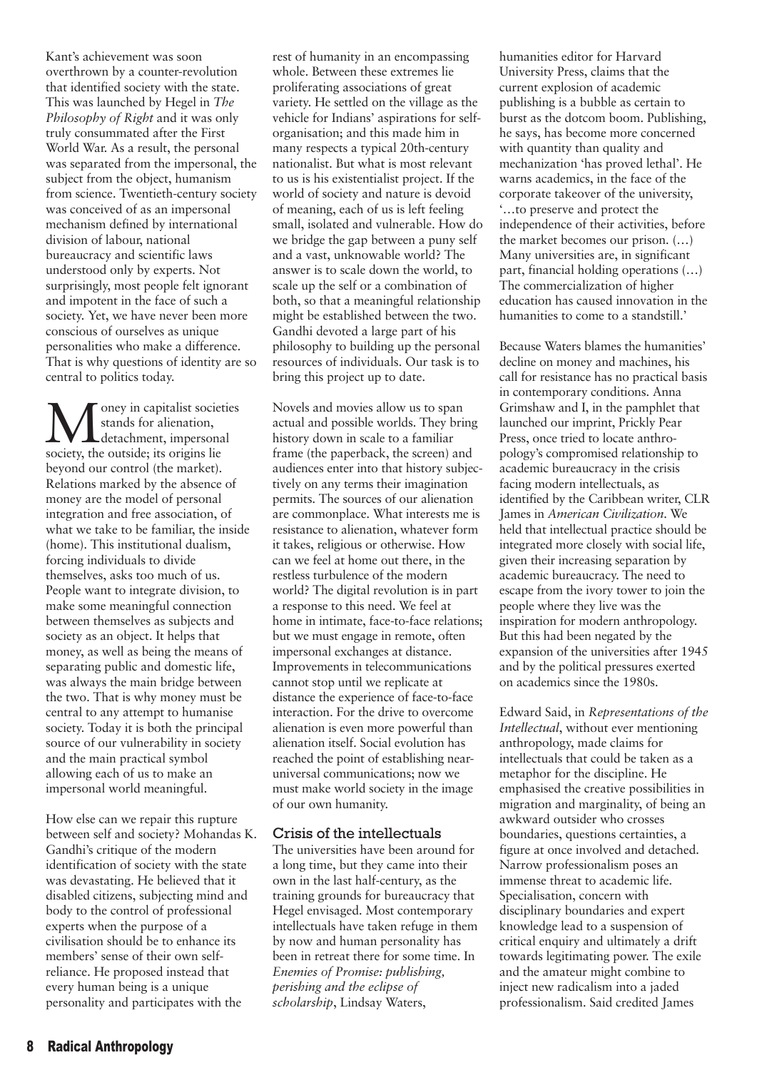Kant's achievement was soon overthrown by a counter-revolution that identified society with the state. This was launched by Hegel in *The Philosophy of Right* and it was only truly consummated after the First World War. As a result, the personal was separated from the impersonal, the subject from the object, humanism from science. Twentieth-century society was conceived of as an impersonal mechanism defined by international division of labour, national bureaucracy and scientific laws understood only by experts. Not surprisingly, most people felt ignorant and impotent in the face of such a society. Yet, we have never been more conscious of ourselves as unique personalities who make a difference. That is why questions of identity are so central to politics today.

Money in capitalist societies stands for alienation, detachment, impersonal society, the outside; its origins lie beyond our control (the market). Relations marked by the absence of money are the model of personal integration and free association, of what we take to be familiar, the inside (home). This institutional dualism, forcing individuals to divide themselves, asks too much of us. People want to integrate division, to make some meaningful connection between themselves as subjects and society as an object. It helps that money, as well as being the means of separating public and domestic life, was always the main bridge between the two. That is why money must be central to any attempt to humanise society. Today it is both the principal source of our vulnerability in society and the main practical symbol allowing each of us to make an impersonal world meaningful.

How else can we repair this rupture between self and society? Mohandas K. Gandhi's critique of the modern identification of society with the state was devastating. He believed that it disabled citizens, subjecting mind and body to the control of professional experts when the purpose of a civilisation should be to enhance its members' sense of their own self-reliance. He proposed instead that every human being is a unique personality and participates with the rest of humanity in an encompassing whole. Between these extremes lie proliferating associations of great variety. He settled on the village as the vehicle for Indians' aspirations for self-organisation; and this made him in many respects a typical 20th-century nationalist. But what is most relevant to us is his existentialist project. If the world of society and nature is devoid of meaning, each of us is left feeling small, isolated and vulnerable. How do we bridge the gap between a puny self and a vast, unknowable world? The answer is to scale down the world, to scale up the self or a combination of both, so that a meaningful relationship might be established between the two. Gandhi devoted a large part of his philosophy to building up the personal resources of individuals. Our task is to bring this project up to date.

Novels and movies allow us to span actual and possible worlds. They bring history down in scale to a familiar frame (the paperback, the screen) and audiences enter into that history subjectively on any terms their imagination permits. The sources of our alienation are commonplace. What interests me is resistance to alienation, whatever form it takes, religious or otherwise. How can we feel at home out there, in the restless turbulence of the modern world? The digital revolution is in part a response to this need. We feel at home in intimate, face-to-face relations; but we must engage in remote, often impersonal exchanges at distance. Improvements in telecommunications cannot stop until we replicate at distance the experience of face-to-face interaction. For the drive to overcome alienation is even more powerful than alienation itself. Social evolution has reached the point of establishing near-universal communications; now we must make world society in the image of our own humanity.

### Crisis of the intellectuals

The universities have been around for a long time, but they came into their own in the last half-century, as the training grounds for bureaucracy that Hegel envisaged. Most contemporary intellectuals have taken refuge in them by now and human personality has been in retreat there for some time. In *Enemies of Promise: publishing, perishing and the eclipse of scholarship*, Lindsay Waters, humanities editor for Harvard University Press, claims that the current explosion of academic publishing is a bubble as certain to burst as the dotcom boom. Publishing, he says, has become more concerned with quantity than quality and mechanization 'has proved lethal'. He warns academics, in the face of the corporate takeover of the university, '…to preserve and protect the independence of their activities, before the market becomes our prison. (…) Many universities are, in significant part, financial holding operations (…) The commercialization of higher education has caused innovation in the humanities to come to a standstill.'

Because Waters blames the humanities' decline on money and machines, his call for resistance has no practical basis in contemporary conditions. Anna Grimshaw and I, in the pamphlet that launched our imprint, Prickly Pear Press, once tried to locate anthropology's compromised relationship to academic bureaucracy in the crisis facing modern intellectuals, as identified by the Caribbean writer, CLR James in *American Civilization*. We held that intellectual practice should be integrated more closely with social life, given their increasing separation by academic bureaucracy. The need to escape from the ivory tower to join the people where they live was the inspiration for modern anthropology. But this had been negated by the expansion of the universities after 1945 and by the political pressures exerted on academics since the 1980s.

Edward Said, in *Representations of the Intellectual*, without ever mentioning anthropology, made claims for intellectuals that could be taken as a metaphor for the discipline. He emphasised the creative possibilities in migration and marginality, of being an awkward outsider who crosses boundaries, questions certainties, a figure at once involved and detached. Narrow professionalism poses an immense threat to academic life. Specialisation, concern with disciplinary boundaries and expert knowledge lead to a suspension of critical enquiry and ultimately a drift towards legitimating power. The exile and the amateur might combine to inject new radicalism into a jaded professionalism. Said credited James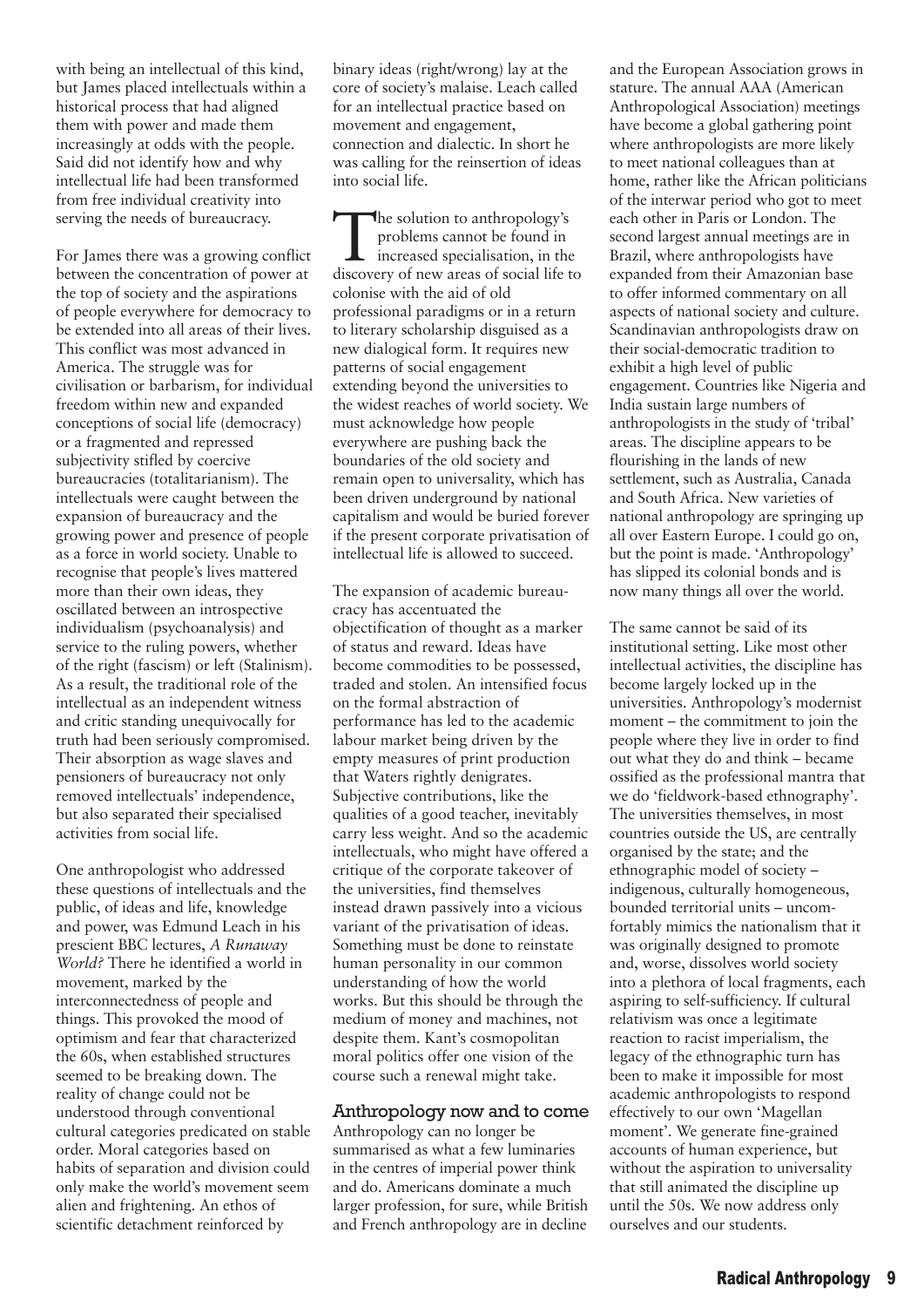with being an intellectual of this kind, but James placed intellectuals within a historical process that had aligned them with power and made them increasingly at odds with the people. Said did not identify how and why intellectual life had been transformed from free individual creativity into serving the needs of bureaucracy.

For James there was a growing conflict between the concentration of power at the top of society and the aspirations of people everywhere for democracy to be extended into all areas of their lives. This conflict was most advanced in America. The struggle was for civilisation or barbarism, for individual freedom within new and expanded conceptions of social life (democracy) or a fragmented and repressed subjectivity stifled by coercive bureaucracies (totalitarianism). The intellectuals were caught between the expansion of bureaucracy and the growing power and presence of people as a force in world society. Unable to recognise that people's lives mattered more than their own ideas, they oscillated between an introspective individualism (psychoanalysis) and service to the ruling powers, whether of the right (fascism) or left (Stalinism). As a result, the traditional role of the intellectual as an independent witness and critic standing unequivocally for truth had been seriously compromised. Their absorption as wage slaves and pensioners of bureaucracy not only removed intellectuals' independence, but also separated their specialised activities from social life.

One anthropologist who addressed these questions of intellectuals and the public, of ideas and life, knowledge and power, was Edmund Leach in his prescient BBC lectures, *A Runaway World?* There he identified a world in movement, marked by the interconnectedness of people and things. This provoked the mood of optimism and fear that characterized the 60s, when established structures seemed to be breaking down. The reality of change could not be understood through conventional cultural categories predicated on stable order. Moral categories based on habits of separation and division could only make the world's movement seem alien and frightening. An ethos of scientific detachment reinforced by binary ideas (right/wrong) lay at the core of society's malaise. Leach called for an intellectual practice based on movement and engagement, connection and dialectic. In short he was calling for the reinsertion of ideas into social life.

The solution to anthropology's problems cannot be found in increased specialisation, in the discovery of new areas of social life to colonise with the aid of old professional paradigms or in a return to literary scholarship disguised as a new dialogical form. It requires new patterns of social engagement extending beyond the universities to the widest reaches of world society. We must acknowledge how people everywhere are pushing back the boundaries of the old society and remain open to universality, which has been driven underground by national capitalism and would be buried forever if the present corporate privatisation of intellectual life is allowed to succeed.

The expansion of academic bureaucracy has accentuated the objectification of thought as a marker of status and reward. Ideas have become commodities to be possessed, traded and stolen. An intensified focus on the formal abstraction of performance has led to the academic labour market being driven by the empty measures of print production that Waters rightly denigrates. Subjective contributions, like the qualities of a good teacher, inevitably carry less weight. And so the academic intellectuals, who might have offered a critique of the corporate takeover of the universities, find themselves instead drawn passively into a vicious variant of the privatisation of ideas. Something must be done to reinstate human personality in our common understanding of how the world works. But this should be through the medium of money and machines, not despite them. Kant's cosmopolitan moral politics offer one vision of the course such a renewal might take.

## Anthropology now and to come

Anthropology can no longer be summarised as what a few luminaries in the centres of imperial power think and do. Americans dominate a much larger profession, for sure, while British and French anthropology are in decline and the European Association grows in stature. The annual AAA (American Anthropological Association) meetings have become a global gathering point where anthropologists are more likely to meet national colleagues than at home, rather like the African politicians of the interwar period who got to meet each other in Paris or London. The second largest annual meetings are in Brazil, where anthropologists have expanded from their Amazonian base to offer informed commentary on all aspects of national society and culture. Scandinavian anthropologists draw on their social-democratic tradition to exhibit a high level of public engagement. Countries like Nigeria and India sustain large numbers of anthropologists in the study of 'tribal' areas. The discipline appears to be flourishing in the lands of new settlement, such as Australia, Canada and South Africa. New varieties of national anthropology are springing up all over Eastern Europe. I could go on, but the point is made. 'Anthropology' has slipped its colonial bonds and is now many things all over the world.

The same cannot be said of its institutional setting. Like most other intellectual activities, the discipline has become largely locked up in the universities. Anthropology's modernist moment – the commitment to join the people where they live in order to find out what they do and think – became ossified as the professional mantra that we do 'fieldwork-based ethnography'. The universities themselves, in most countries outside the US, are centrally organised by the state; and the ethnographic model of society – indigenous, culturally homogeneous, bounded territorial units – uncomfortably mimics the nationalism that it was originally designed to promote and, worse, dissolves world society into a plethora of local fragments, each aspiring to self-sufficiency. If cultural relativism was once a legitimate reaction to racist imperialism, the legacy of the ethnographic turn has been to make it impossible for most academic anthropologists to respond effectively to our own 'Magellan moment'. We generate fine-grained accounts of human experience, but without the aspiration to universality that still animated the discipline up until the 50s. We now address only ourselves and our students.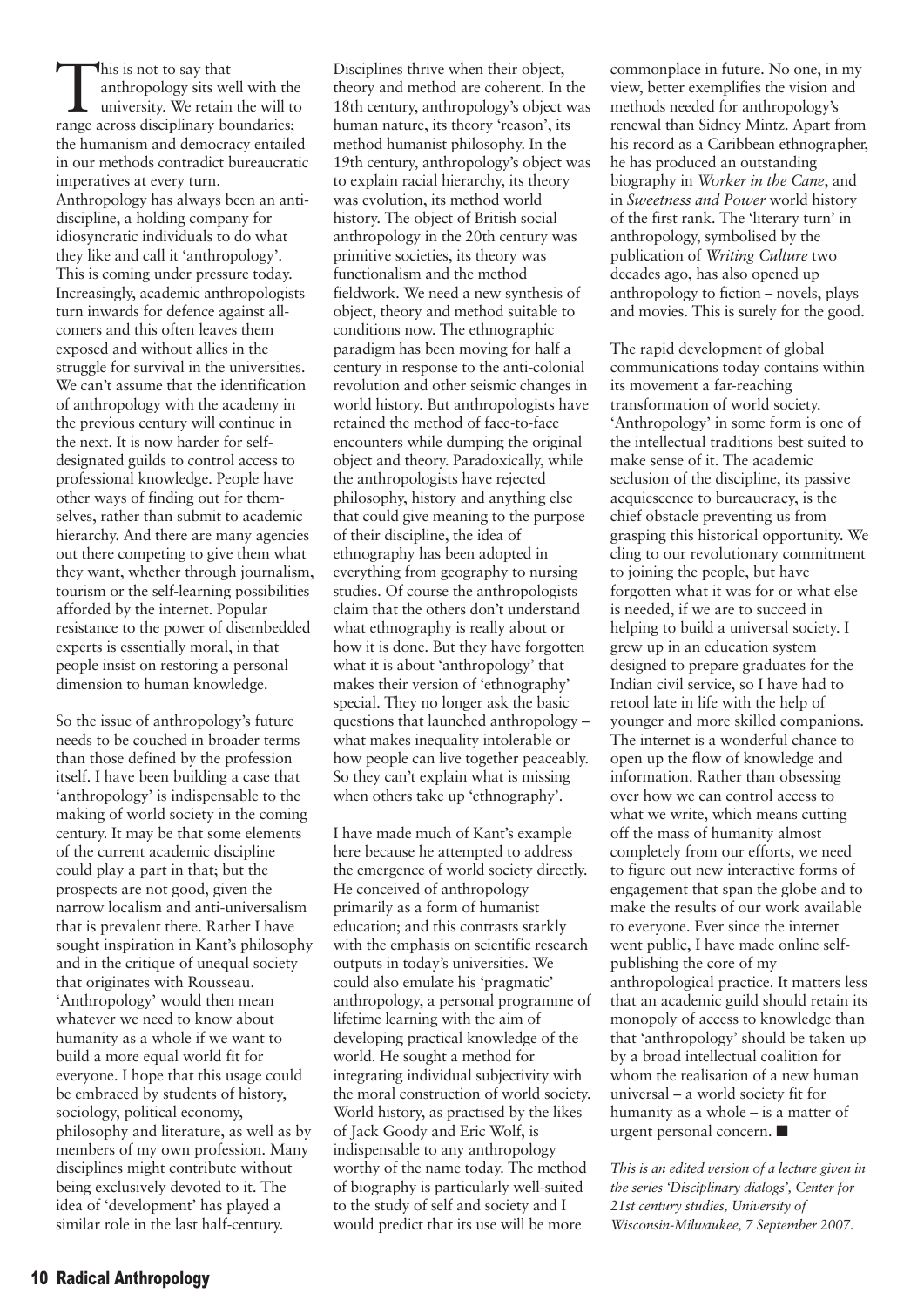This is not to say that anthropology sits well with the university. We retain the will to range across disciplinary boundaries; the humanism and democracy entailed in our methods contradict bureaucratic imperatives at every turn. Anthropology has always been an anti-discipline, a holding company for idiosyncratic individuals to do what they like and call it 'anthropology'. This is coming under pressure today. Increasingly, academic anthropologists turn inwards for defence against all-comers and this often leaves them exposed and without allies in the struggle for survival in the universities. We can't assume that the identification of anthropology with the academy in the previous century will continue in the next. It is now harder for self-designated guilds to control access to professional knowledge. People have other ways of finding out for themselves, rather than submit to academic hierarchy. And there are many agencies out there competing to give them what they want, whether through journalism, tourism or the self-learning possibilities afforded by the internet. Popular resistance to the power of disembedded experts is essentially moral, in that people insist on restoring a personal dimension to human knowledge.

So the issue of anthropology's future needs to be couched in broader terms than those defined by the profession itself. I have been building a case that 'anthropology' is indispensable to the making of world society in the coming century. It may be that some elements of the current academic discipline could play a part in that; but the prospects are not good, given the narrow localism and anti-universalism that is prevalent there. Rather I have sought inspiration in Kant's philosophy and in the critique of unequal society that originates with Rousseau. 'Anthropology' would then mean whatever we need to know about humanity as a whole if we want to build a more equal world fit for everyone. I hope that this usage could be embraced by students of history, sociology, political economy, philosophy and literature, as well as by members of my own profession. Many disciplines might contribute without being exclusively devoted to it. The idea of 'development' has played a similar role in the last half-century.

Disciplines thrive when their object, theory and method are coherent. In the 18th century, anthropology's object was human nature, its theory 'reason', its method humanist philosophy. In the 19th century, anthropology's object was to explain racial hierarchy, its theory was evolution, its method world history. The object of British social anthropology in the 20th century was primitive societies, its theory was functionalism and the method fieldwork. We need a new synthesis of object, theory and method suitable to conditions now. The ethnographic paradigm has been moving for half a century in response to the anti-colonial revolution and other seismic changes in world history. But anthropologists have retained the method of face-to-face encounters while dumping the original object and theory. Paradoxically, while the anthropologists have rejected philosophy, history and anything else that could give meaning to the purpose of their discipline, the idea of ethnography has been adopted in everything from geography to nursing studies. Of course the anthropologists claim that the others don't understand what ethnography is really about or how it is done. But they have forgotten what it is about 'anthropology' that makes their version of 'ethnography' special. They no longer ask the basic questions that launched anthropology – what makes inequality intolerable or how people can live together peaceably. So they can't explain what is missing when others take up 'ethnography'.

I have made much of Kant's example here because he attempted to address the emergence of world society directly. He conceived of anthropology primarily as a form of humanist education; and this contrasts starkly with the emphasis on scientific research outputs in today's universities. We could also emulate his 'pragmatic' anthropology, a personal programme of lifetime learning with the aim of developing practical knowledge of the world. He sought a method for integrating individual subjectivity with the moral construction of world society. World history, as practised by the likes of Jack Goody and Eric Wolf, is indispensable to any anthropology worthy of the name today. The method of biography is particularly well-suited to the study of self and society and I would predict that its use will be more commonplace in future. No one, in my view, better exemplifies the vision and methods needed for anthropology's renewal than Sidney Mintz. Apart from his record as a Caribbean ethnographer, he has produced an outstanding biography in *Worker in the Cane*, and in *Sweetness and Power* world history of the first rank. The 'literary turn' in anthropology, symbolised by the publication of *Writing Culture* two decades ago, has also opened up anthropology to fiction – novels, plays and movies. This is surely for the good.

The rapid development of global communications today contains within its movement a far-reaching transformation of world society. 'Anthropology' in some form is one of the intellectual traditions best suited to make sense of it. The academic seclusion of the discipline, its passive acquiescence to bureaucracy, is the chief obstacle preventing us from grasping this historical opportunity. We cling to our revolutionary commitment to joining the people, but have forgotten what it was for or what else is needed, if we are to succeed in helping to build a universal society. I grew up in an education system designed to prepare graduates for the Indian civil service, so I have had to retool late in life with the help of younger and more skilled companions. The internet is a wonderful chance to open up the flow of knowledge and information. Rather than obsessing over how we can control access to what we write, which means cutting off the mass of humanity almost completely from our efforts, we need to figure out new interactive forms of engagement that span the globe and to make the results of our work available to everyone. Ever since the internet went public, I have made online self-publishing the core of my anthropological practice. It matters less that an academic guild should retain its monopoly of access to knowledge than that 'anthropology' should be taken up by a broad intellectual coalition for whom the realisation of a new human universal – a world society fit for humanity as a whole – is a matter of urgent personal concern. ■

*This is an edited version of a lecture given in the series 'Disciplinary dialogs', Center for 21st century studies, University of Wisconsin-Milwaukee, 7 September 2007.*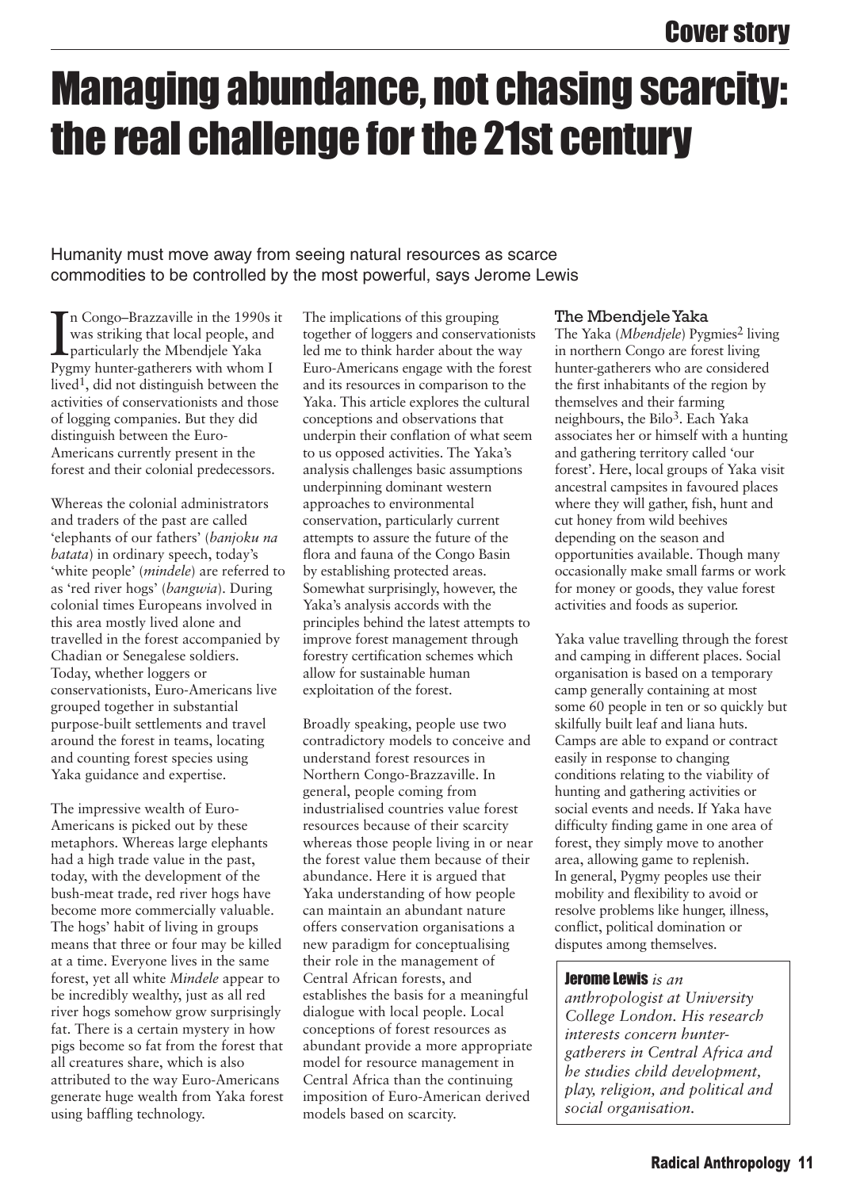Cover story

# Managing abundance, not chasing scarcity: the real challenge for the 21st century

Humanity must move away from seeing natural resources as scarce commodities to be controlled by the most powerful, says Jerome Lewis

In Congo–Brazzaville in the 1990s it was striking that local people, and particularly the Mbendjele Yaka Pygmy hunter-gatherers with whom I lived[1], did not distinguish between the activities of conservationists and those of logging companies. But they did distinguish between the Euro-Americans currently present in the forest and their colonial predecessors.

Whereas the colonial administrators and traders of the past are called 'elephants of our fathers' (*banjoku na batata*) in ordinary speech, today's 'white people' (*mindele*) are referred to as 'red river hogs' (*bangwia*). During colonial times Europeans involved in this area mostly lived alone and travelled in the forest accompanied by Chadian or Senegalese soldiers. Today, whether loggers or conservationists, Euro-Americans live grouped together in substantial purpose-built settlements and travel around the forest in teams, locating and counting forest species using Yaka guidance and expertise.

The impressive wealth of Euro-Americans is picked out by these metaphors. Whereas large elephants had a high trade value in the past, today, with the development of the bush-meat trade, red river hogs have become more commercially valuable. The hogs' habit of living in groups means that three or four may be killed at a time. Everyone lives in the same forest, yet all white *Mindele* appear to be incredibly wealthy, just as all red river hogs somehow grow surprisingly fat. There is a certain mystery in how pigs become so fat from the forest that all creatures share, which is also attributed to the way Euro-Americans generate huge wealth from Yaka forest using baffling technology.

The implications of this grouping together of loggers and conservationists led me to think harder about the way Euro-Americans engage with the forest and its resources in comparison to the Yaka. This article explores the cultural conceptions and observations that underpin their conflation of what seem to us opposed activities. The Yaka's analysis challenges basic assumptions underpinning dominant western approaches to environmental conservation, particularly current attempts to assure the future of the flora and fauna of the Congo Basin by establishing protected areas. Somewhat surprisingly, however, the Yaka's analysis accords with the principles behind the latest attempts to improve forest management through forestry certification schemes which allow for sustainable human exploitation of the forest.

Broadly speaking, people use two contradictory models to conceive and understand forest resources in Northern Congo-Brazzaville. In general, people coming from industrialised countries value forest resources because of their scarcity whereas those people living in or near the forest value them because of their abundance. Here it is argued that Yaka understanding of how people can maintain an abundant nature offers conservation organisations a new paradigm for conceptualising their role in the management of Central African forests, and establishes the basis for a meaningful dialogue with local people. Local conceptions of forest resources as abundant provide a more appropriate model for resource management in Central Africa than the continuing imposition of Euro-American derived models based on scarcity.

### The Mbendjele Yaka

The Yaka (*Mbendjele*) Pygmies[2] living in northern Congo are forest living hunter-gatherers who are considered the first inhabitants of the region by themselves and their farming neighbours, the Bilo[3]. Each Yaka associates her or himself with a hunting and gathering territory called 'our forest'. Here, local groups of Yaka visit ancestral campsites in favoured places where they will gather, fish, hunt and cut honey from wild beehives depending on the season and opportunities available. Though many occasionally make small farms or work for money or goods, they value forest activities and foods as superior.

Yaka value travelling through the forest and camping in different places. Social organisation is based on a temporary camp generally containing at most some 60 people in ten or so quickly but skilfully built leaf and liana huts. Camps are able to expand or contract easily in response to changing conditions relating to the viability of hunting and gathering activities or social events and needs. If Yaka have difficulty finding game in one area of forest, they simply move to another area, allowing game to replenish. In general, Pygmy peoples use their mobility and flexibility to avoid or resolve problems like hunger, illness, conflict, political domination or disputes among themselves.

**Jerome Lewis** *is an anthropologist at University College London. His research interests concern hunter-gatherers in Central Africa and he studies child development, play, religion, and political and social organisation.*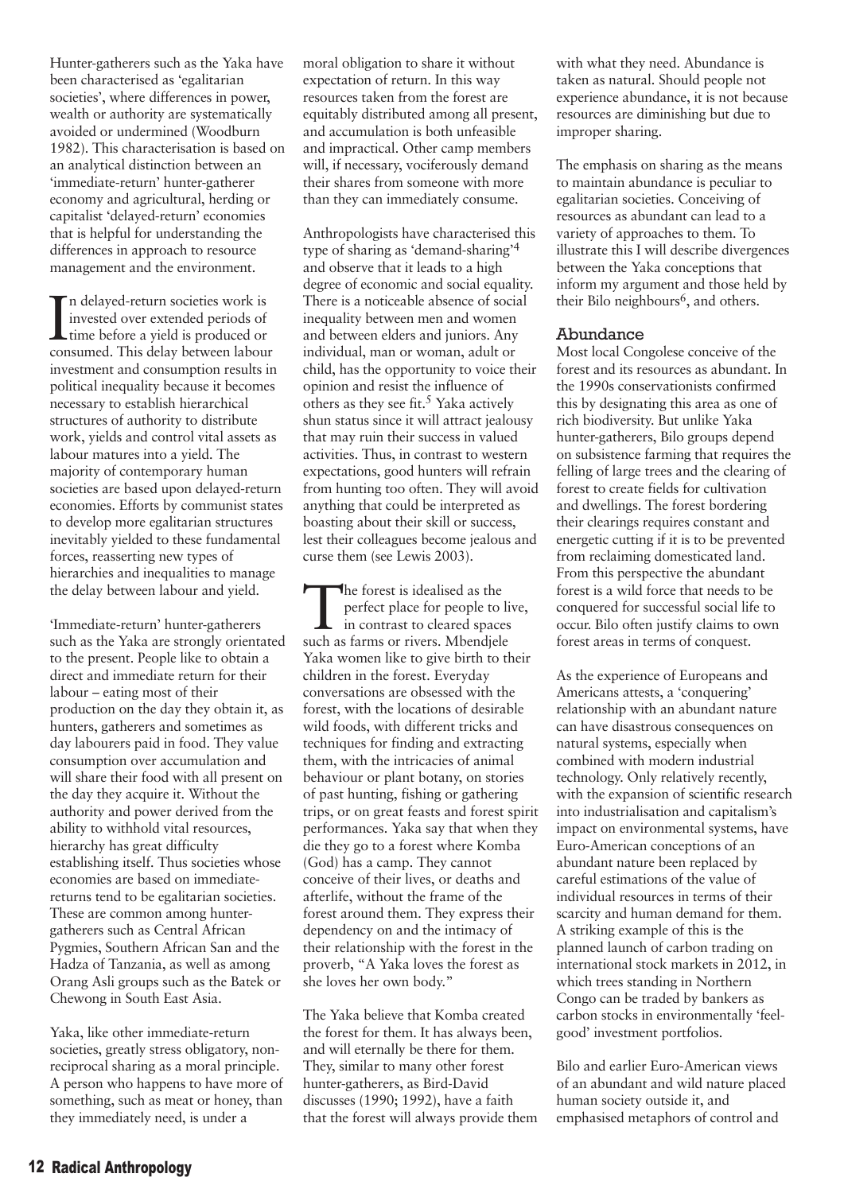Hunter-gatherers such as the Yaka have been characterised as 'egalitarian societies', where differences in power, wealth or authority are systematically avoided or undermined (Woodburn 1982). This characterisation is based on an analytical distinction between an 'immediate-return' hunter-gatherer economy and agricultural, herding or capitalist 'delayed-return' economies that is helpful for understanding the differences in approach to resource management and the environment.

In delayed-return societies work is invested over extended periods of time before a yield is produced or consumed. This delay between labour investment and consumption results in political inequality because it becomes necessary to establish hierarchical structures of authority to distribute work, yields and control vital assets as labour matures into a yield. The majority of contemporary human societies are based upon delayed-return economies. Efforts by communist states to develop more egalitarian structures inevitably yielded to these fundamental forces, reasserting new types of hierarchies and inequalities to manage the delay between labour and yield.

'Immediate-return' hunter-gatherers such as the Yaka are strongly orientated to the present. People like to obtain a direct and immediate return for their labour – eating most of their production on the day they obtain it, as hunters, gatherers and sometimes as day labourers paid in food. They value consumption over accumulation and will share their food with all present on the day they acquire it. Without the authority and power derived from the ability to withhold vital resources, hierarchy has great difficulty establishing itself. Thus societies whose economies are based on immediate-returns tend to be egalitarian societies. These are common among hunter-gatherers such as Central African Pygmies, Southern African San and the Hadza of Tanzania, as well as among Orang Asli groups such as the Batek or Chewong in South East Asia.

Yaka, like other immediate-return societies, greatly stress obligatory, non-reciprocal sharing as a moral principle. A person who happens to have more of something, such as meat or honey, than they immediately need, is under a moral obligation to share it without expectation of return. In this way resources taken from the forest are equitably distributed among all present, and accumulation is both unfeasible and impractical. Other camp members will, if necessary, vociferously demand their shares from someone with more than they can immediately consume.

Anthropologists have characterised this type of sharing as 'demand-sharing'[4] and observe that it leads to a high degree of economic and social equality. There is a noticeable absence of social inequality between men and women and between elders and juniors. Any individual, man or woman, adult or child, has the opportunity to voice their opinion and resist the influence of others as they see fit.[5] Yaka actively shun status since it will attract jealousy that may ruin their success in valued activities. Thus, in contrast to western expectations, good hunters will refrain from hunting too often. They will avoid anything that could be interpreted as boasting about their skill or success, lest their colleagues become jealous and curse them (see Lewis 2003).

The forest is idealised as the perfect place for people to live, in contrast to cleared spaces such as farms or rivers. Mbendjele Yaka women like to give birth to their children in the forest. Everyday conversations are obsessed with the forest, with the locations of desirable wild foods, with different tricks and techniques for finding and extracting them, with the intricacies of animal behaviour or plant botany, on stories of past hunting, fishing or gathering trips, or on great feasts and forest spirit performances. Yaka say that when they die they go to a forest where Komba (God) has a camp. They cannot conceive of their lives, or deaths and afterlife, without the frame of the forest around them. They express their dependency on and the intimacy of their relationship with the forest in the proverb, "A Yaka loves the forest as she loves her own body."

The Yaka believe that Komba created the forest for them. It has always been, and will eternally be there for them. They, similar to many other forest hunter-gatherers, as Bird-David discusses (1990; 1992), have a faith that the forest will always provide them with what they need. Abundance is taken as natural. Should people not experience abundance, it is not because resources are diminishing but due to improper sharing.

The emphasis on sharing as the means to maintain abundance is peculiar to egalitarian societies. Conceiving of resources as abundant can lead to a variety of approaches to them. To illustrate this I will describe divergences between the Yaka conceptions that inform my argument and those held by their Bilo neighbours[6], and others.

## Abundance

Most local Congolese conceive of the forest and its resources as abundant. In the 1990s conservationists confirmed this by designating this area as one of rich biodiversity. But unlike Yaka hunter-gatherers, Bilo groups depend on subsistence farming that requires the felling of large trees and the clearing of forest to create fields for cultivation and dwellings. The forest bordering their clearings requires constant and energetic cutting if it is to be prevented from reclaiming domesticated land. From this perspective the abundant forest is a wild force that needs to be conquered for successful social life to occur. Bilo often justify claims to own forest areas in terms of conquest.

As the experience of Europeans and Americans attests, a 'conquering' relationship with an abundant nature can have disastrous consequences on natural systems, especially when combined with modern industrial technology. Only relatively recently, with the expansion of scientific research into industrialisation and capitalism's impact on environmental systems, have Euro-American conceptions of an abundant nature been replaced by careful estimations of the value of individual resources in terms of their scarcity and human demand for them. A striking example of this is the planned launch of carbon trading on international stock markets in 2012, in which trees standing in Northern Congo can be traded by bankers as carbon stocks in environmentally 'feel-good' investment portfolios.

Bilo and earlier Euro-American views of an abundant and wild nature placed human society outside it, and emphasised metaphors of control and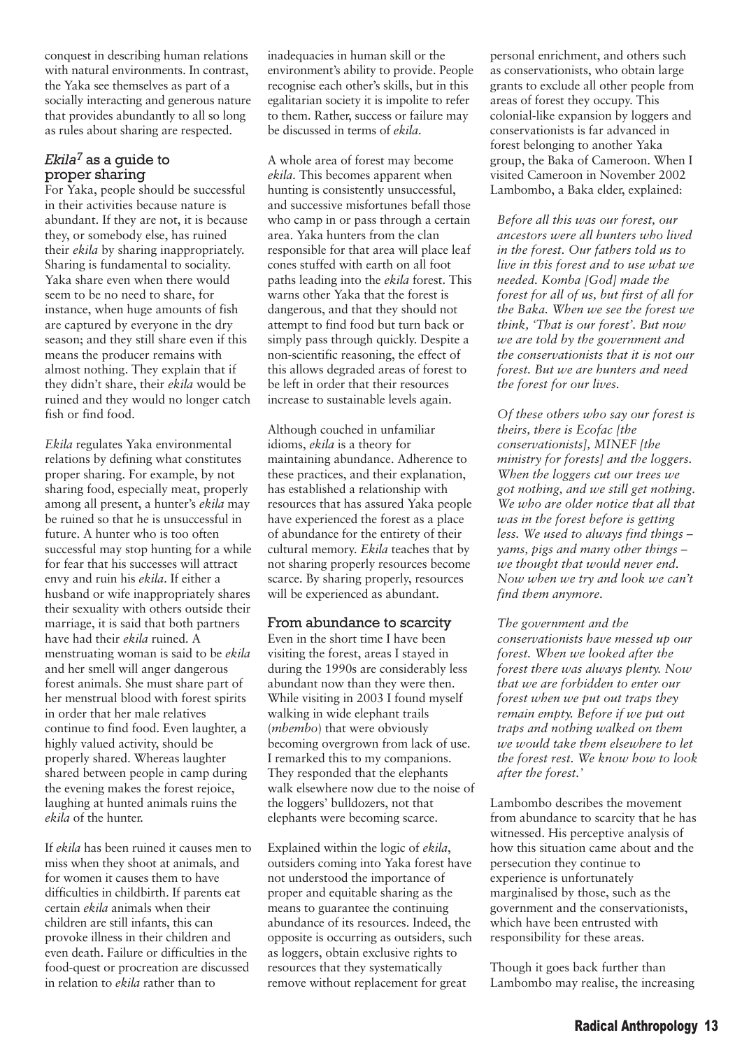conquest in describing human relations with natural environments. In contrast, the Yaka see themselves as part of a socially interacting and generous nature that provides abundantly to all so long as rules about sharing are respected.

## *Ekila*[7] as a guide to proper sharing

For Yaka, people should be successful in their activities because nature is abundant. If they are not, it is because they, or somebody else, has ruined their *ekila* by sharing inappropriately. Sharing is fundamental to sociality. Yaka share even when there would seem to be no need to share, for instance, when huge amounts of fish are captured by everyone in the dry season; and they still share even if this means the producer remains with almost nothing. They explain that if they didn't share, their *ekila* would be ruined and they would no longer catch fish or find food.

*Ekila* regulates Yaka environmental relations by defining what constitutes proper sharing. For example, by not sharing food, especially meat, properly among all present, a hunter's *ekila* may be ruined so that he is unsuccessful in future. A hunter who is too often successful may stop hunting for a while for fear that his successes will attract envy and ruin his *ekila*. If either a husband or wife inappropriately shares their sexuality with others outside their marriage, it is said that both partners have had their *ekila* ruined. A menstruating woman is said to be *ekila* and her smell will anger dangerous forest animals. She must share part of her menstrual blood with forest spirits in order that her male relatives continue to find food. Even laughter, a highly valued activity, should be properly shared. Whereas laughter shared between people in camp during the evening makes the forest rejoice, laughing at hunted animals ruins the *ekila* of the hunter.

If *ekila* has been ruined it causes men to miss when they shoot at animals, and for women it causes them to have difficulties in childbirth. If parents eat certain *ekila* animals when their children are still infants, this can provoke illness in their children and even death. Failure or difficulties in the food-quest or procreation are discussed in relation to *ekila* rather than to inadequacies in human skill or the environment's ability to provide. People recognise each other's skills, but in this egalitarian society it is impolite to refer to them. Rather, success or failure may be discussed in terms of *ekila*.

A whole area of forest may become *ekila*. This becomes apparent when hunting is consistently unsuccessful, and successive misfortunes befall those who camp in or pass through a certain area. Yaka hunters from the clan responsible for that area will place leaf cones stuffed with earth on all foot paths leading into the *ekila* forest. This warns other Yaka that the forest is dangerous, and that they should not attempt to find food but turn back or simply pass through quickly. Despite a non-scientific reasoning, the effect of this allows degraded areas of forest to be left in order that their resources increase to sustainable levels again.

Although couched in unfamiliar idioms, *ekila* is a theory for maintaining abundance. Adherence to these practices, and their explanation, has established a relationship with resources that has assured Yaka people have experienced the forest as a place of abundance for the entirety of their cultural memory. *Ekila* teaches that by not sharing properly resources become scarce. By sharing properly, resources will be experienced as abundant.

## From abundance to scarcity

Even in the short time I have been visiting the forest, areas I stayed in during the 1990s are considerably less abundant now than they were then. While visiting in 2003 I found myself walking in wide elephant trails (*mbembo*) that were obviously becoming overgrown from lack of use. I remarked this to my companions. They responded that the elephants walk elsewhere now due to the noise of the loggers' bulldozers, not that elephants were becoming scarce.

Explained within the logic of *ekila*, outsiders coming into Yaka forest have not understood the importance of proper and equitable sharing as the means to guarantee the continuing abundance of its resources. Indeed, the opposite is occurring as outsiders, such as loggers, obtain exclusive rights to resources that they systematically remove without replacement for great personal enrichment, and others such as conservationists, who obtain large grants to exclude all other people from areas of forest they occupy. This colonial-like expansion by loggers and conservationists is far advanced in forest belonging to another Yaka group, the Baka of Cameroon. When I visited Cameroon in November 2002 Lambombo, a Baka elder, explained:

> *Before all this was our forest, our ancestors were all hunters who lived in the forest. Our fathers told us to live in this forest and to use what we needed. Komba [God] made the forest for all of us, but first of all for the Baka. When we see the forest we think, 'That is our forest'. But now we are told by the government and the conservationists that it is not our forest. But we are hunters and need the forest for our lives.*
>
> *Of these others who say our forest is theirs, there is Ecofac [the conservationists], MINEF [the ministry for forests] and the loggers. When the loggers cut our trees we got nothing, and we still get nothing. We who are older notice that all that was in the forest before is getting less. We used to always find things – yams, pigs and many other things – we thought that would never end. Now when we try and look we can't find them anymore.*
>
> *The government and the conservationists have messed up our forest. When we looked after the forest there was always plenty. Now that we are forbidden to enter our forest when we put out traps they remain empty. Before if we put out traps and nothing walked on them we would take them elsewhere to let the forest rest. We know how to look after the forest.'*

Lambombo describes the movement from abundance to scarcity that he has witnessed. His perceptive analysis of how this situation came about and the persecution they continue to experience is unfortunately marginalised by those, such as the government and the conservationists, which have been entrusted with responsibility for these areas.

Though it goes back further than Lambombo may realise, the increasing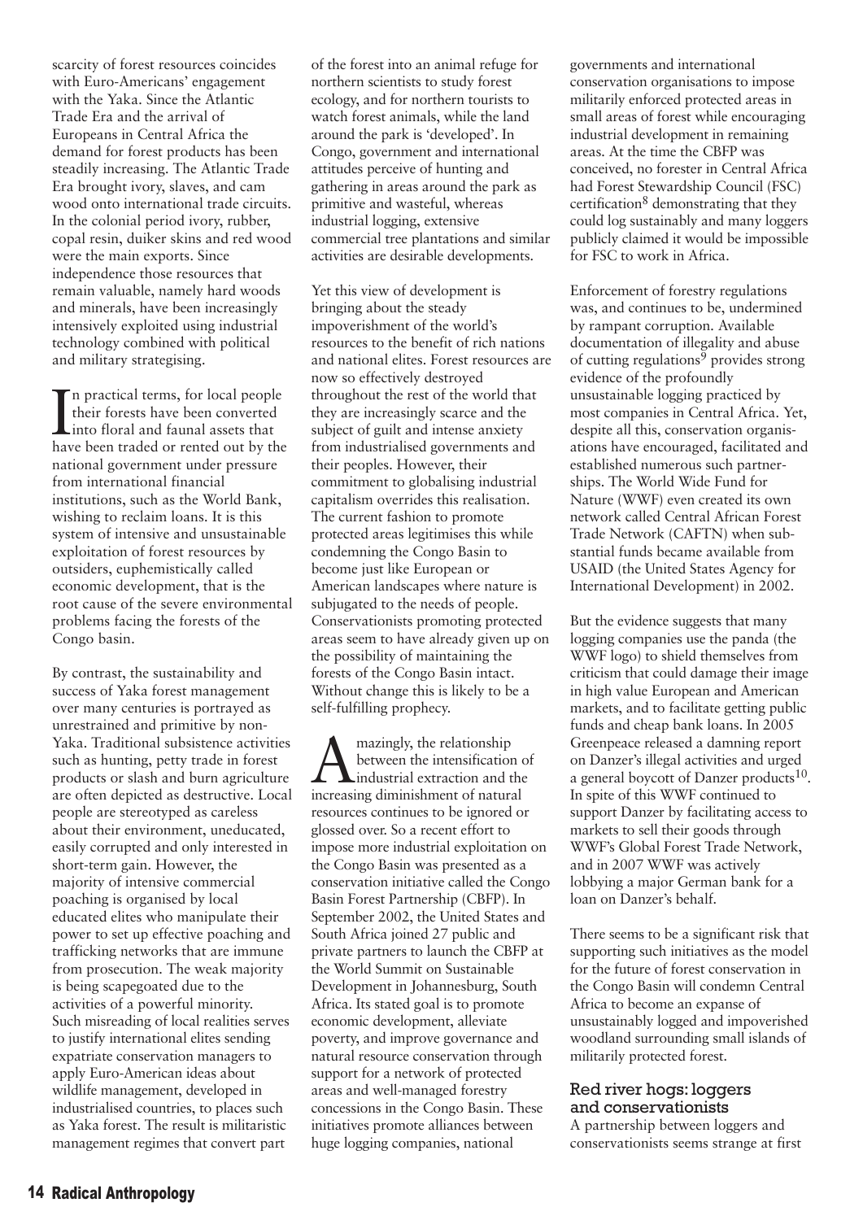scarcity of forest resources coincides with Euro-Americans' engagement with the Yaka. Since the Atlantic Trade Era and the arrival of Europeans in Central Africa the demand for forest products has been steadily increasing. The Atlantic Trade Era brought ivory, slaves, and cam wood onto international trade circuits. In the colonial period ivory, rubber, copal resin, duiker skins and red wood were the main exports. Since independence those resources that remain valuable, namely hard woods and minerals, have been increasingly intensively exploited using industrial technology combined with political and military strategising.

In practical terms, for local people their forests have been converted into floral and faunal assets that have been traded or rented out by the national government under pressure from international financial institutions, such as the World Bank, wishing to reclaim loans. It is this system of intensive and unsustainable exploitation of forest resources by outsiders, euphemistically called economic development, that is the root cause of the severe environmental problems facing the forests of the Congo basin.

By contrast, the sustainability and success of Yaka forest management over many centuries is portrayed as unrestrained and primitive by non-Yaka. Traditional subsistence activities such as hunting, petty trade in forest products or slash and burn agriculture are often depicted as destructive. Local people are stereotyped as careless about their environment, uneducated, easily corrupted and only interested in short-term gain. However, the majority of intensive commercial poaching is organised by local educated elites who manipulate their power to set up effective poaching and trafficking networks that are immune from prosecution. The weak majority is being scapegoated due to the activities of a powerful minority. Such misreading of local realities serves to justify international elites sending expatriate conservation managers to apply Euro-American ideas about wildlife management, developed in industrialised countries, to places such as Yaka forest. The result is militaristic management regimes that convert part of the forest into an animal refuge for northern scientists to study forest ecology, and for northern tourists to watch forest animals, while the land around the park is 'developed'. In Congo, government and international attitudes perceive of hunting and gathering in areas around the park as primitive and wasteful, whereas industrial logging, extensive commercial tree plantations and similar activities are desirable developments.

Yet this view of development is bringing about the steady impoverishment of the world's resources to the benefit of rich nations and national elites. Forest resources are now so effectively destroyed throughout the rest of the world that they are increasingly scarce and the subject of guilt and intense anxiety from industrialised governments and their peoples. However, their commitment to globalising industrial capitalism overrides this realisation. The current fashion to promote protected areas legitimises this while condemning the Congo Basin to become just like European or American landscapes where nature is subjugated to the needs of people. Conservationists promoting protected areas seem to have already given up on the possibility of maintaining the forests of the Congo Basin intact. Without change this is likely to be a self-fulfilling prophecy.

Amazingly, the relationship between the intensification of industrial extraction and the increasing diminishment of natural resources continues to be ignored or glossed over. So a recent effort to impose more industrial exploitation on the Congo Basin was presented as a conservation initiative called the Congo Basin Forest Partnership (CBFP). In September 2002, the United States and South Africa joined 27 public and private partners to launch the CBFP at the World Summit on Sustainable Development in Johannesburg, South Africa. Its stated goal is to promote economic development, alleviate poverty, and improve governance and natural resource conservation through support for a network of protected areas and well-managed forestry concessions in the Congo Basin. These initiatives promote alliances between huge logging companies, national governments and international conservation organisations to impose militarily enforced protected areas in small areas of forest while encouraging industrial development in remaining areas. At the time the CBFP was conceived, no forester in Central Africa had Forest Stewardship Council (FSC) certification[8] demonstrating that they could log sustainably and many loggers publicly claimed it would be impossible for FSC to work in Africa.

Enforcement of forestry regulations was, and continues to be, undermined by rampant corruption. Available documentation of illegality and abuse of cutting regulations[9] provides strong evidence of the profoundly unsustainable logging practiced by most companies in Central Africa. Yet, despite all this, conservation organisations have encouraged, facilitated and established numerous such partnerships. The World Wide Fund for Nature (WWF) even created its own network called Central African Forest Trade Network (CAFTN) when substantial funds became available from USAID (the United States Agency for International Development) in 2002.

But the evidence suggests that many logging companies use the panda (the WWF logo) to shield themselves from criticism that could damage their image in high value European and American markets, and to facilitate getting public funds and cheap bank loans. In 2005 Greenpeace released a damning report on Danzer's illegal activities and urged a general boycott of Danzer products[10]. In spite of this WWF continued to support Danzer by facilitating access to markets to sell their goods through WWF's Global Forest Trade Network, and in 2007 WWF was actively lobbying a major German bank for a loan on Danzer's behalf.

There seems to be a significant risk that supporting such initiatives as the model for the future of forest conservation in the Congo Basin will condemn Central Africa to become an expanse of unsustainably logged and impoverished woodland surrounding small islands of militarily protected forest.

## Red river hogs: loggers and conservationists

A partnership between loggers and conservationists seems strange at first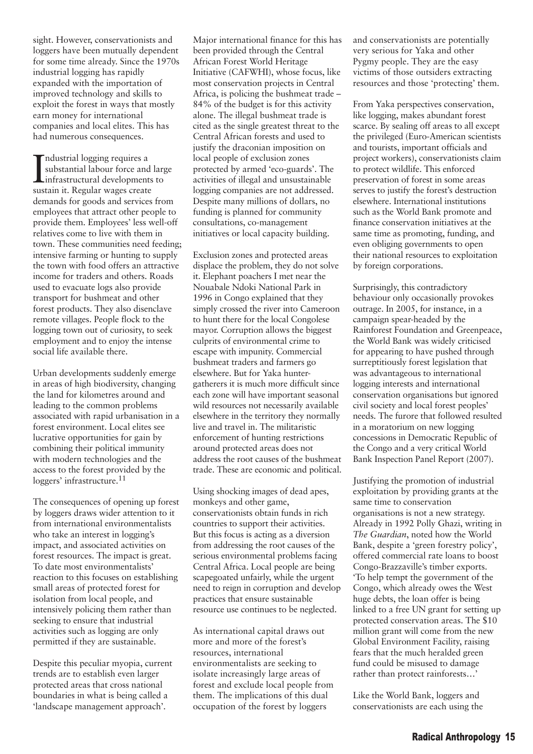sight. However, conservationists and loggers have been mutually dependent for some time already. Since the 1970s industrial logging has rapidly expanded with the importation of improved technology and skills to exploit the forest in ways that mostly earn money for international companies and local elites. This has had numerous consequences.

Industrial logging requires a substantial labour force and large infrastructural developments to sustain it. Regular wages create demands for goods and services from employees that attract other people to provide them. Employees' less well-off relatives come to live with them in town. These communities need feeding; intensive farming or hunting to supply the town with food offers an attractive income for traders and others. Roads used to evacuate logs also provide transport for bushmeat and other forest products. They also disenclave remote villages. People flock to the logging town out of curiosity, to seek employment and to enjoy the intense social life available there.

Urban developments suddenly emerge in areas of high biodiversity, changing the land for kilometres around and leading to the common problems associated with rapid urbanisation in a forest environment. Local elites see lucrative opportunities for gain by combining their political immunity with modern technologies and the access to the forest provided by the loggers' infrastructure.[11]

The consequences of opening up forest by loggers draws wider attention to it from international environmentalists who take an interest in logging's impact, and associated activities on forest resources. The impact is great. To date most environmentalists' reaction to this focuses on establishing small areas of protected forest for isolation from local people, and intensively policing them rather than seeking to ensure that industrial activities such as logging are only permitted if they are sustainable.

Despite this peculiar myopia, current trends are to establish even larger protected areas that cross national boundaries in what is being called a 'landscape management approach'.

Major international finance for this has been provided through the Central African Forest World Heritage Initiative (CAFWHI), whose focus, like most conservation projects in Central Africa, is policing the bushmeat trade – 84% of the budget is for this activity alone. The illegal bushmeat trade is cited as the single greatest threat to the Central African forests and used to justify the draconian imposition on local people of exclusion zones protected by armed 'eco-guards'. The activities of illegal and unsustainable logging companies are not addressed. Despite many millions of dollars, no funding is planned for community consultations, co-management initiatives or local capacity building.

Exclusion zones and protected areas displace the problem, they do not solve it. Elephant poachers I met near the Nouabale Ndoki National Park in 1996 in Congo explained that they simply crossed the river into Cameroon to hunt there for the local Congolese mayor. Corruption allows the biggest culprits of environmental crime to escape with impunity. Commercial bushmeat traders and farmers go elsewhere. But for Yaka hunter-gatherers it is much more difficult since each zone will have important seasonal wild resources not necessarily available elsewhere in the territory they normally live and travel in. The militaristic enforcement of hunting restrictions around protected areas does not address the root causes of the bushmeat trade. These are economic and political.

Using shocking images of dead apes, monkeys and other game, conservationists obtain funds in rich countries to support their activities. But this focus is acting as a diversion from addressing the root causes of the serious environmental problems facing Central Africa. Local people are being scapegoated unfairly, while the urgent need to reign in corruption and develop practices that ensure sustainable resource use continues to be neglected.

As international capital draws out more and more of the forest's resources, international environmentalists are seeking to isolate increasingly large areas of forest and exclude local people from them. The implications of this dual occupation of the forest by loggers and conservationists are potentially very serious for Yaka and other Pygmy people. They are the easy victims of those outsiders extracting resources and those 'protecting' them.

From Yaka perspectives conservation, like logging, makes abundant forest scarce. By sealing off areas to all except the privileged (Euro-American scientists and tourists, important officials and project workers), conservationists claim to protect wildlife. This enforced preservation of forest in some areas serves to justify the forest's destruction elsewhere. International institutions such as the World Bank promote and finance conservation initiatives at the same time as promoting, funding, and even obliging governments to open their national resources to exploitation by foreign corporations.

Surprisingly, this contradictory behaviour only occasionally provokes outrage. In 2005, for instance, in a campaign spear-headed by the Rainforest Foundation and Greenpeace, the World Bank was widely criticised for appearing to have pushed through surreptitiously forest legislation that was advantageous to international logging interests and international conservation organisations but ignored civil society and local forest peoples' needs. The furore that followed resulted in a moratorium on new logging concessions in Democratic Republic of the Congo and a very critical World Bank Inspection Panel Report (2007).

Justifying the promotion of industrial exploitation by providing grants at the same time to conservation organisations is not a new strategy. Already in 1992 Polly Ghazi, writing in *The Guardian*, noted how the World Bank, despite a 'green forestry policy', offered commercial rate loans to boost Congo-Brazzaville's timber exports. 'To help tempt the government of the Congo, which already owes the West huge debts, the loan offer is being linked to a free UN grant for setting up protected conservation areas. The $10 million grant will come from the new Global Environment Facility, raising fears that the much heralded green fund could be misused to damage rather than protect rainforests…'

Like the World Bank, loggers and conservationists are each using the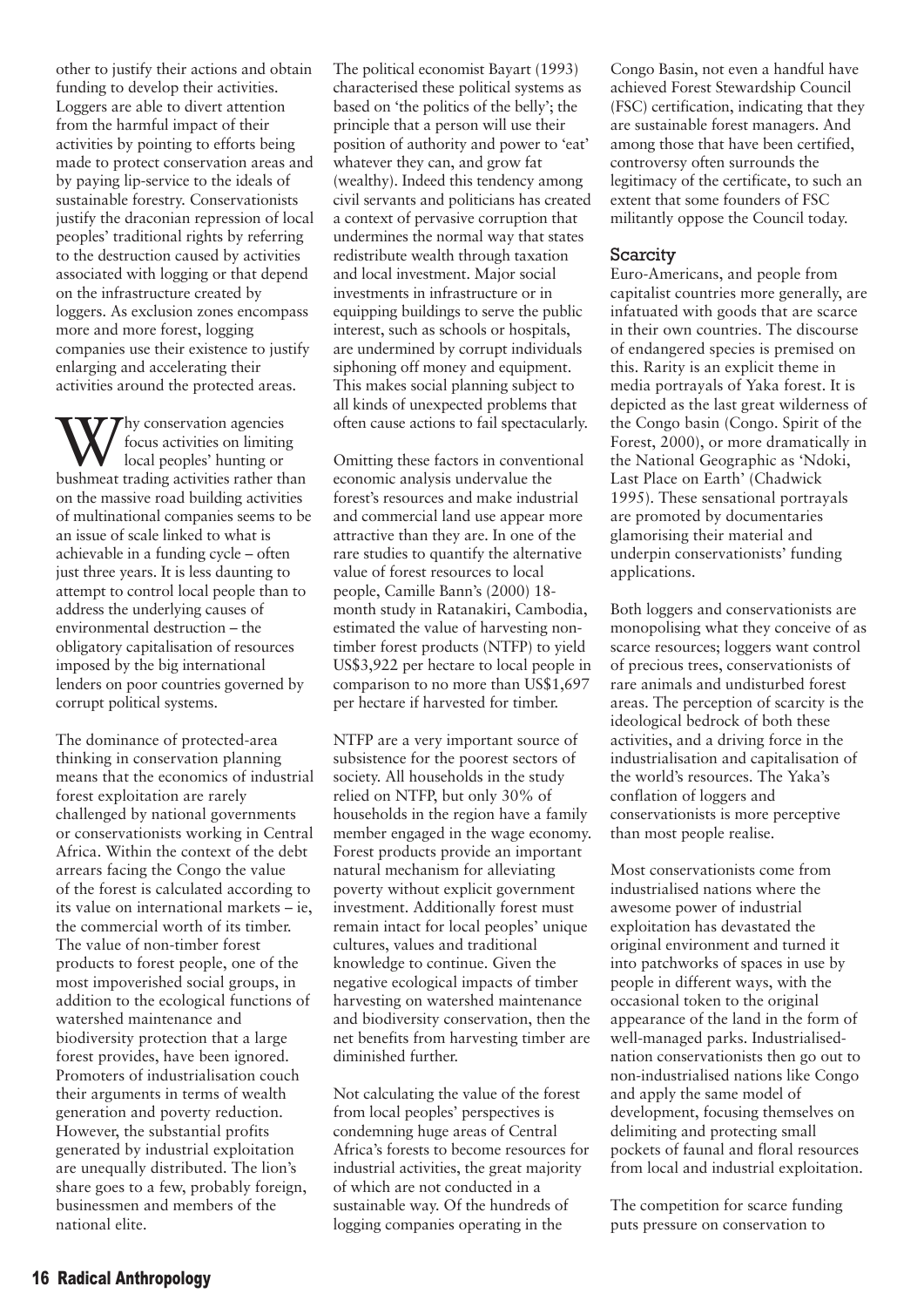other to justify their actions and obtain funding to develop their activities. Loggers are able to divert attention from the harmful impact of their activities by pointing to efforts being made to protect conservation areas and by paying lip-service to the ideals of sustainable forestry. Conservationists justify the draconian repression of local peoples' traditional rights by referring to the destruction caused by activities associated with logging or that depend on the infrastructure created by loggers. As exclusion zones encompass more and more forest, logging companies use their existence to justify enlarging and accelerating their activities around the protected areas.

Why conservation agencies focus activities on limiting local peoples' hunting or bushmeat trading activities rather than on the massive road building activities of multinational companies seems to be an issue of scale linked to what is achievable in a funding cycle – often just three years. It is less daunting to attempt to control local people than to address the underlying causes of environmental destruction – the obligatory capitalisation of resources imposed by the big international lenders on poor countries governed by corrupt political systems.

The dominance of protected-area thinking in conservation planning means that the economics of industrial forest exploitation are rarely challenged by national governments or conservationists working in Central Africa. Within the context of the debt arrears facing the Congo the value of the forest is calculated according to its value on international markets – ie, the commercial worth of its timber. The value of non-timber forest products to forest people, one of the most impoverished social groups, in addition to the ecological functions of watershed maintenance and biodiversity protection that a large forest provides, have been ignored. Promoters of industrialisation couch their arguments in terms of wealth generation and poverty reduction. However, the substantial profits generated by industrial exploitation are unequally distributed. The lion's share goes to a few, probably foreign, businessmen and members of the national elite.

The political economist Bayart (1993) characterised these political systems as based on 'the politics of the belly'; the principle that a person will use their position of authority and power to 'eat' whatever they can, and grow fat (wealthy). Indeed this tendency among civil servants and politicians has created a context of pervasive corruption that undermines the normal way that states redistribute wealth through taxation and local investment. Major social investments in infrastructure or in equipping buildings to serve the public interest, such as schools or hospitals, are undermined by corrupt individuals siphoning off money and equipment. This makes social planning subject to all kinds of unexpected problems that often cause actions to fail spectacularly.

Omitting these factors in conventional economic analysis undervalue the forest's resources and make industrial and commercial land use appear more attractive than they are. In one of the rare studies to quantify the alternative value of forest resources to local people, Camille Bann's (2000) 18-month study in Ratanakiri, Cambodia, estimated the value of harvesting non-timber forest products (NTFP) to yield US$3,922 per hectare to local people in comparison to no more than US$1,697 per hectare if harvested for timber.

NTFP are a very important source of subsistence for the poorest sectors of society. All households in the study relied on NTFP, but only 30% of households in the region have a family member engaged in the wage economy. Forest products provide an important natural mechanism for alleviating poverty without explicit government investment. Additionally forest must remain intact for local peoples' unique cultures, values and traditional knowledge to continue. Given the negative ecological impacts of timber harvesting on watershed maintenance and biodiversity conservation, then the net benefits from harvesting timber are diminished further.

Not calculating the value of the forest from local peoples' perspectives is condemning huge areas of Central Africa's forests to become resources for industrial activities, the great majority of which are not conducted in a sustainable way. Of the hundreds of logging companies operating in the Congo Basin, not even a handful have achieved Forest Stewardship Council (FSC) certification, indicating that they are sustainable forest managers. And among those that have been certified, controversy often surrounds the legitimacy of the certificate, to such an extent that some founders of FSC militantly oppose the Council today.

### Scarcity

Euro-Americans, and people from capitalist countries more generally, are infatuated with goods that are scarce in their own countries. The discourse of endangered species is premised on this. Rarity is an explicit theme in media portrayals of Yaka forest. It is depicted as the last great wilderness of the Congo basin (Congo. Spirit of the Forest, 2000), or more dramatically in the National Geographic as 'Ndoki, Last Place on Earth' (Chadwick 1995). These sensational portrayals are promoted by documentaries glamorising their material and underpin conservationists' funding applications.

Both loggers and conservationists are monopolising what they conceive of as scarce resources; loggers want control of precious trees, conservationists of rare animals and undisturbed forest areas. The perception of scarcity is the ideological bedrock of both these activities, and a driving force in the industrialisation and capitalisation of the world's resources. The Yaka's conflation of loggers and conservationists is more perceptive than most people realise.

Most conservationists come from industrialised nations where the awesome power of industrial exploitation has devastated the original environment and turned it into patchworks of spaces in use by people in different ways, with the occasional token to the original appearance of the land in the form of well-managed parks. Industrialised-nation conservationists then go out to non-industrialised nations like Congo and apply the same model of development, focusing themselves on delimiting and protecting small pockets of faunal and floral resources from local and industrial exploitation.

The competition for scarce funding puts pressure on conservation to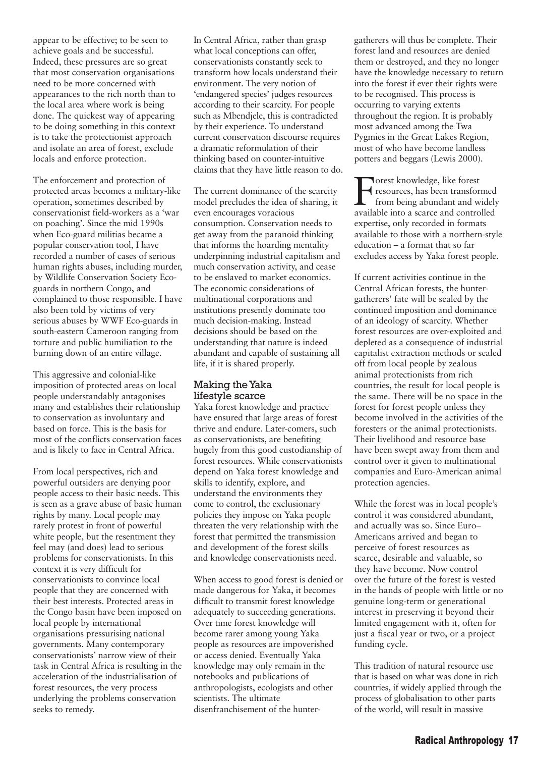appear to be effective; to be seen to achieve goals and be successful. Indeed, these pressures are so great that most conservation organisations need to be more concerned with appearances to the rich north than to the local area where work is being done. The quickest way of appearing to be doing something in this context is to take the protectionist approach and isolate an area of forest, exclude locals and enforce protection.

The enforcement and protection of protected areas becomes a military-like operation, sometimes described by conservationist field-workers as a 'war on poaching'. Since the mid 1990s when Eco-guard militias became a popular conservation tool, I have recorded a number of cases of serious human rights abuses, including murder, by Wildlife Conservation Society Eco-guards in northern Congo, and complained to those responsible. I have also been told by victims of very serious abuses by WWF Eco-guards in south-eastern Cameroon ranging from torture and public humiliation to the burning down of an entire village.

This aggressive and colonial-like imposition of protected areas on local people understandably antagonises many and establishes their relationship to conservation as involuntary and based on force. This is the basis for most of the conflicts conservation faces and is likely to face in Central Africa.

From local perspectives, rich and powerful outsiders are denying poor people access to their basic needs. This is seen as a grave abuse of basic human rights by many. Local people may rarely protest in front of powerful white people, but the resentment they feel may (and does) lead to serious problems for conservationists. In this context it is very difficult for conservationists to convince local people that they are concerned with their best interests. Protected areas in the Congo basin have been imposed on local people by international organisations pressurising national governments. Many contemporary conservationists' narrow view of their task in Central Africa is resulting in the acceleration of the industrialisation of forest resources, the very process underlying the problems conservation seeks to remedy.

In Central Africa, rather than grasp what local conceptions can offer, conservationists constantly seek to transform how locals understand their environment. The very notion of 'endangered species' judges resources according to their scarcity. For people such as Mbendjele, this is contradicted by their experience. To understand current conservation discourse requires a dramatic reformulation of their thinking based on counter-intuitive claims that they have little reason to do.

The current dominance of the scarcity model precludes the idea of sharing, it even encourages voracious consumption. Conservation needs to get away from the paranoid thinking that informs the hoarding mentality underpinning industrial capitalism and much conservation activity, and cease to be enslaved to market economics. The economic considerations of multinational corporations and institutions presently dominate too much decision-making. Instead decisions should be based on the understanding that nature is indeed abundant and capable of sustaining all life, if it is shared properly.

## Making the Yaka lifestyle scarce

Yaka forest knowledge and practice have ensured that large areas of forest thrive and endure. Later-comers, such as conservationists, are benefiting hugely from this good custodianship of forest resources. While conservationists depend on Yaka forest knowledge and skills to identify, explore, and understand the environments they come to control, the exclusionary policies they impose on Yaka people threaten the very relationship with the forest that permitted the transmission and development of the forest skills and knowledge conservationists need.

When access to good forest is denied or made dangerous for Yaka, it becomes difficult to transmit forest knowledge adequately to succeeding generations. Over time forest knowledge will become rarer among young Yaka people as resources are impoverished or access denied. Eventually Yaka knowledge may only remain in the notebooks and publications of anthropologists, ecologists and other scientists. The ultimate disenfranchisement of the hunter-gatherers will thus be complete. Their forest land and resources are denied them or destroyed, and they no longer have the knowledge necessary to return into the forest if ever their rights were to be recognised. This process is occurring to varying extents throughout the region. It is probably most advanced among the Twa Pygmies in the Great Lakes Region, most of who have become landless potters and beggars (Lewis 2000).

Forest knowledge, like forest resources, has been transformed from being abundant and widely available into a scarce and controlled expertise, only recorded in formats available to those with a northern-style education – a format that so far excludes access by Yaka forest people.

If current activities continue in the Central African forests, the hunter-gatherers' fate will be sealed by the continued imposition and dominance of an ideology of scarcity. Whether forest resources are over-exploited and depleted as a consequence of industrial capitalist extraction methods or sealed off from local people by zealous animal protectionists from rich countries, the result for local people is the same. There will be no space in the forest for forest people unless they become involved in the activities of the foresters or the animal protectionists. Their livelihood and resource base have been swept away from them and control over it given to multinational companies and Euro-American animal protection agencies.

While the forest was in local people's control it was considered abundant, and actually was so. Since Euro–Americans arrived and began to perceive of forest resources as scarce, desirable and valuable, so they have become. Now control over the future of the forest is vested in the hands of people with little or no genuine long-term or generational interest in preserving it beyond their limited engagement with it, often for just a fiscal year or two, or a project funding cycle.

This tradition of natural resource use that is based on what was done in rich countries, if widely applied through the process of globalisation to other parts of the world, will result in massive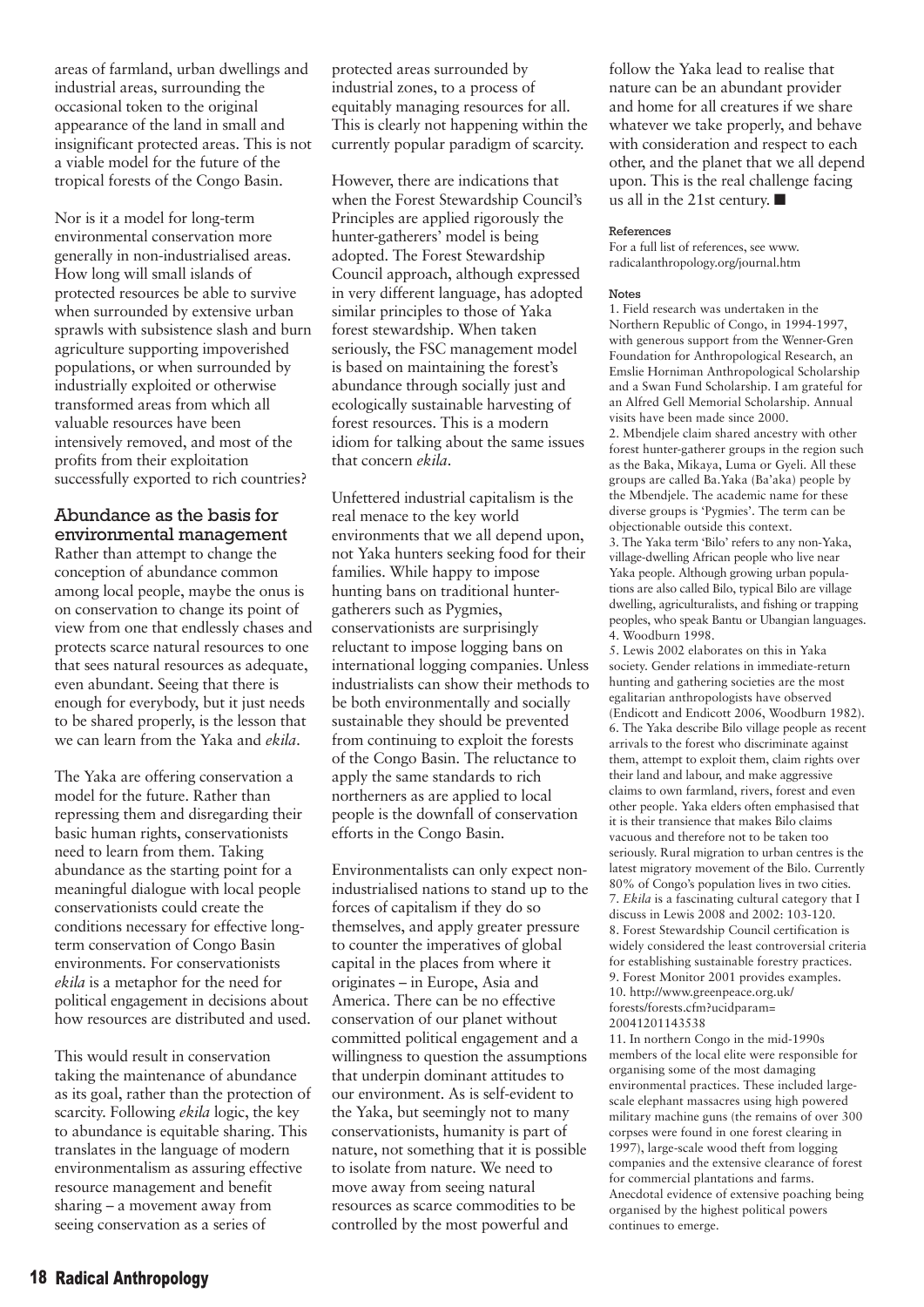areas of farmland, urban dwellings and industrial areas, surrounding the occasional token to the original appearance of the land in small and insignificant protected areas. This is not a viable model for the future of the tropical forests of the Congo Basin.

Nor is it a model for long-term environmental conservation more generally in non-industrialised areas. How long will small islands of protected resources be able to survive when surrounded by extensive urban sprawls with subsistence slash and burn agriculture supporting impoverished populations, or when surrounded by industrially exploited or otherwise transformed areas from which all valuable resources have been intensively removed, and most of the profits from their exploitation successfully exported to rich countries?

## Abundance as the basis for environmental management

Rather than attempt to change the conception of abundance common among local people, maybe the onus is on conservation to change its point of view from one that endlessly chases and protects scarce natural resources to one that sees natural resources as adequate, even abundant. Seeing that there is enough for everybody, but it just needs to be shared properly, is the lesson that we can learn from the Yaka and *ekila*.

The Yaka are offering conservation a model for the future. Rather than repressing them and disregarding their basic human rights, conservationists need to learn from them. Taking abundance as the starting point for a meaningful dialogue with local people conservationists could create the conditions necessary for effective long-term conservation of Congo Basin environments. For conservationists *ekila* is a metaphor for the need for political engagement in decisions about how resources are distributed and used.

This would result in conservation taking the maintenance of abundance as its goal, rather than the protection of scarcity. Following *ekila* logic, the key to abundance is equitable sharing. This translates in the language of modern environmentalism as assuring effective resource management and benefit sharing – a movement away from seeing conservation as a series of protected areas surrounded by industrial zones, to a process of equitably managing resources for all. This is clearly not happening within the currently popular paradigm of scarcity.

However, there are indications that when the Forest Stewardship Council's Principles are applied rigorously the hunter-gatherers' model is being adopted. The Forest Stewardship Council approach, although expressed in very different language, has adopted similar principles to those of Yaka forest stewardship. When taken seriously, the FSC management model is based on maintaining the forest's abundance through socially just and ecologically sustainable harvesting of forest resources. This is a modern idiom for talking about the same issues that concern *ekila*.

Unfettered industrial capitalism is the real menace to the key world environments that we all depend upon, not Yaka hunters seeking food for their families. While happy to impose hunting bans on traditional hunter-gatherers such as Pygmies, conservationists are surprisingly reluctant to impose logging bans on international logging companies. Unless industrialists can show their methods to be both environmentally and socially sustainable they should be prevented from continuing to exploit the forests of the Congo Basin. The reluctance to apply the same standards to rich northerners as are applied to local people is the downfall of conservation efforts in the Congo Basin.

Environmentalists can only expect non-industrialised nations to stand up to the forces of capitalism if they do so themselves, and apply greater pressure to counter the imperatives of global capital in the places from where it originates – in Europe, Asia and America. There can be no effective conservation of our planet without committed political engagement and a willingness to question the assumptions that underpin dominant attitudes to our environment. As is self-evident to the Yaka, but seemingly not to many conservationists, humanity is part of nature, not something that it is possible to isolate from nature. We need to move away from seeing natural resources as scarce commodities to be controlled by the most powerful and follow the Yaka lead to realise that nature can be an abundant provider and home for all creatures if we share whatever we take properly, and behave with consideration and respect to each other, and the planet that we all depend upon. This is the real challenge facing us all in the 21st century. ■

#### References

For a full list of references, see www.radicalanthropology.org/journal.htm

#### Notes

1. Field research was undertaken in the Northern Republic of Congo, in 1994-1997, with generous support from the Wenner-Gren Foundation for Anthropological Research, an Emslie Horniman Anthropological Scholarship and a Swan Fund Scholarship. I am grateful for an Alfred Gell Memorial Scholarship. Annual visits have been made since 2000.
2. Mbendjele claim shared ancestry with other forest hunter-gatherer groups in the region such as the Baka, Mikaya, Luma or Gyeli. All these groups are called Ba.Yaka (Ba'aka) people by the Mbendjele. The academic name for these diverse groups is 'Pygmies'. The term can be objectionable outside this context.
3. The Yaka term 'Bilo' refers to any non-Yaka, village-dwelling African people who live near Yaka people. Although growing urban populations are also called Bilo, typical Bilo are village dwelling, agriculturalists, and fishing or trapping peoples, who speak Bantu or Ubangian languages.
4. Woodburn 1998.
5. Lewis 2002 elaborates on this in Yaka society. Gender relations in immediate-return hunting and gathering societies are the most egalitarian anthropologists have observed (Endicott and Endicott 2006, Woodburn 1982).
6. The Yaka describe Bilo village people as recent arrivals to the forest who discriminate against them, attempt to exploit them, claim rights over their land and labour, and make aggressive claims to own farmland, rivers, forest and even other people. Yaka elders often emphasised that it is their transience that makes Bilo claims vacuous and therefore not to be taken too seriously. Rural migration to urban centres is the latest migratory movement of the Bilo. Currently 80% of Congo's population lives in two cities.
7. *Ekila* is a fascinating cultural category that I discuss in Lewis 2008 and 2002: 103-120.
8. Forest Stewardship Council certification is widely considered the least controversial criteria for establishing sustainable forestry practices.
9. Forest Monitor 2001 provides examples.
10. http://www.greenpeace.org.uk/forests/forests.cfm?ucidparam=20041201143538
11. In northern Congo in the mid-1990s members of the local elite were responsible for organising some of the most damaging environmental practices. These included large-scale elephant massacres using high powered military machine guns (the remains of over 300 corpses were found in one forest clearing in 1997), large-scale wood theft from logging companies and the extensive clearance of forest for commercial plantations and farms. Anecdotal evidence of extensive poaching being organised by the highest political powers continues to emerge.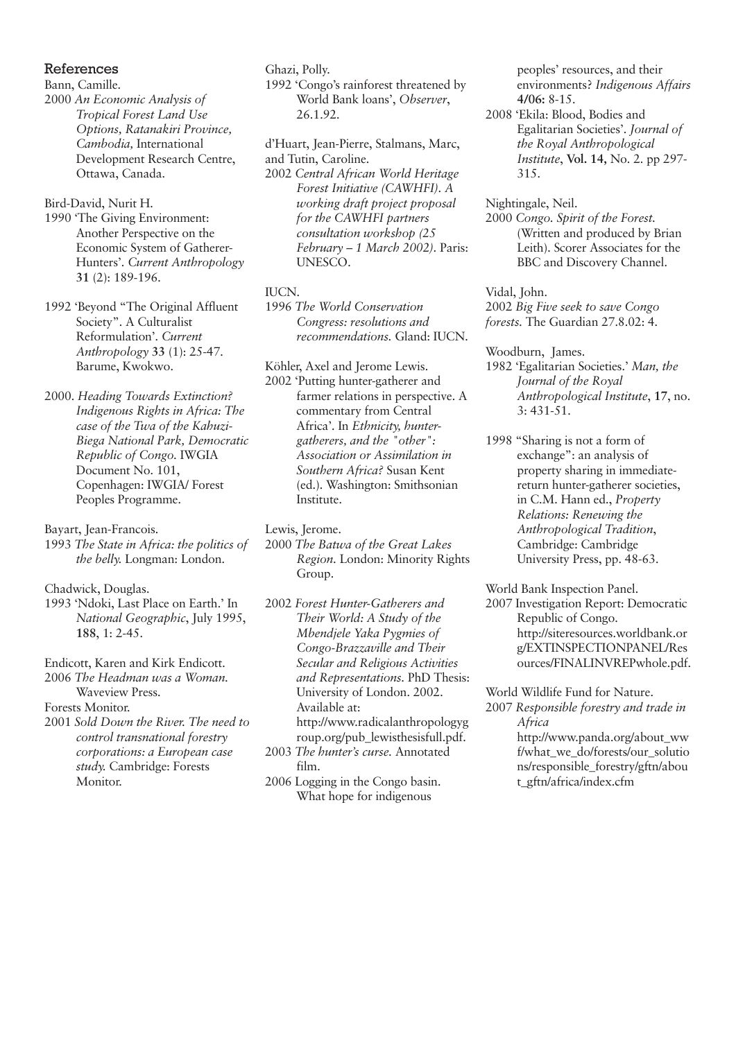## References

Bann, Camille.
2000 *An Economic Analysis of Tropical Forest Land Use Options, Ratanakiri Province, Cambodia,* International Development Research Centre, Ottawa, Canada.

Bird-David, Nurit H.
1990 'The Giving Environment: Another Perspective on the Economic System of Gatherer-Hunters'. *Current Anthropology* **31** (2): 189-196.

1992 'Beyond "The Original Affluent Society". A Culturalist Reformulation'. *Current Anthropology* **33** (1): 25-47.
Barume, Kwokwo.

2000. *Heading Towards Extinction? Indigenous Rights in Africa: The case of the Twa of the Kahuzi-Biega National Park, Democratic Republic of Congo.* IWGIA Document No. 101, Copenhagen: IWGIA/ Forest Peoples Programme.

Bayart, Jean-Francois.
1993 *The State in Africa: the politics of the belly.* Longman: London.

Chadwick, Douglas.
1993 'Ndoki, Last Place on Earth.' In *National Geographic*, July 1995, **188**, 1: 2-45.

Endicott, Karen and Kirk Endicott.
2006 *The Headman was a Woman.* Waveview Press.

Forests Monitor.
2001 *Sold Down the River. The need to control transnational forestry corporations: a European case study.* Cambridge: Forests Monitor.

Ghazi, Polly.
1992 'Congo's rainforest threatened by World Bank loans', *Observer*, 26.1.92.

d'Huart, Jean-Pierre, Stalmans, Marc, and Tutin, Caroline.
2002 *Central African World Heritage Forest Initiative (CAWHFI). A working draft project proposal for the CAWHFI partners consultation workshop (25 February – 1 March 2002).* Paris: UNESCO.

IUCN.
1996 *The World Conservation Congress: resolutions and recommendations.* Gland: IUCN.

Köhler, Axel and Jerome Lewis.
2002 'Putting hunter-gatherer and farmer relations in perspective. A commentary from Central Africa'. In *Ethnicity, hunter-gatherers, and the "other": Association or Assimilation in Southern Africa?* Susan Kent (ed.). Washington: Smithsonian Institute.

Lewis, Jerome.
2000 *The Batwa of the Great Lakes Region.* London: Minority Rights Group.

2002 *Forest Hunter-Gatherers and Their World: A Study of the Mbendjele Yaka Pygmies of Congo-Brazzaville and Their Secular and Religious Activities and Representations.* PhD Thesis: University of London. 2002. Available at: http://www.radicalanthropologygroup.org/pub_lewisthesisfull.pdf.

2003 *The hunter's curse.* Annotated film.

2006 Logging in the Congo basin. What hope for indigenous peoples' resources, and their environments? *Indigenous Affairs* **4/06:** 8-15.

2008 'Ekila: Blood, Bodies and Egalitarian Societies'. *Journal of the Royal Anthropological Institute*, **Vol. 14,** No. 2. pp 297-315.

Nightingale, Neil.
2000 *Congo. Spirit of the Forest.* (Written and produced by Brian Leith). Scorer Associates for the BBC and Discovery Channel.

Vidal, John.
2002 *Big Five seek to save Congo forests.* The Guardian 27.8.02: 4.

Woodburn, James.
1982 'Egalitarian Societies.' *Man, the Journal of the Royal Anthropological Institute*, **17**, no. 3: 431-51.

1998 "Sharing is not a form of exchange": an analysis of property sharing in immediate-return hunter-gatherer societies, in C.M. Hann ed., *Property Relations: Renewing the Anthropological Tradition*, Cambridge: Cambridge University Press, pp. 48-63.

World Bank Inspection Panel.
2007 Investigation Report: Democratic Republic of Congo. http://siteresources.worldbank.org/EXTINSPECTIONPANEL/Resources/FINALINVREPwhole.pdf.

World Wildlife Fund for Nature.
2007 *Responsible forestry and trade in Africa* http://www.panda.org/about_wwf/what_we_do/forests/our_solutions/responsible_forestry/gftn/about_gftn/africa/index.cfm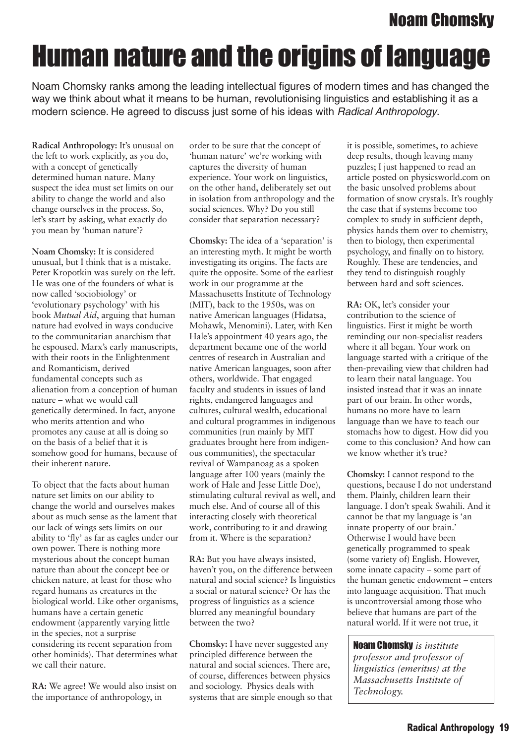# Human nature and the origins of language

Noam Chomsky ranks among the leading intellectual figures of modern times and has changed the way we think about what it means to be human, revolutionising linguistics and establishing it as a modern science. He agreed to discuss just some of his ideas with *Radical Anthropology*.

**Radical Anthropology:** It's unusual on the left to work explicitly, as you do, with a concept of genetically determined human nature. Many suspect the idea must set limits on our ability to change the world and also change ourselves in the process. So, let's start by asking, what exactly do you mean by 'human nature'?

**Noam Chomsky:** It is considered unusual, but I think that is a mistake. Peter Kropotkin was surely on the left. He was one of the founders of what is now called 'sociobiology' or 'evolutionary psychology' with his book *Mutual Aid*, arguing that human nature had evolved in ways conducive to the communitarian anarchism that he espoused. Marx's early manuscripts, with their roots in the Enlightenment and Romanticism, derived fundamental concepts such as alienation from a conception of human nature – what we would call genetically determined. In fact, anyone who merits attention and who promotes any cause at all is doing so on the basis of a belief that it is somehow good for humans, because of their inherent nature.

To object that the facts about human nature set limits on our ability to change the world and ourselves makes about as much sense as the lament that our lack of wings sets limits on our ability to 'fly' as far as eagles under our own power. There is nothing more mysterious about the concept human nature than about the concept bee or chicken nature, at least for those who regard humans as creatures in the biological world. Like other organisms, humans have a certain genetic endowment (apparently varying little in the species, not a surprise considering its recent separation from other hominids). That determines what we call their nature.

**RA:** We agree! We would also insist on the importance of anthropology, in order to be sure that the concept of 'human nature' we're working with captures the diversity of human experience. Your work on linguistics, on the other hand, deliberately set out in isolation from anthropology and the social sciences. Why? Do you still consider that separation necessary?

**Chomsky:** The idea of a 'separation' is an interesting myth. It might be worth investigating its origins. The facts are quite the opposite. Some of the earliest work in our programme at the Massachusetts Institute of Technology (MIT), back to the 1950s, was on native American languages (Hidatsa, Mohawk, Menomini). Later, with Ken Hale's appointment 40 years ago, the department became one of the world centres of research in Australian and native American languages, soon after others, worldwide. That engaged faculty and students in issues of land rights, endangered languages and cultures, cultural wealth, educational and cultural programmes in indigenous communities (run mainly by MIT graduates brought here from indigenous communities), the spectacular revival of Wampanoag as a spoken language after 100 years (mainly the work of Hale and Jesse Little Doe), stimulating cultural revival as well, and much else. And of course all of this interacting closely with theoretical work, contributing to it and drawing from it. Where is the separation?

**RA:** But you have always insisted, haven't you, on the difference between natural and social science? Is linguistics a social or natural science? Or has the progress of linguistics as a science blurred any meaningful boundary between the two?

**Chomsky:** I have never suggested any principled difference between the natural and social sciences. There are, of course, differences between physics and sociology. Physics deals with systems that are simple enough so that it is possible, sometimes, to achieve deep results, though leaving many puzzles; I just happened to read an article posted on physicsworld.com on the basic unsolved problems about formation of snow crystals. It's roughly the case that if systems become too complex to study in sufficient depth, physics hands them over to chemistry, then to biology, then experimental psychology, and finally on to history. Roughly. These are tendencies, and they tend to distinguish roughly between hard and soft sciences.

**RA:** OK, let's consider your contribution to the science of linguistics. First it might be worth reminding our non-specialist readers where it all began. Your work on language started with a critique of the then-prevailing view that children had to learn their natal language. You insisted instead that it was an innate part of our brain. In other words, humans no more have to learn language than we have to teach our stomachs how to digest. How did you come to this conclusion? And how can we know whether it's true?

**Chomsky:** I cannot respond to the questions, because I do not understand them. Plainly, children learn their language. I don't speak Swahili. And it cannot be that my language is 'an innate property of our brain.' Otherwise I would have been genetically programmed to speak (some variety of) English. However, some innate capacity – some part of the human genetic endowment – enters into language acquisition. That much is uncontroversial among those who believe that humans are part of the natural world. If it were not true, it

**Noam Chomsky** *is institute professor and professor of linguistics (emeritus) at the Massachusetts Institute of Technology.*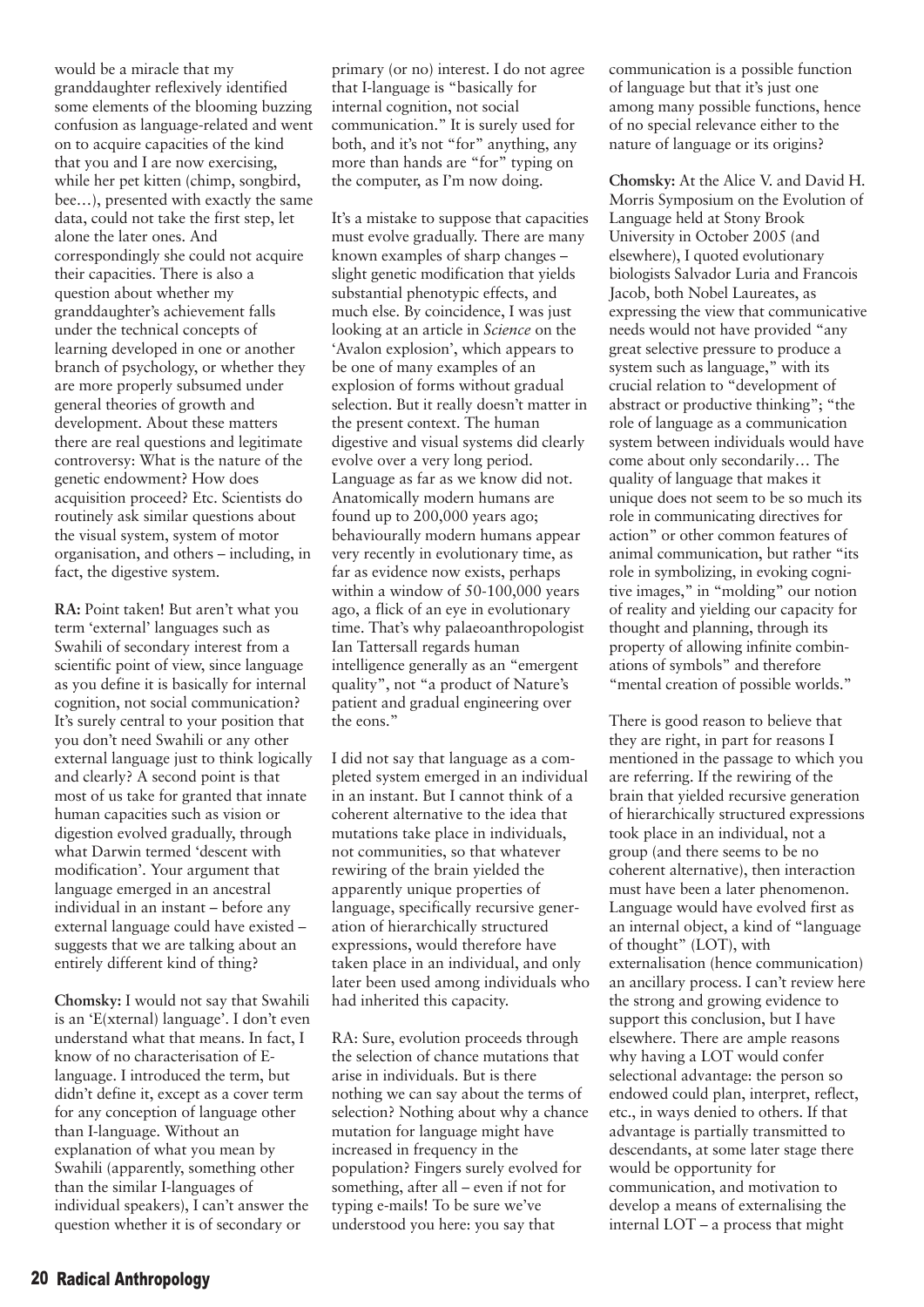would be a miracle that my granddaughter reflexively identified some elements of the blooming buzzing confusion as language-related and went on to acquire capacities of the kind that you and I are now exercising, while her pet kitten (chimp, songbird, bee…), presented with exactly the same data, could not take the first step, let alone the later ones. And correspondingly she could not acquire their capacities. There is also a question about whether my granddaughter's achievement falls under the technical concepts of learning developed in one or another branch of psychology, or whether they are more properly subsumed under general theories of growth and development. About these matters there are real questions and legitimate controversy: What is the nature of the genetic endowment? How does acquisition proceed? Etc. Scientists do routinely ask similar questions about the visual system, system of motor organisation, and others – including, in fact, the digestive system.

**RA:** Point taken! But aren't what you term 'external' languages such as Swahili of secondary interest from a scientific point of view, since language as you define it is basically for internal cognition, not social communication? It's surely central to your position that you don't need Swahili or any other external language just to think logically and clearly? A second point is that most of us take for granted that innate human capacities such as vision or digestion evolved gradually, through what Darwin termed 'descent with modification'. Your argument that language emerged in an ancestral individual in an instant – before any external language could have existed – suggests that we are talking about an entirely different kind of thing?

**Chomsky:** I would not say that Swahili is an 'E(xternal) language'. I don't even understand what that means. In fact, I know of no characterisation of E-language. I introduced the term, but didn't define it, except as a cover term for any conception of language other than I-language. Without an explanation of what you mean by Swahili (apparently, something other than the similar I-languages of individual speakers), I can't answer the question whether it is of secondary or primary (or no) interest. I do not agree that I-language is "basically for internal cognition, not social communication." It is surely used for both, and it's not "for" anything, any more than hands are "for" typing on the computer, as I'm now doing.

It's a mistake to suppose that capacities must evolve gradually. There are many known examples of sharp changes – slight genetic modification that yields substantial phenotypic effects, and much else. By coincidence, I was just looking at an article in *Science* on the 'Avalon explosion', which appears to be one of many examples of an explosion of forms without gradual selection. But it really doesn't matter in the present context. The human digestive and visual systems did clearly evolve over a very long period. Language as far as we know did not. Anatomically modern humans are found up to 200,000 years ago; behaviourally modern humans appear very recently in evolutionary time, as far as evidence now exists, perhaps within a window of 50-100,000 years ago, a flick of an eye in evolutionary time. That's why palaeoanthropologist Ian Tattersall regards human intelligence generally as an "emergent quality", not "a product of Nature's patient and gradual engineering over the eons."

I did not say that language as a completed system emerged in an individual in an instant. But I cannot think of a coherent alternative to the idea that mutations take place in individuals, not communities, so that whatever rewiring of the brain yielded the apparently unique properties of language, specifically recursive generation of hierarchically structured expressions, would therefore have taken place in an individual, and only later been used among individuals who had inherited this capacity.

RA: Sure, evolution proceeds through the selection of chance mutations that arise in individuals. But is there nothing we can say about the terms of selection? Nothing about why a chance mutation for language might have increased in frequency in the population? Fingers surely evolved for something, after all – even if not for typing e-mails! To be sure we've understood you here: you say that communication is a possible function of language but that it's just one among many possible functions, hence of no special relevance either to the nature of language or its origins?

**Chomsky:** At the Alice V. and David H. Morris Symposium on the Evolution of Language held at Stony Brook University in October 2005 (and elsewhere), I quoted evolutionary biologists Salvador Luria and Francois Jacob, both Nobel Laureates, as expressing the view that communicative needs would not have provided "any great selective pressure to produce a system such as language," with its crucial relation to "development of abstract or productive thinking"; "the role of language as a communication system between individuals would have come about only secondarily… The quality of language that makes it unique does not seem to be so much its role in communicating directives for action" or other common features of animal communication, but rather "its role in symbolizing, in evoking cognitive images," in "molding" our notion of reality and yielding our capacity for thought and planning, through its property of allowing infinite combinations of symbols" and therefore "mental creation of possible worlds."

There is good reason to believe that they are right, in part for reasons I mentioned in the passage to which you are referring. If the rewiring of the brain that yielded recursive generation of hierarchically structured expressions took place in an individual, not a group (and there seems to be no coherent alternative), then interaction must have been a later phenomenon. Language would have evolved first as an internal object, a kind of "language of thought" (LOT), with externalisation (hence communication) an ancillary process. I can't review here the strong and growing evidence to support this conclusion, but I have elsewhere. There are ample reasons why having a LOT would confer selectional advantage: the person so endowed could plan, interpret, reflect, etc., in ways denied to others. If that advantage is partially transmitted to descendants, at some later stage there would be opportunity for communication, and motivation to develop a means of externalising the internal LOT – a process that might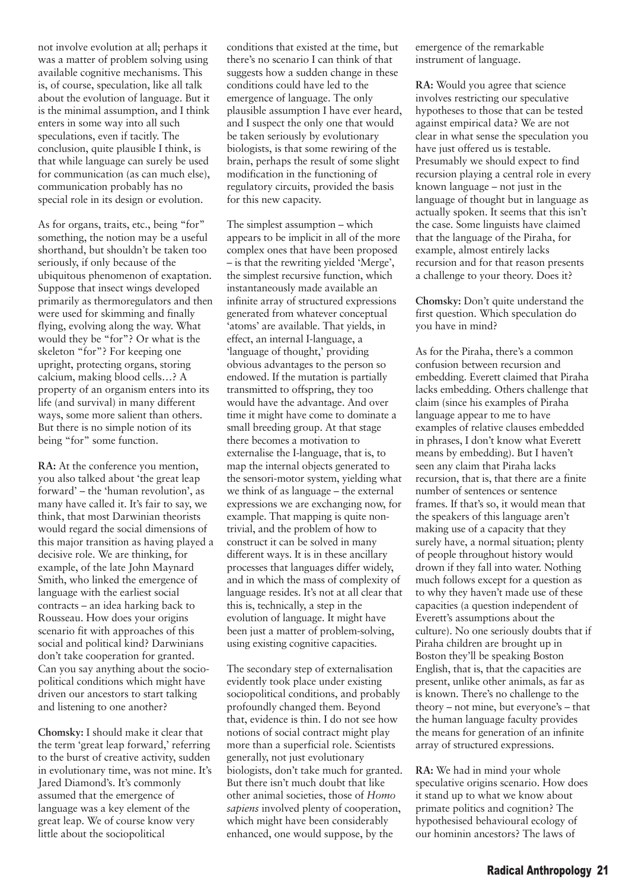not involve evolution at all; perhaps it was a matter of problem solving using available cognitive mechanisms. This is, of course, speculation, like all talk about the evolution of language. But it is the minimal assumption, and I think enters in some way into all such speculations, even if tacitly. The conclusion, quite plausible I think, is that while language can surely be used for communication (as can much else), communication probably has no special role in its design or evolution.

As for organs, traits, etc., being "for" something, the notion may be a useful shorthand, but shouldn't be taken too seriously, if only because of the ubiquitous phenomenon of exaptation. Suppose that insect wings developed primarily as thermoregulators and then were used for skimming and finally flying, evolving along the way. What would they be "for"? Or what is the skeleton "for"? For keeping one upright, protecting organs, storing calcium, making blood cells…? A property of an organism enters into its life (and survival) in many different ways, some more salient than others. But there is no simple notion of its being "for" some function.

**RA:** At the conference you mention, you also talked about 'the great leap forward' – the 'human revolution', as many have called it. It's fair to say, we think, that most Darwinian theorists would regard the social dimensions of this major transition as having played a decisive role. We are thinking, for example, of the late John Maynard Smith, who linked the emergence of language with the earliest social contracts – an idea harking back to Rousseau. How does your origins scenario fit with approaches of this social and political kind? Darwinians don't take cooperation for granted. Can you say anything about the socio-political conditions which might have driven our ancestors to start talking and listening to one another?

**Chomsky:** I should make it clear that the term 'great leap forward,' referring to the burst of creative activity, sudden in evolutionary time, was not mine. It's Jared Diamond's. It's commonly assumed that the emergence of language was a key element of the great leap. We of course know very little about the sociopolitical conditions that existed at the time, but there's no scenario I can think of that suggests how a sudden change in these conditions could have led to the emergence of language. The only plausible assumption I have ever heard, and I suspect the only one that would be taken seriously by evolutionary biologists, is that some rewiring of the brain, perhaps the result of some slight modification in the functioning of regulatory circuits, provided the basis for this new capacity.

The simplest assumption – which appears to be implicit in all of the more complex ones that have been proposed – is that the rewriting yielded 'Merge', the simplest recursive function, which instantaneously made available an infinite array of structured expressions generated from whatever conceptual 'atoms' are available. That yields, in effect, an internal I-language, a 'language of thought,' providing obvious advantages to the person so endowed. If the mutation is partially transmitted to offspring, they too would have the advantage. And over time it might have come to dominate a small breeding group. At that stage there becomes a motivation to externalise the I-language, that is, to map the internal objects generated to the sensori-motor system, yielding what we think of as language – the external expressions we are exchanging now, for example. That mapping is quite non-trivial, and the problem of how to construct it can be solved in many different ways. It is in these ancillary processes that languages differ widely, and in which the mass of complexity of language resides. It's not at all clear that this is, technically, a step in the evolution of language. It might have been just a matter of problem-solving, using existing cognitive capacities.

The secondary step of externalisation evidently took place under existing sociopolitical conditions, and probably profoundly changed them. Beyond that, evidence is thin. I do not see how notions of social contract might play more than a superficial role. Scientists generally, not just evolutionary biologists, don't take much for granted. But there isn't much doubt that like other animal societies, those of *Homo sapiens* involved plenty of cooperation, which might have been considerably enhanced, one would suppose, by the emergence of the remarkable instrument of language.

**RA:** Would you agree that science involves restricting our speculative hypotheses to those that can be tested against empirical data? We are not clear in what sense the speculation you have just offered us is testable. Presumably we should expect to find recursion playing a central role in every known language – not just in the language of thought but in language as actually spoken. It seems that this isn't the case. Some linguists have claimed that the language of the Piraha, for example, almost entirely lacks recursion and for that reason presents a challenge to your theory. Does it?

**Chomsky:** Don't quite understand the first question. Which speculation do you have in mind?

As for the Piraha, there's a common confusion between recursion and embedding. Everett claimed that Piraha lacks embedding. Others challenge that claim (since his examples of Piraha language appear to me to have examples of relative clauses embedded in phrases, I don't know what Everett means by embedding). But I haven't seen any claim that Piraha lacks recursion, that is, that there are a finite number of sentences or sentence frames. If that's so, it would mean that the speakers of this language aren't making use of a capacity that they surely have, a normal situation; plenty of people throughout history would drown if they fall into water. Nothing much follows except for a question as to why they haven't made use of these capacities (a question independent of Everett's assumptions about the culture). No one seriously doubts that if Piraha children are brought up in Boston they'll be speaking Boston English, that is, that the capacities are present, unlike other animals, as far as is known. There's no challenge to the theory – not mine, but everyone's – that the human language faculty provides the means for generation of an infinite array of structured expressions.

**RA:** We had in mind your whole speculative origins scenario. How does it stand up to what we know about primate politics and cognition? The hypothesised behavioural ecology of our hominin ancestors? The laws of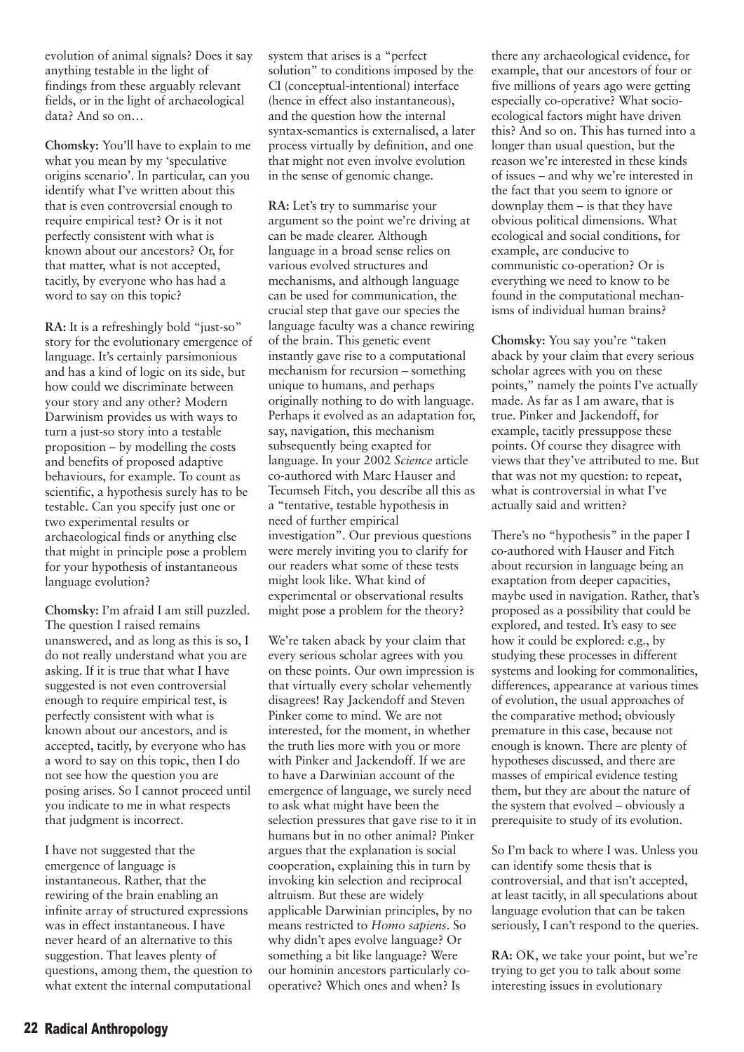evolution of animal signals? Does it say anything testable in the light of findings from these arguably relevant fields, or in the light of archaeological data? And so on…

**Chomsky:** You'll have to explain to me what you mean by my 'speculative origins scenario'. In particular, can you identify what I've written about this that is even controversial enough to require empirical test? Or is it not perfectly consistent with what is known about our ancestors? Or, for that matter, what is not accepted, tacitly, by everyone who has had a word to say on this topic?

**RA:** It is a refreshingly bold "just-so" story for the evolutionary emergence of language. It's certainly parsimonious and has a kind of logic on its side, but how could we discriminate between your story and any other? Modern Darwinism provides us with ways to turn a just-so story into a testable proposition – by modelling the costs and benefits of proposed adaptive behaviours, for example. To count as scientific, a hypothesis surely has to be testable. Can you specify just one or two experimental results or archaeological finds or anything else that might in principle pose a problem for your hypothesis of instantaneous language evolution?

**Chomsky:** I'm afraid I am still puzzled. The question I raised remains unanswered, and as long as this is so, I do not really understand what you are asking. If it is true that what I have suggested is not even controversial enough to require empirical test, is perfectly consistent with what is known about our ancestors, and is accepted, tacitly, by everyone who has a word to say on this topic, then I do not see how the question you are posing arises. So I cannot proceed until you indicate to me in what respects that judgment is incorrect.

I have not suggested that the emergence of language is instantaneous. Rather, that the rewiring of the brain enabling an infinite array of structured expressions was in effect instantaneous. I have never heard of an alternative to this suggestion. That leaves plenty of questions, among them, the question to what extent the internal computational system that arises is a "perfect solution" to conditions imposed by the CI (conceptual-intentional) interface (hence in effect also instantaneous), and the question how the internal syntax-semantics is externalised, a later process virtually by definition, and one that might not even involve evolution in the sense of genomic change.

**RA:** Let's try to summarise your argument so the point we're driving at can be made clearer. Although language in a broad sense relies on various evolved structures and mechanisms, and although language can be used for communication, the crucial step that gave our species the language faculty was a chance rewiring of the brain. This genetic event instantly gave rise to a computational mechanism for recursion – something unique to humans, and perhaps originally nothing to do with language. Perhaps it evolved as an adaptation for, say, navigation, this mechanism subsequently being exapted for language. In your 2002 *Science* article co-authored with Marc Hauser and Tecumseh Fitch, you describe all this as a "tentative, testable hypothesis in need of further empirical investigation". Our previous questions were merely inviting you to clarify for our readers what some of these tests might look like. What kind of experimental or observational results might pose a problem for the theory?

We're taken aback by your claim that every serious scholar agrees with you on these points. Our own impression is that virtually every scholar vehemently disagrees! Ray Jackendoff and Steven Pinker come to mind. We are not interested, for the moment, in whether the truth lies more with you or more with Pinker and Jackendoff. If we are to have a Darwinian account of the emergence of language, we surely need to ask what might have been the selection pressures that gave rise to it in humans but in no other animal? Pinker argues that the explanation is social cooperation, explaining this in turn by invoking kin selection and reciprocal altruism. But these are widely applicable Darwinian principles, by no means restricted to *Homo sapiens*. So why didn't apes evolve language? Or something a bit like language? Were our hominin ancestors particularly co-operative? Which ones and when? Is there any archaeological evidence, for example, that our ancestors of four or five millions of years ago were getting especially co-operative? What socio-ecological factors might have driven this? And so on. This has turned into a longer than usual question, but the reason we're interested in these kinds of issues – and why we're interested in the fact that you seem to ignore or downplay them – is that they have obvious political dimensions. What ecological and social conditions, for example, are conducive to communistic co-operation? Or is everything we need to know to be found in the computational mechanisms of individual human brains?

**Chomsky:** You say you're "taken aback by your claim that every serious scholar agrees with you on these points," namely the points I've actually made. As far as I am aware, that is true. Pinker and Jackendoff, for example, tacitly pressuppose these points. Of course they disagree with views that they've attributed to me. But that was not my question: to repeat, what is controversial in what I've actually said and written?

There's no "hypothesis" in the paper I co-authored with Hauser and Fitch about recursion in language being an exaptation from deeper capacities, maybe used in navigation. Rather, that's proposed as a possibility that could be explored, and tested. It's easy to see how it could be explored: e.g., by studying these processes in different systems and looking for commonalities, differences, appearance at various times of evolution, the usual approaches of the comparative method; obviously premature in this case, because not enough is known. There are plenty of hypotheses discussed, and there are masses of empirical evidence testing them, but they are about the nature of the system that evolved – obviously a prerequisite to study of its evolution.

So I'm back to where I was. Unless you can identify some thesis that is controversial, and that isn't accepted, at least tacitly, in all speculations about language evolution that can be taken seriously, I can't respond to the queries.

**RA:** OK, we take your point, but we're trying to get you to talk about some interesting issues in evolutionary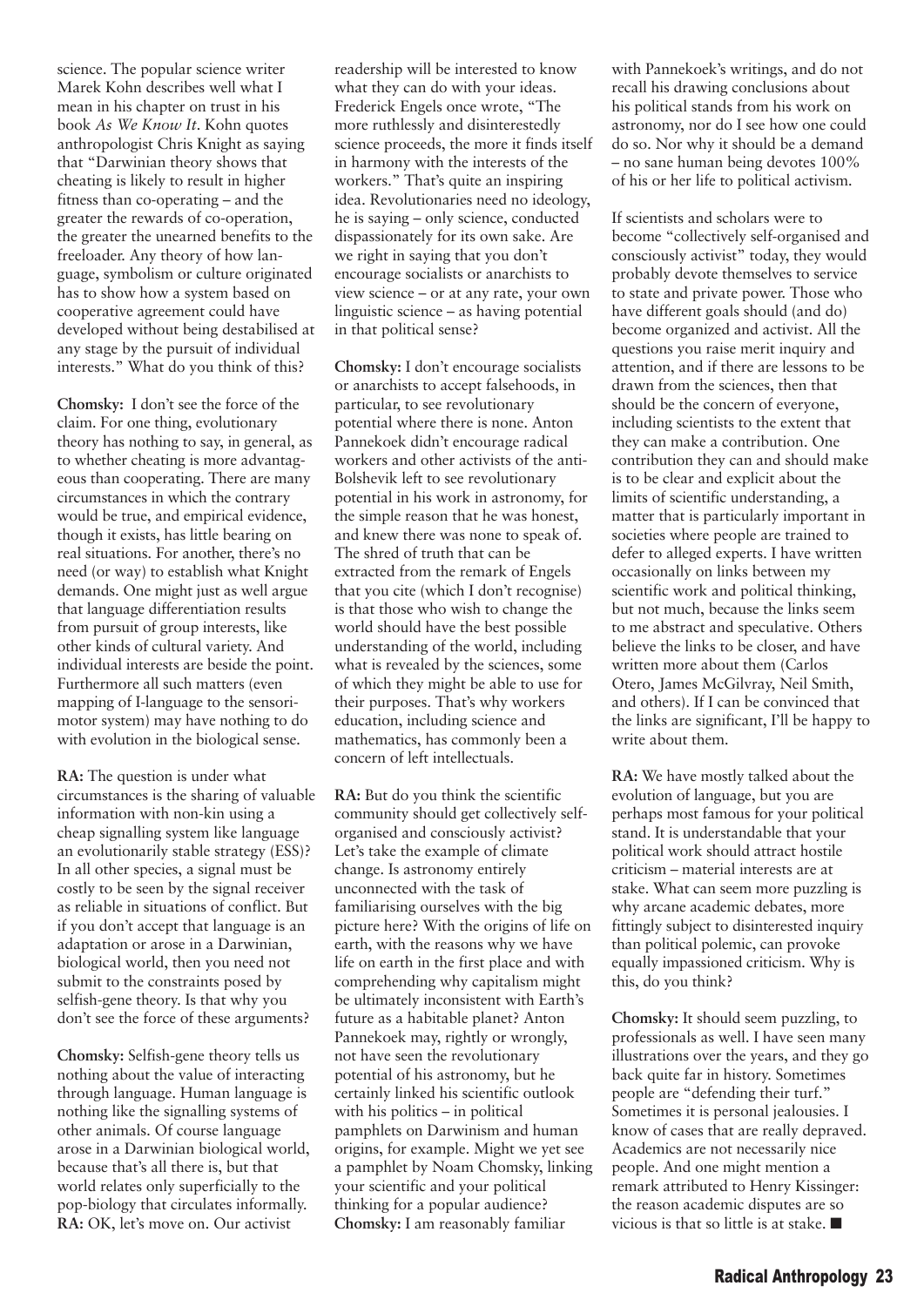science. The popular science writer Marek Kohn describes well what I mean in his chapter on trust in his book *As We Know It*. Kohn quotes anthropologist Chris Knight as saying that "Darwinian theory shows that cheating is likely to result in higher fitness than co-operating – and the greater the rewards of co-operation, the greater the unearned benefits to the freeloader. Any theory of how language, symbolism or culture originated has to show how a system based on cooperative agreement could have developed without being destabilised at any stage by the pursuit of individual interests." What do you think of this?

**Chomsky:** I don't see the force of the claim. For one thing, evolutionary theory has nothing to say, in general, as to whether cheating is more advantageous than cooperating. There are many circumstances in which the contrary would be true, and empirical evidence, though it exists, has little bearing on real situations. For another, there's no need (or way) to establish what Knight demands. One might just as well argue that language differentiation results from pursuit of group interests, like other kinds of cultural variety. And individual interests are beside the point. Furthermore all such matters (even mapping of I-language to the sensorimotor system) may have nothing to do with evolution in the biological sense.

**RA:** The question is under what circumstances is the sharing of valuable information with non-kin using a cheap signalling system like language an evolutionarily stable strategy (ESS)? In all other species, a signal must be costly to be seen by the signal receiver as reliable in situations of conflict. But if you don't accept that language is an adaptation or arose in a Darwinian, biological world, then you need not submit to the constraints posed by selfish-gene theory. Is that why you don't see the force of these arguments?

**Chomsky:** Selfish-gene theory tells us nothing about the value of interacting through language. Human language is nothing like the signalling systems of other animals. Of course language arose in a Darwinian biological world, because that's all there is, but that world relates only superficially to the pop-biology that circulates informally.

**RA:** OK, let's move on. Our activist readership will be interested to know what they can do with your ideas. Frederick Engels once wrote, "The more ruthlessly and disinterestedly science proceeds, the more it finds itself in harmony with the interests of the workers." That's quite an inspiring idea. Revolutionaries need no ideology, he is saying – only science, conducted dispassionately for its own sake. Are we right in saying that you don't encourage socialists or anarchists to view science – or at any rate, your own linguistic science – as having potential in that political sense?

**Chomsky:** I don't encourage socialists or anarchists to accept falsehoods, in particular, to see revolutionary potential where there is none. Anton Pannekoek didn't encourage radical workers and other activists of the anti-Bolshevik left to see revolutionary potential in his work in astronomy, for the simple reason that he was honest, and knew there was none to speak of. The shred of truth that can be extracted from the remark of Engels that you cite (which I don't recognise) is that those who wish to change the world should have the best possible understanding of the world, including what is revealed by the sciences, some of which they might be able to use for their purposes. That's why workers education, including science and mathematics, has commonly been a concern of left intellectuals.

**RA:** But do you think the scientific community should get collectively self-organised and consciously activist? Let's take the example of climate change. Is astronomy entirely unconnected with the task of familiarising ourselves with the big picture here? With the origins of life on earth, with the reasons why we have life on earth in the first place and with comprehending why capitalism might be ultimately inconsistent with Earth's future as a habitable planet? Anton Pannekoek may, rightly or wrongly, not have seen the revolutionary potential of his astronomy, but he certainly linked his scientific outlook with his politics – in political pamphlets on Darwinism and human origins, for example. Might we yet see a pamphlet by Noam Chomsky, linking your scientific and your political thinking for a popular audience?

**Chomsky:** I am reasonably familiar with Pannekoek's writings, and do not recall his drawing conclusions about his political stands from his work on astronomy, nor do I see how one could do so. Nor why it should be a demand – no sane human being devotes 100% of his or her life to political activism.

If scientists and scholars were to become "collectively self-organised and consciously activist" today, they would probably devote themselves to service to state and private power. Those who have different goals should (and do) become organized and activist. All the questions you raise merit inquiry and attention, and if there are lessons to be drawn from the sciences, then that should be the concern of everyone, including scientists to the extent that they can make a contribution. One contribution they can and should make is to be clear and explicit about the limits of scientific understanding, a matter that is particularly important in societies where people are trained to defer to alleged experts. I have written occasionally on links between my scientific work and political thinking, but not much, because the links seem to me abstract and speculative. Others believe the links to be closer, and have written more about them (Carlos Otero, James McGilvray, Neil Smith, and others). If I can be convinced that the links are significant, I'll be happy to write about them.

**RA:** We have mostly talked about the evolution of language, but you are perhaps most famous for your political stand. It is understandable that your political work should attract hostile criticism – material interests are at stake. What can seem more puzzling is why arcane academic debates, more fittingly subject to disinterested inquiry than political polemic, can provoke equally impassioned criticism. Why is this, do you think?

**Chomsky:** It should seem puzzling, to professionals as well. I have seen many illustrations over the years, and they go back quite far in history. Sometimes people are "defending their turf." Sometimes it is personal jealousies. I know of cases that are really depraved. Academics are not necessarily nice people. And one might mention a remark attributed to Henry Kissinger: the reason academic disputes are so vicious is that so little is at stake. ■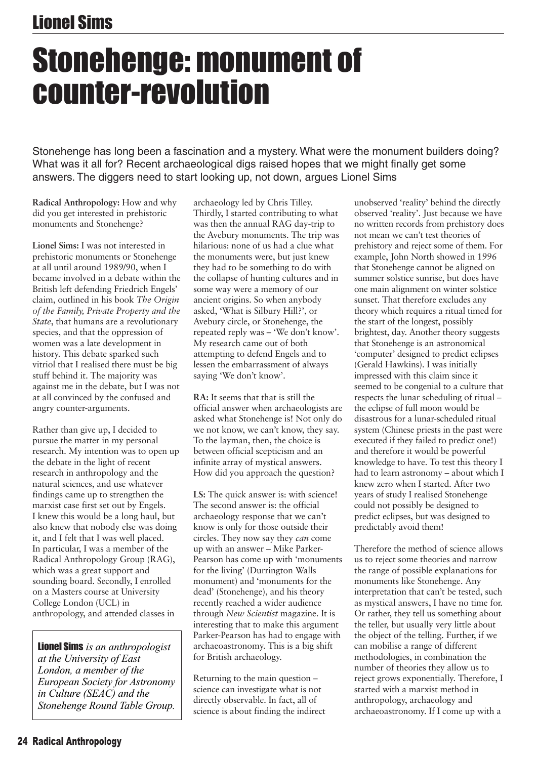# Stonehenge: monument of counter-revolution

Lionel Sims

Stonehenge has long been a fascination and a mystery. What were the monument builders doing? What was it all for? Recent archaeological digs raised hopes that we might finally get some answers. The diggers need to start looking up, not down, argues Lionel Sims

**Radical Anthropology:** How and why did you get interested in prehistoric monuments and Stonehenge?

**Lionel Sims:** I was not interested in prehistoric monuments or Stonehenge at all until around 1989/90, when I became involved in a debate within the British left defending Friedrich Engels' claim, outlined in his book *The Origin of the Family, Private Property and the State*, that humans are a revolutionary species, and that the oppression of women was a late development in history. This debate sparked such vitriol that I realised there must be big stuff behind it. The majority was against me in the debate, but I was not at all convinced by the confused and angry counter-arguments.

Rather than give up, I decided to pursue the matter in my personal research. My intention was to open up the debate in the light of recent research in anthropology and the natural sciences, and use whatever findings came up to strengthen the marxist case first set out by Engels. I knew this would be a long haul, but also knew that nobody else was doing it, and I felt that I was well placed. In particular, I was a member of the Radical Anthropology Group (RAG), which was a great support and sounding board. Secondly, I enrolled on a Masters course at University College London (UCL) in anthropology, and attended classes in archaeology led by Chris Tilley. Thirdly, I started contributing to what was then the annual RAG day-trip to the Avebury monuments. The trip was hilarious: none of us had a clue what the monuments were, but just knew they had to be something to do with the collapse of hunting cultures and in some way were a memory of our ancient origins. So when anybody asked, 'What is Silbury Hill?', or Avebury circle, or Stonehenge, the repeated reply was – 'We don't know'. My research came out of both attempting to defend Engels and to lessen the embarrassment of always saying 'We don't know'.

**Lionel Sims** *is an anthropologist at the University of East London, a member of the European Society for Astronomy in Culture (SEAC) and the Stonehenge Round Table Group.*

**RA:** It seems that that is still the official answer when archaeologists are asked what Stonehenge is! Not only do we not know, we can't know, they say. To the layman, then, the choice is between official scepticism and an infinite array of mystical answers. How did you approach the question?

**LS:** The quick answer is: with science! The second answer is: the official archaeology response that we can't know is only for those outside their circles. They now say they *can* come up with an answer – Mike Parker-Pearson has come up with 'monuments for the living' (Durrington Walls monument) and 'monuments for the dead' (Stonehenge), and his theory recently reached a wider audience through *New Scientist* magazine. It is interesting that to make this argument Parker-Pearson has had to engage with archaeoastronomy. This is a big shift for British archaeology.

Returning to the main question – science can investigate what is not directly observable. In fact, all of science is about finding the indirect unobserved 'reality' behind the directly observed 'reality'. Just because we have no written records from prehistory does not mean we can't test theories of prehistory and reject some of them. For example, John North showed in 1996 that Stonehenge cannot be aligned on summer solstice sunrise, but does have one main alignment on winter solstice sunset. That therefore excludes any theory which requires a ritual timed for the start of the longest, possibly brightest, day. Another theory suggests that Stonehenge is an astronomical 'computer' designed to predict eclipses (Gerald Hawkins). I was initially impressed with this claim since it seemed to be congenial to a culture that respects the lunar scheduling of ritual – the eclipse of full moon would be disastrous for a lunar-scheduled ritual system (Chinese priests in the past were executed if they failed to predict one!) and therefore it would be powerful knowledge to have. To test this theory I had to learn astronomy – about which I knew zero when I started. After two years of study I realised Stonehenge could not possibly be designed to predict eclipses, but was designed to predictably avoid them!

Therefore the method of science allows us to reject some theories and narrow the range of possible explanations for monuments like Stonehenge. Any interpretation that can't be tested, such as mystical answers, I have no time for. Or rather, they tell us something about the teller, but usually very little about the object of the telling. Further, if we can mobilise a range of different methodologies, in combination the number of theories they allow us to reject grows exponentially. Therefore, I started with a marxist method in anthropology, archaeology and archaeoastronomy. If I come up with a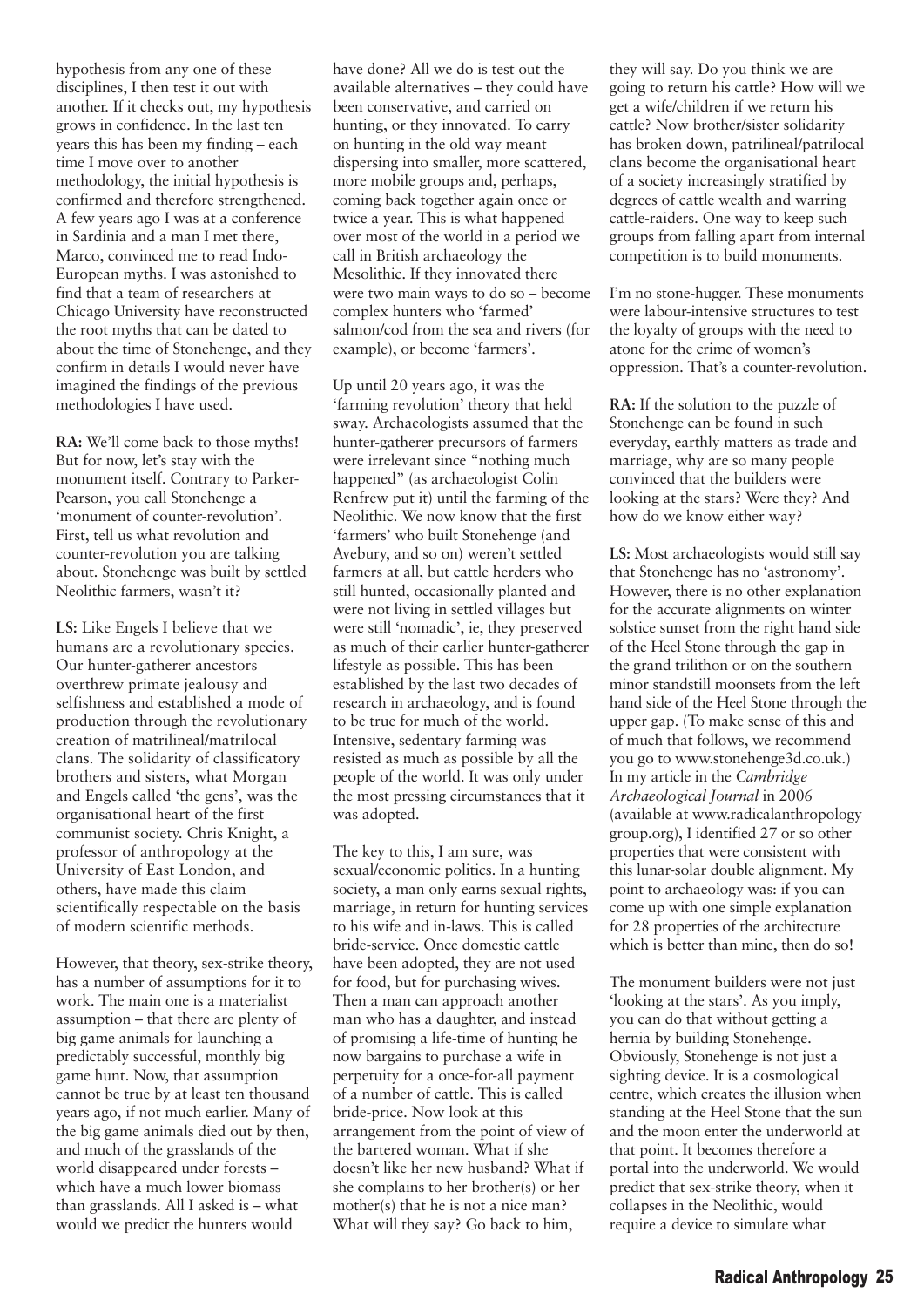hypothesis from any one of these disciplines, I then test it out with another. If it checks out, my hypothesis grows in confidence. In the last ten years this has been my finding – each time I move over to another methodology, the initial hypothesis is confirmed and therefore strengthened. A few years ago I was at a conference in Sardinia and a man I met there, Marco, convinced me to read Indo-European myths. I was astonished to find that a team of researchers at Chicago University have reconstructed the root myths that can be dated to about the time of Stonehenge, and they confirm in details I would never have imagined the findings of the previous methodologies I have used.

**RA:** We'll come back to those myths! But for now, let's stay with the monument itself. Contrary to Parker-Pearson, you call Stonehenge a 'monument of counter-revolution'. First, tell us what revolution and counter-revolution you are talking about. Stonehenge was built by settled Neolithic farmers, wasn't it?

**LS:** Like Engels I believe that we humans are a revolutionary species. Our hunter-gatherer ancestors overthrew primate jealousy and selfishness and established a mode of production through the revolutionary creation of matrilineal/matrilocal clans. The solidarity of classificatory brothers and sisters, what Morgan and Engels called 'the gens', was the organisational heart of the first communist society. Chris Knight, a professor of anthropology at the University of East London, and others, have made this claim scientifically respectable on the basis of modern scientific methods.

However, that theory, sex-strike theory, has a number of assumptions for it to work. The main one is a materialist assumption – that there are plenty of big game animals for launching a predictably successful, monthly big game hunt. Now, that assumption cannot be true by at least ten thousand years ago, if not much earlier. Many of the big game animals died out by then, and much of the grasslands of the world disappeared under forests – which have a much lower biomass than grasslands. All I asked is – what would we predict the hunters would have done? All we do is test out the available alternatives – they could have been conservative, and carried on hunting, or they innovated. To carry on hunting in the old way meant dispersing into smaller, more scattered, more mobile groups and, perhaps, coming back together again once or twice a year. This is what happened over most of the world in a period we call in British archaeology the Mesolithic. If they innovated there were two main ways to do so – become complex hunters who 'farmed' salmon/cod from the sea and rivers (for example), or become 'farmers'.

Up until 20 years ago, it was the 'farming revolution' theory that held sway. Archaeologists assumed that the hunter-gatherer precursors of farmers were irrelevant since "nothing much happened" (as archaeologist Colin Renfrew put it) until the farming of the Neolithic. We now know that the first 'farmers' who built Stonehenge (and Avebury, and so on) weren't settled farmers at all, but cattle herders who still hunted, occasionally planted and were not living in settled villages but were still 'nomadic', ie, they preserved as much of their earlier hunter-gatherer lifestyle as possible. This has been established by the last two decades of research in archaeology, and is found to be true for much of the world. Intensive, sedentary farming was resisted as much as possible by all the people of the world. It was only under the most pressing circumstances that it was adopted.

The key to this, I am sure, was sexual/economic politics. In a hunting society, a man only earns sexual rights, marriage, in return for hunting services to his wife and in-laws. This is called bride-service. Once domestic cattle have been adopted, they are not used for food, but for purchasing wives. Then a man can approach another man who has a daughter, and instead of promising a life-time of hunting he now bargains to purchase a wife in perpetuity for a once-for-all payment of a number of cattle. This is called bride-price. Now look at this arrangement from the point of view of the bartered woman. What if she doesn't like her new husband? What if she complains to her brother(s) or her mother(s) that he is not a nice man? What will they say? Go back to him, they will say. Do you think we are going to return his cattle? How will we get a wife/children if we return his cattle? Now brother/sister solidarity has broken down, patrilineal/patrilocal clans become the organisational heart of a society increasingly stratified by degrees of cattle wealth and warring cattle-raiders. One way to keep such groups from falling apart from internal competition is to build monuments.

I'm no stone-hugger. These monuments were labour-intensive structures to test the loyalty of groups with the need to atone for the crime of women's oppression. That's a counter-revolution.

**RA:** If the solution to the puzzle of Stonehenge can be found in such everyday, earthly matters as trade and marriage, why are so many people convinced that the builders were looking at the stars? Were they? And how do we know either way?

**LS:** Most archaeologists would still say that Stonehenge has no 'astronomy'. However, there is no other explanation for the accurate alignments on winter solstice sunset from the right hand side of the Heel Stone through the gap in the grand trilithon or on the southern minor standstill moonsets from the left hand side of the Heel Stone through the upper gap. (To make sense of this and of much that follows, we recommend you go to www.stonehenge3d.co.uk.) In my article in the *Cambridge Archaeological Journal* in 2006 (available at www.radicalanthropologygroup.org), I identified 27 or so other properties that were consistent with this lunar-solar double alignment. My point to archaeology was: if you can come up with one simple explanation for 28 properties of the architecture which is better than mine, then do so!

The monument builders were not just 'looking at the stars'. As you imply, you can do that without getting a hernia by building Stonehenge. Obviously, Stonehenge is not just a sighting device. It is a cosmological centre, which creates the illusion when standing at the Heel Stone that the sun and the moon enter the underworld at that point. It becomes therefore a portal into the underworld. We would predict that sex-strike theory, when it collapses in the Neolithic, would require a device to simulate what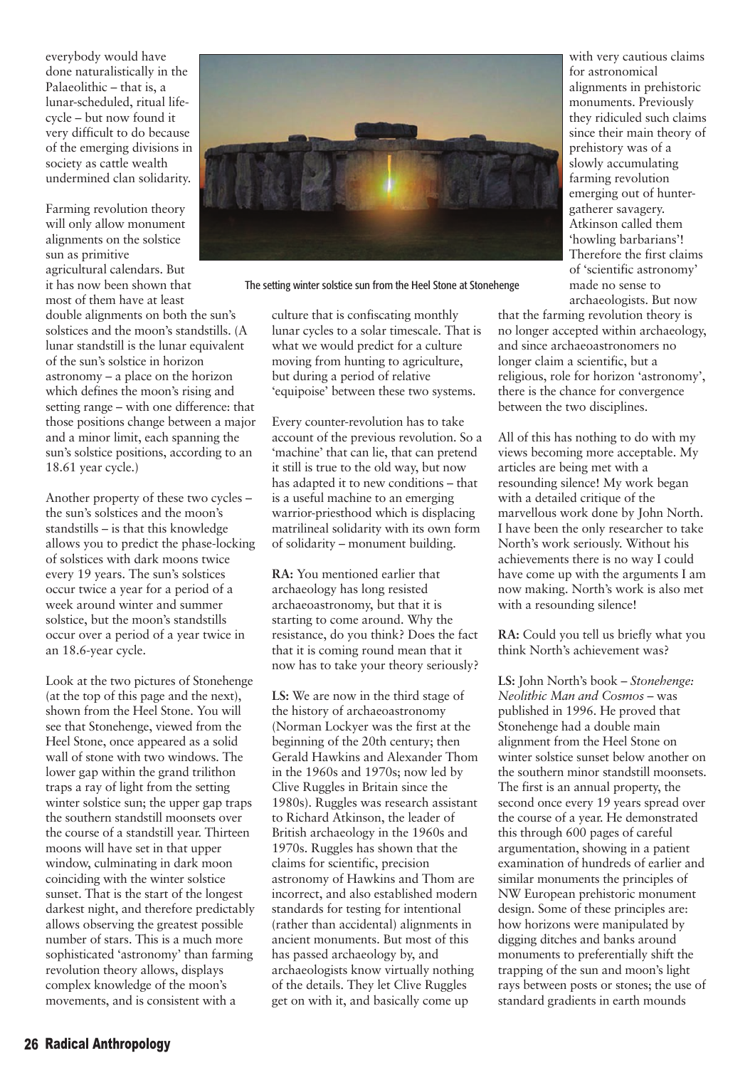everybody would have done naturalistically in the Palaeolithic – that is, a lunar-scheduled, ritual life-cycle – but now found it very difficult to do because of the emerging divisions in society as cattle wealth undermined clan solidarity.

Farming revolution theory will only allow monument alignments on the solstice sun as primitive agricultural calendars. But it has now been shown that most of them have at least double alignments on both the sun's solstices and the moon's standstills. (A lunar standstill is the lunar equivalent of the sun's solstice in horizon astronomy – a place on the horizon which defines the moon's rising and setting range – with one difference: that those positions change between a major and a minor limit, each spanning the sun's solstice positions, according to an 18.61 year cycle.)

Another property of these two cycles – the sun's solstices and the moon's standstills – is that this knowledge allows you to predict the phase-locking of solstices with dark moons twice every 19 years. The sun's solstices occur twice a year for a period of a week around winter and summer solstice, but the moon's standstills occur over a period of a year twice in an 18.6-year cycle.

Look at the two pictures of Stonehenge (at the top of this page and the next), shown from the Heel Stone. You will see that Stonehenge, viewed from the Heel Stone, once appeared as a solid wall of stone with two windows. The lower gap within the grand trilithon traps a ray of light from the setting winter solstice sun; the upper gap traps the southern standstill moonsets over the course of a standstill year. Thirteen moons will have set in that upper window, culminating in dark moon coinciding with the winter solstice sunset. That is the start of the longest darkest night, and therefore predictably allows observing the greatest possible number of stars. This is a much more sophisticated 'astronomy' than farming revolution theory allows, displays complex knowledge of the moon's movements, and is consistent with a culture that is confiscating monthly lunar cycles to a solar timescale. That is what we would predict for a culture moving from hunting to agriculture, but during a period of relative 'equipoise' between these two systems.

The setting winter solstice sun from the Heel Stone at Stonehenge

Every counter-revolution has to take account of the previous revolution. So a 'machine' that can lie, that can pretend it still is true to the old way, but now has adapted it to new conditions – that is a useful machine to an emerging warrior-priesthood which is displacing matrilineal solidarity with its own form of solidarity – monument building.

**RA:** You mentioned earlier that archaeology has long resisted archaeoastronomy, but that it is starting to come around. Why the resistance, do you think? Does the fact that it is coming round mean that it now has to take your theory seriously?

**LS:** We are now in the third stage of the history of archaeoastronomy (Norman Lockyer was the first at the beginning of the 20th century; then Gerald Hawkins and Alexander Thom in the 1960s and 1970s; now led by Clive Ruggles in Britain since the 1980s). Ruggles was research assistant to Richard Atkinson, the leader of British archaeology in the 1960s and 1970s. Ruggles has shown that the claims for scientific, precision astronomy of Hawkins and Thom are incorrect, and also established modern standards for testing for intentional (rather than accidental) alignments in ancient monuments. But most of this has passed archaeology by, and archaeologists know virtually nothing of the details. They let Clive Ruggles get on with it, and basically come up with very cautious claims for astronomical alignments in prehistoric monuments. Previously they ridiculed such claims since their main theory of prehistory was of a slowly accumulating farming revolution emerging out of hunter-gatherer savagery. Atkinson called them 'howling barbarians'! Therefore the first claims of 'scientific astronomy' made no sense to archaeologists. But now that the farming revolution theory is no longer accepted within archaeology, and since archaeoastronomers no longer claim a scientific, but a religious, role for horizon 'astronomy', there is the chance for convergence between the two disciplines.

All of this has nothing to do with my views becoming more acceptable. My articles are being met with a resounding silence! My work began with a detailed critique of the marvellous work done by John North. I have been the only researcher to take North's work seriously. Without his achievements there is no way I could have come up with the arguments I am now making. North's work is also met with a resounding silence!

**RA:** Could you tell us briefly what you think North's achievement was?

**LS:** John North's book – *Stonehenge: Neolithic Man and Cosmos* – was published in 1996. He proved that Stonehenge had a double main alignment from the Heel Stone on winter solstice sunset below another on the southern minor standstill moonsets. The first is an annual property, the second once every 19 years spread over the course of a year. He demonstrated this through 600 pages of careful argumentation, showing in a patient examination of hundreds of earlier and similar monuments the principles of NW European prehistoric monument design. Some of these principles are: how horizons were manipulated by digging ditches and banks around monuments to preferentially shift the trapping of the sun and moon's light rays between posts or stones; the use of standard gradients in earth mounds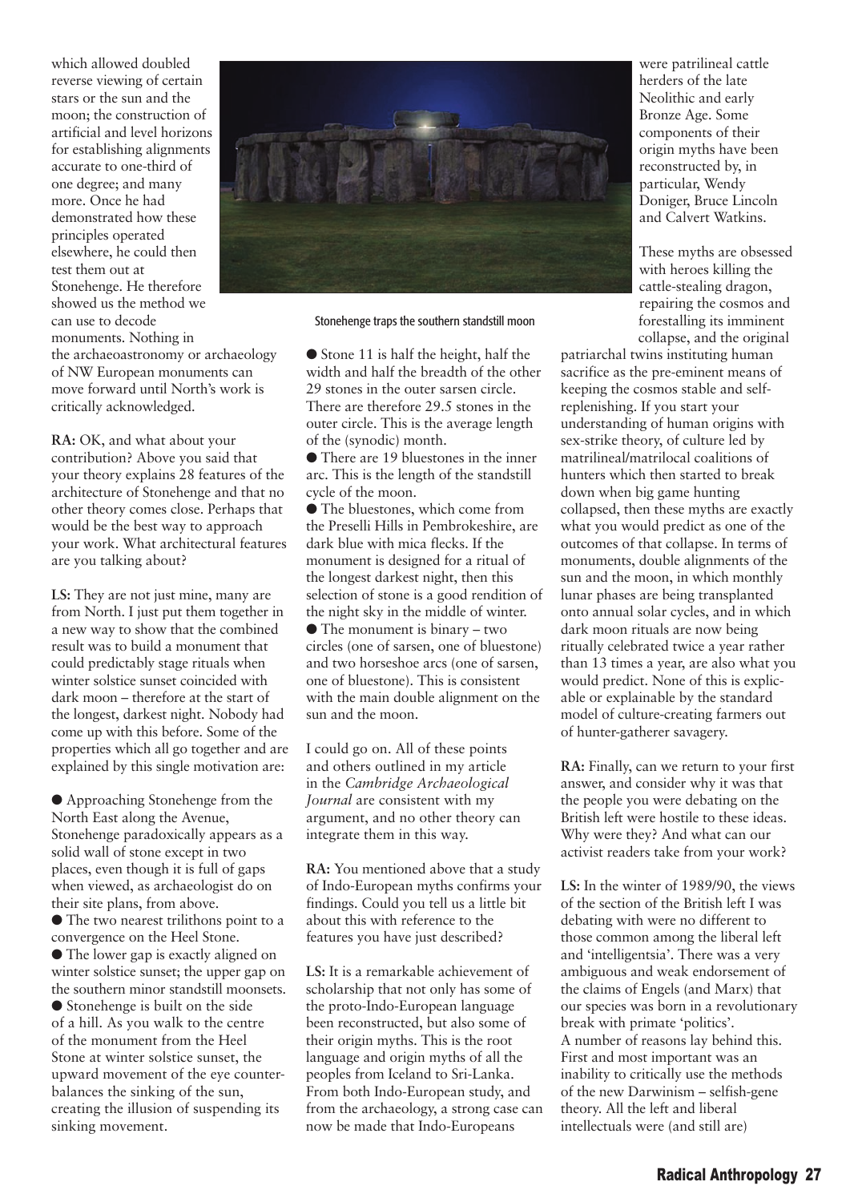which allowed doubled reverse viewing of certain stars or the sun and the moon; the construction of artificial and level horizons for establishing alignments accurate to one-third of one degree; and many more. Once he had demonstrated how these principles operated elsewhere, he could then test them out at Stonehenge. He therefore showed us the method we can use to decode monuments. Nothing in the archaeoastronomy or archaeology of NW European monuments can move forward until North's work is critically acknowledged.

**RA:** OK, and what about your contribution? Above you said that your theory explains 28 features of the architecture of Stonehenge and that no other theory comes close. Perhaps that would be the best way to approach your work. What architectural features are you talking about?

**LS:** They are not just mine, many are from North. I just put them together in a new way to show that the combined result was to build a monument that could predictably stage rituals when winter solstice sunset coincided with dark moon – therefore at the start of the longest, darkest night. Nobody had come up with this before. Some of the properties which all go together and are explained by this single motivation are:

- Approaching Stonehenge from the North East along the Avenue, Stonehenge paradoxically appears as a solid wall of stone except in two places, even though it is full of gaps when viewed, as archaeologist do on their site plans, from above.
- The two nearest trilithons point to a convergence on the Heel Stone.
- The lower gap is exactly aligned on winter solstice sunset; the upper gap on the southern minor standstill moonsets.
- Stonehenge is built on the side of a hill. As you walk to the centre of the monument from the Heel Stone at winter solstice sunset, the upward movement of the eye counter-balances the sinking of the sun, creating the illusion of suspending its sinking movement.

Stonehenge traps the southern standstill moon

- Stone 11 is half the height, half the width and half the breadth of the other 29 stones in the outer sarsen circle. There are therefore 29.5 stones in the outer circle. This is the average length of the (synodic) month.
- There are 19 bluestones in the inner arc. This is the length of the standstill cycle of the moon.
- The bluestones, which come from the Preselli Hills in Pembrokeshire, are dark blue with mica flecks. If the monument is designed for a ritual of the longest darkest night, then this selection of stone is a good rendition of the night sky in the middle of winter.
- The monument is binary – two circles (one of sarsen, one of bluestone) and two horseshoe arcs (one of sarsen, one of bluestone). This is consistent with the main double alignment on the sun and the moon.

I could go on. All of these points and others outlined in my article in the *Cambridge Archaeological Journal* are consistent with my argument, and no other theory can integrate them in this way.

**RA:** You mentioned above that a study of Indo-European myths confirms your findings. Could you tell us a little bit about this with reference to the features you have just described?

**LS:** It is a remarkable achievement of scholarship that not only has some of the proto-Indo-European language been reconstructed, but also some of their origin myths. This is the root language and origin myths of all the peoples from Iceland to Sri-Lanka. From both Indo-European study, and from the archaeology, a strong case can now be made that Indo-Europeans were patrilineal cattle herders of the late Neolithic and early Bronze Age. Some components of their origin myths have been reconstructed by, in particular, Wendy Doniger, Bruce Lincoln and Calvert Watkins.

These myths are obsessed with heroes killing the cattle-stealing dragon, repairing the cosmos and forestalling its imminent collapse, and the original patriarchal twins instituting human sacrifice as the pre-eminent means of keeping the cosmos stable and self-replenishing. If you start your understanding of human origins with sex-strike theory, of culture led by matrilineal/matrilocal coalitions of hunters which then started to break down when big game hunting collapsed, then these myths are exactly what you would predict as one of the outcomes of that collapse. In terms of monuments, double alignments of the sun and the moon, in which monthly lunar phases are being transplanted onto annual solar cycles, and in which dark moon rituals are now being ritually celebrated twice a year rather than 13 times a year, are also what you would predict. None of this is explicable or explainable by the standard model of culture-creating farmers out of hunter-gatherer savagery.

**RA:** Finally, can we return to your first answer, and consider why it was that the people you were debating on the British left were hostile to these ideas. Why were they? And what can our activist readers take from your work?

**LS:** In the winter of 1989/90, the views of the section of the British left I was debating with were no different to those common among the liberal left and 'intelligentsia'. There was a very ambiguous and weak endorsement of the claims of Engels (and Marx) that our species was born in a revolutionary break with primate 'politics'. A number of reasons lay behind this. First and most important was an inability to critically use the methods of the new Darwinism – selfish-gene theory. All the left and liberal intellectuals were (and still are)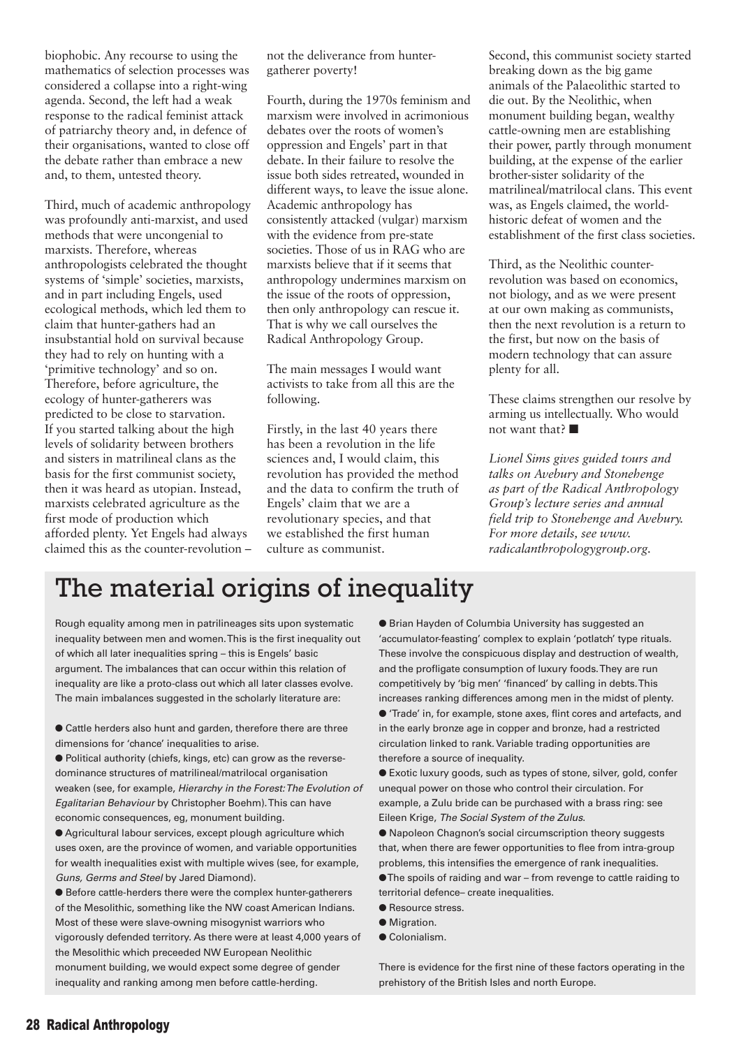biophobic. Any recourse to using the mathematics of selection processes was considered a collapse into a right-wing agenda. Second, the left had a weak response to the radical feminist attack of patriarchy theory and, in defence of their organisations, wanted to close off the debate rather than embrace a new and, to them, untested theory.

Third, much of academic anthropology was profoundly anti-marxist, and used methods that were uncongenial to marxists. Therefore, whereas anthropologists celebrated the thought systems of 'simple' societies, marxists, and in part including Engels, used ecological methods, which led them to claim that hunter-gathers had an insubstantial hold on survival because they had to rely on hunting with a 'primitive technology' and so on. Therefore, before agriculture, the ecology of hunter-gatherers was predicted to be close to starvation. If you started talking about the high levels of solidarity between brothers and sisters in matrilineal clans as the basis for the first communist society, then it was heard as utopian. Instead, marxists celebrated agriculture as the first mode of production which afforded plenty. Yet Engels had always claimed this as the counter-revolution – not the deliverance from hunter-gatherer poverty!

Fourth, during the 1970s feminism and marxism were involved in acrimonious debates over the roots of women's oppression and Engels' part in that debate. In their failure to resolve the issue both sides retreated, wounded in different ways, to leave the issue alone. Academic anthropology has consistently attacked (vulgar) marxism with the evidence from pre-state societies. Those of us in RAG who are marxists believe that if it seems that anthropology undermines marxism on the issue of the roots of oppression, then only anthropology can rescue it. That is why we call ourselves the Radical Anthropology Group.

The main messages I would want activists to take from all this are the following.

Firstly, in the last 40 years there has been a revolution in the life sciences and, I would claim, this revolution has provided the method and the data to confirm the truth of Engels' claim that we are a revolutionary species, and that we established the first human culture as communist.

Second, this communist society started breaking down as the big game animals of the Palaeolithic started to die out. By the Neolithic, when monument building began, wealthy cattle-owning men are establishing their power, partly through monument building, at the expense of the earlier brother-sister solidarity of the matrilineal/matrilocal clans. This event was, as Engels claimed, the world-historic defeat of women and the establishment of the first class societies.

Third, as the Neolithic counter-revolution was based on economics, not biology, and as we were present at our own making as communists, then the next revolution is a return to the first, but now on the basis of modern technology that can assure plenty for all.

These claims strengthen our resolve by arming us intellectually. Who would not want that? ■

*Lionel Sims gives guided tours and talks on Avebury and Stonehenge as part of the Radical Anthropology Group's lecture series and annual field trip to Stonehenge and Avebury. For more details, see www.radicalanthropologygroup.org.*

## The material origins of inequality

Rough equality among men in patrilineages sits upon systematic inequality between men and women. This is the first inequality out of which all later inequalities spring – this is Engels' basic argument. The imbalances that can occur within this relation of inequality are like a proto-class out which all later classes evolve. The main imbalances suggested in the scholarly literature are:

- Cattle herders also hunt and garden, therefore there are three dimensions for 'chance' inequalities to arise.
- Political authority (chiefs, kings, etc) can grow as the reverse-dominance structures of matrilineal/matrilocal organisation weaken (see, for example, *Hierarchy in the Forest: The Evolution of Egalitarian Behaviour* by Christopher Boehm). This can have economic consequences, eg, monument building.
- Agricultural labour services, except plough agriculture which uses oxen, are the province of women, and variable opportunities for wealth inequalities exist with multiple wives (see, for example, *Guns, Germs and Steel* by Jared Diamond).
- Before cattle-herders there were the complex hunter-gatherers of the Mesolithic, something like the NW coast American Indians. Most of these were slave-owning misogynist warriors who vigorously defended territory. As there were at least 4,000 years of the Mesolithic which preceeded NW European Neolithic monument building, we would expect some degree of gender inequality and ranking among men before cattle-herding.
- Brian Hayden of Columbia University has suggested an 'accumulator-feasting' complex to explain 'potlatch' type rituals. These involve the conspicuous display and destruction of wealth, and the profligate consumption of luxury foods. They are run competitively by 'big men' 'financed' by calling in debts. This increases ranking differences among men in the midst of plenty.
- 'Trade' in, for example, stone axes, flint cores and artefacts, and in the early bronze age in copper and bronze, had a restricted circulation linked to rank. Variable trading opportunities are therefore a source of inequality.
- Exotic luxury goods, such as types of stone, silver, gold, confer unequal power on those who control their circulation. For example, a Zulu bride can be purchased with a brass ring: see Eileen Krige, *The Social System of the Zulus*.
- Napoleon Chagnon's social circumscription theory suggests that, when there are fewer opportunities to flee from intra-group problems, this intensifies the emergence of rank inequalities.
- The spoils of raiding and war – from revenge to cattle raiding to territorial defence– create inequalities.
- Resource stress.
- Migration.
- Colonialism.

There is evidence for the first nine of these factors operating in the prehistory of the British Isles and north Europe.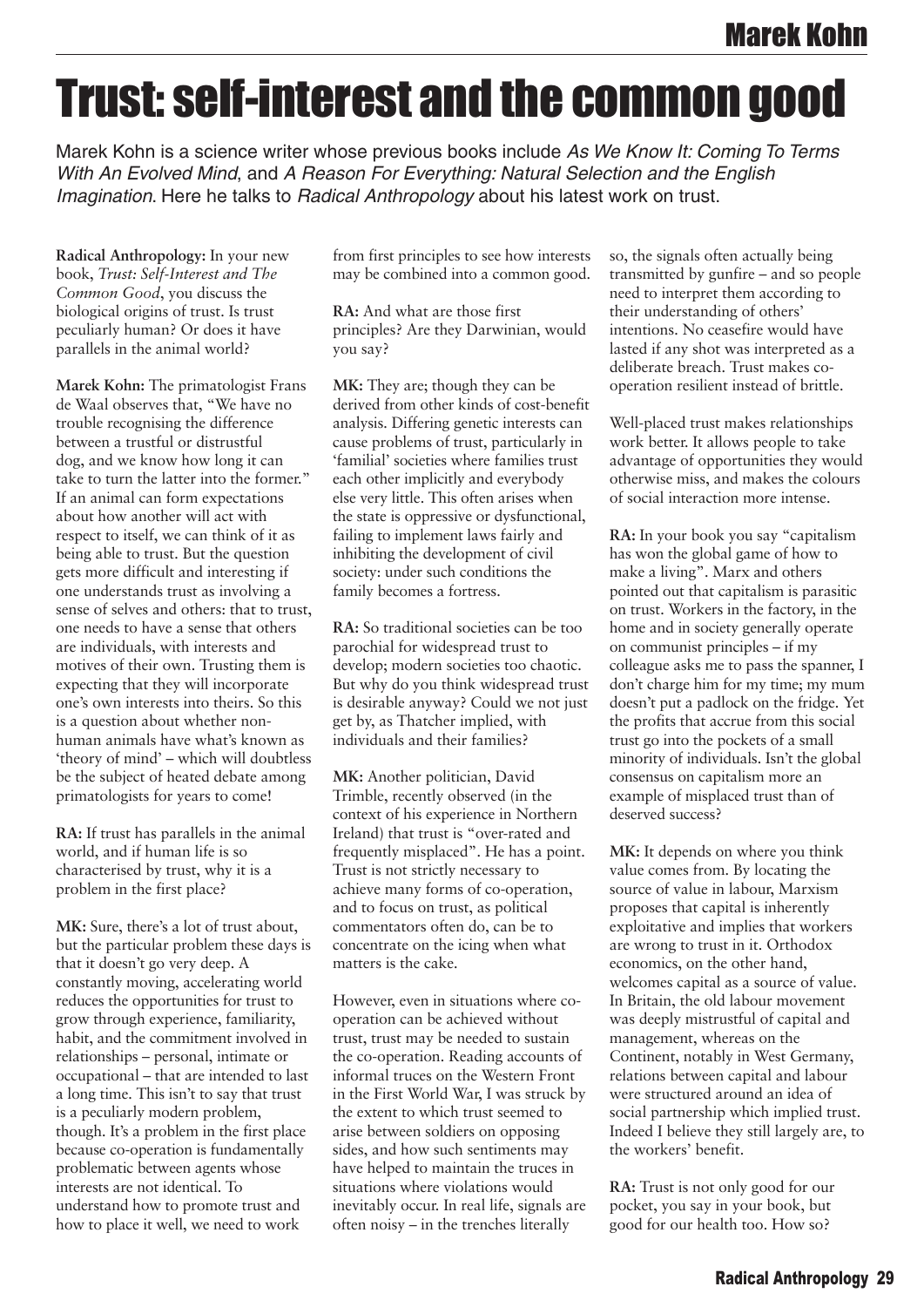# Trust: self-interest and the common good

Marek Kohn is a science writer whose previous books include *As We Know It: Coming To Terms With An Evolved Mind*, and *A Reason For Everything: Natural Selection and the English Imagination*. Here he talks to *Radical Anthropology* about his latest work on trust.

**Radical Anthropology:** In your new book, *Trust: Self-Interest and The Common Good*, you discuss the biological origins of trust. Is trust peculiarly human? Or does it have parallels in the animal world?

**Marek Kohn:** The primatologist Frans de Waal observes that, "We have no trouble recognising the difference between a trustful or distrustful dog, and we know how long it can take to turn the latter into the former." If an animal can form expectations about how another will act with respect to itself, we can think of it as being able to trust. But the question gets more difficult and interesting if one understands trust as involving a sense of selves and others: that to trust, one needs to have a sense that others are individuals, with interests and motives of their own. Trusting them is expecting that they will incorporate one's own interests into theirs. So this is a question about whether non-human animals have what's known as 'theory of mind' – which will doubtless be the subject of heated debate among primatologists for years to come!

**RA:** If trust has parallels in the animal world, and if human life is so characterised by trust, why it is a problem in the first place?

**MK:** Sure, there's a lot of trust about, but the particular problem these days is that it doesn't go very deep. A constantly moving, accelerating world reduces the opportunities for trust to grow through experience, familiarity, habit, and the commitment involved in relationships – personal, intimate or occupational – that are intended to last a long time. This isn't to say that trust is a peculiarly modern problem, though. It's a problem in the first place because co-operation is fundamentally problematic between agents whose interests are not identical. To understand how to promote trust and how to place it well, we need to work from first principles to see how interests may be combined into a common good.

**RA:** And what are those first principles? Are they Darwinian, would you say?

**MK:** They are; though they can be derived from other kinds of cost-benefit analysis. Differing genetic interests can cause problems of trust, particularly in 'familial' societies where families trust each other implicitly and everybody else very little. This often arises when the state is oppressive or dysfunctional, failing to implement laws fairly and inhibiting the development of civil society: under such conditions the family becomes a fortress.

**RA:** So traditional societies can be too parochial for widespread trust to develop; modern societies too chaotic. But why do you think widespread trust is desirable anyway? Could we not just get by, as Thatcher implied, with individuals and their families?

**MK:** Another politician, David Trimble, recently observed (in the context of his experience in Northern Ireland) that trust is "over-rated and frequently misplaced". He has a point. Trust is not strictly necessary to achieve many forms of co-operation, and to focus on trust, as political commentators often do, can be to concentrate on the icing when what matters is the cake.

However, even in situations where co-operation can be achieved without trust, trust may be needed to sustain the co-operation. Reading accounts of informal truces on the Western Front in the First World War, I was struck by the extent to which trust seemed to arise between soldiers on opposing sides, and how such sentiments may have helped to maintain the truces in situations where violations would inevitably occur. In real life, signals are often noisy – in the trenches literally so, the signals often actually being transmitted by gunfire – and so people need to interpret them according to their understanding of others' intentions. No ceasefire would have lasted if any shot was interpreted as a deliberate breach. Trust makes co-operation resilient instead of brittle.

Well-placed trust makes relationships work better. It allows people to take advantage of opportunities they would otherwise miss, and makes the colours of social interaction more intense.

**RA:** In your book you say "capitalism has won the global game of how to make a living". Marx and others pointed out that capitalism is parasitic on trust. Workers in the factory, in the home and in society generally operate on communist principles – if my colleague asks me to pass the spanner, I don't charge him for my time; my mum doesn't put a padlock on the fridge. Yet the profits that accrue from this social trust go into the pockets of a small minority of individuals. Isn't the global consensus on capitalism more an example of misplaced trust than of deserved success?

**MK:** It depends on where you think value comes from. By locating the source of value in labour, Marxism proposes that capital is inherently exploitative and implies that workers are wrong to trust in it. Orthodox economics, on the other hand, welcomes capital as a source of value. In Britain, the old labour movement was deeply mistrustful of capital and management, whereas on the Continent, notably in West Germany, relations between capital and labour were structured around an idea of social partnership which implied trust. Indeed I believe they still largely are, to the workers' benefit.

**RA:** Trust is not only good for our pocket, you say in your book, but good for our health too. How so?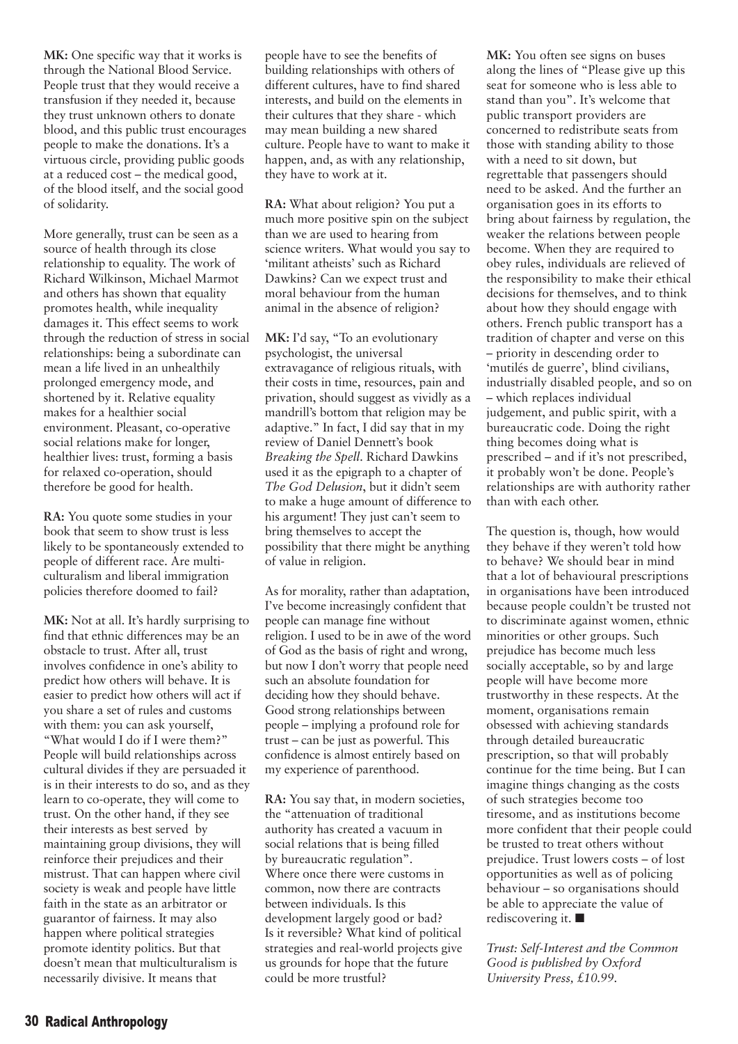**MK:** One specific way that it works is through the National Blood Service. People trust that they would receive a transfusion if they needed it, because they trust unknown others to donate blood, and this public trust encourages people to make the donations. It's a virtuous circle, providing public goods at a reduced cost – the medical good, of the blood itself, and the social good of solidarity.

More generally, trust can be seen as a source of health through its close relationship to equality. The work of Richard Wilkinson, Michael Marmot and others has shown that equality promotes health, while inequality damages it. This effect seems to work through the reduction of stress in social relationships: being a subordinate can mean a life lived in an unhealthily prolonged emergency mode, and shortened by it. Relative equality makes for a healthier social environment. Pleasant, co-operative social relations make for longer, healthier lives: trust, forming a basis for relaxed co-operation, should therefore be good for health.

**RA:** You quote some studies in your book that seem to show trust is less likely to be spontaneously extended to people of different race. Are multi-culturalism and liberal immigration policies therefore doomed to fail?

**MK:** Not at all. It's hardly surprising to find that ethnic differences may be an obstacle to trust. After all, trust involves confidence in one's ability to predict how others will behave. It is easier to predict how others will act if you share a set of rules and customs with them: you can ask yourself, "What would I do if I were them?" People will build relationships across cultural divides if they are persuaded it is in their interests to do so, and as they learn to co-operate, they will come to trust. On the other hand, if they see their interests as best served by maintaining group divisions, they will reinforce their prejudices and their mistrust. That can happen where civil society is weak and people have little faith in the state as an arbitrator or guarantor of fairness. It may also happen where political strategies promote identity politics. But that doesn't mean that multiculturalism is necessarily divisive. It means that people have to see the benefits of building relationships with others of different cultures, have to find shared interests, and build on the elements in their cultures that they share - which may mean building a new shared culture. People have to want to make it happen, and, as with any relationship, they have to work at it.

**RA:** What about religion? You put a much more positive spin on the subject than we are used to hearing from science writers. What would you say to 'militant atheists' such as Richard Dawkins? Can we expect trust and moral behaviour from the human animal in the absence of religion?

**MK:** I'd say, "To an evolutionary psychologist, the universal extravagance of religious rituals, with their costs in time, resources, pain and privation, should suggest as vividly as a mandrill's bottom that religion may be adaptive." In fact, I did say that in my review of Daniel Dennett's book *Breaking the Spell*. Richard Dawkins used it as the epigraph to a chapter of *The God Delusion*, but it didn't seem to make a huge amount of difference to his argument! They just can't seem to bring themselves to accept the possibility that there might be anything of value in religion.

As for morality, rather than adaptation, I've become increasingly confident that people can manage fine without religion. I used to be in awe of the word of God as the basis of right and wrong, but now I don't worry that people need such an absolute foundation for deciding how they should behave. Good strong relationships between people – implying a profound role for trust – can be just as powerful. This confidence is almost entirely based on my experience of parenthood.

**RA:** You say that, in modern societies, the "attenuation of traditional authority has created a vacuum in social relations that is being filled by bureaucratic regulation". Where once there were customs in common, now there are contracts between individuals. Is this development largely good or bad? Is it reversible? What kind of political strategies and real-world projects give us grounds for hope that the future could be more trustful?

**MK:** You often see signs on buses along the lines of "Please give up this seat for someone who is less able to stand than you". It's welcome that public transport providers are concerned to redistribute seats from those with standing ability to those with a need to sit down, but regrettable that passengers should need to be asked. And the further an organisation goes in its efforts to bring about fairness by regulation, the weaker the relations between people become. When they are required to obey rules, individuals are relieved of the responsibility to make their ethical decisions for themselves, and to think about how they should engage with others. French public transport has a tradition of chapter and verse on this – priority in descending order to 'mutilés de guerre', blind civilians, industrially disabled people, and so on – which replaces individual judgement, and public spirit, with a bureaucratic code. Doing the right thing becomes doing what is prescribed – and if it's not prescribed, it probably won't be done. People's relationships are with authority rather than with each other.

The question is, though, how would they behave if they weren't told how to behave? We should bear in mind that a lot of behavioural prescriptions in organisations have been introduced because people couldn't be trusted not to discriminate against women, ethnic minorities or other groups. Such prejudice has become much less socially acceptable, so by and large people will have become more trustworthy in these respects. At the moment, organisations remain obsessed with achieving standards through detailed bureaucratic prescription, so that will probably continue for the time being. But I can imagine things changing as the costs of such strategies become too tiresome, and as institutions become more confident that their people could be trusted to treat others without prejudice. Trust lowers costs – of lost opportunities as well as of policing behaviour – so organisations should be able to appreciate the value of rediscovering it. ■

*Trust: Self-Interest and the Common Good is published by Oxford University Press, £10.99.*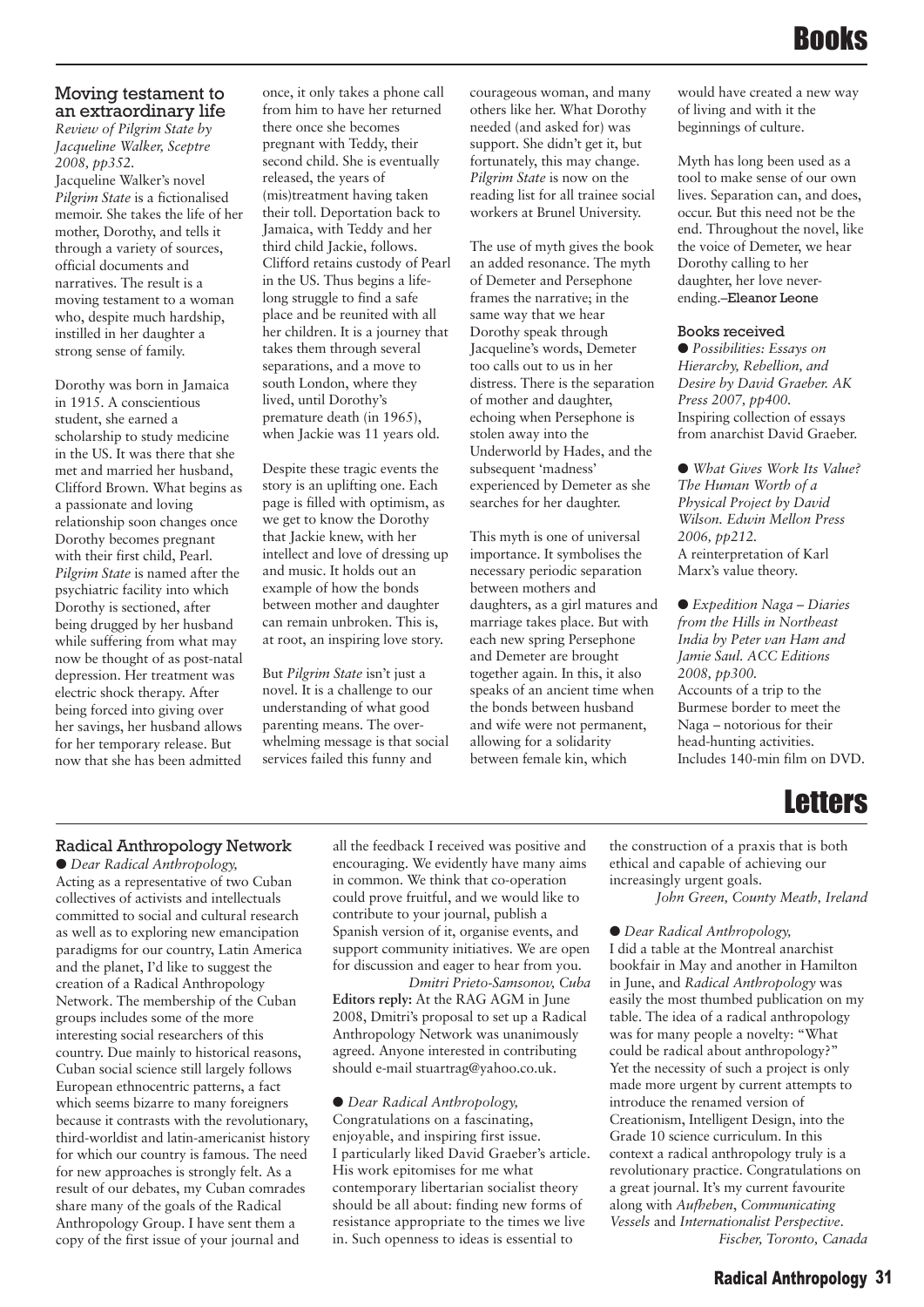# Books

### Moving testament to an extraordinary life

*Review of Pilgrim State by Jacqueline Walker, Sceptre 2008, pp352.*

Jacqueline Walker's novel *Pilgrim State* is a fictionalised memoir. She takes the life of her mother, Dorothy, and tells it through a variety of sources, official documents and narratives. The result is a moving testament to a woman who, despite much hardship, instilled in her daughter a strong sense of family.

Dorothy was born in Jamaica in 1915. A conscientious student, she earned a scholarship to study medicine in the US. It was there that she met and married her husband, Clifford Brown. What begins as a passionate and loving relationship soon changes once Dorothy becomes pregnant with their first child, Pearl. *Pilgrim State* is named after the psychiatric facility into which Dorothy is sectioned, after being drugged by her husband while suffering from what may now be thought of as post-natal depression. Her treatment was electric shock therapy. After being forced into giving over her savings, her husband allows for her temporary release. But now that she has been admitted once, it only takes a phone call from him to have her returned there once she becomes pregnant with Teddy, their second child. She is eventually released, the years of (mis)treatment having taken their toll. Deportation back to Jamaica, with Teddy and her third child Jackie, follows. Clifford retains custody of Pearl in the US. Thus begins a life-long struggle to find a safe place and be reunited with all her children. It is a journey that takes them through several separations, and a move to south London, where they lived, until Dorothy's premature death (in 1965), when Jackie was 11 years old.

Despite these tragic events the story is an uplifting one. Each page is filled with optimism, as we get to know the Dorothy that Jackie knew, with her intellect and love of dressing up and music. It holds out an example of how the bonds between mother and daughter can remain unbroken. This is, at root, an inspiring love story.

But *Pilgrim State* isn't just a novel. It is a challenge to our understanding of what good parenting means. The overwhelming message is that social services failed this funny and courageous woman, and many others like her. What Dorothy needed (and asked for) was support. She didn't get it, but fortunately, this may change. *Pilgrim State* is now on the reading list for all trainee social workers at Brunel University.

The use of myth gives the book an added resonance. The myth of Demeter and Persephone frames the narrative; in the same way that we hear Dorothy speak through Jacqueline's words, Demeter too calls out to us in her distress. There is the separation of mother and daughter, echoing when Persephone is stolen away into the Underworld by Hades, and the subsequent 'madness' experienced by Demeter as she searches for her daughter.

This myth is one of universal importance. It symbolises the necessary periodic separation between mothers and daughters, as a girl matures and marriage takes place. But with each new spring Persephone and Demeter are brought together again. In this, it also speaks of an ancient time when the bonds between husband and wife were not permanent, allowing for a solidarity between female kin, which would have created a new way of living and with it the beginnings of culture.

Myth has long been used as a tool to make sense of our own lives. Separation can, and does, occur. But this need not be the end. Throughout the novel, like the voice of Demeter, we hear Dorothy calling to her daughter, her love never-ending.–**Eleanor Leone**

### Books received

- *Possibilities: Essays on Hierarchy, Rebellion, and Desire by David Graeber. AK Press 2007, pp400.* Inspiring collection of essays from anarchist David Graeber.

- *What Gives Work Its Value? The Human Worth of a Physical Project by David Wilson. Edwin Mellon Press 2006, pp212.* A reinterpretation of Karl Marx's value theory.

- *Expedition Naga – Diaries from the Hills in Northeast India by Peter van Ham and Jamie Saul. ACC Editions 2008, pp300.* Accounts of a trip to the Burmese border to meet the Naga – notorious for their head-hunting activities. Includes 140-min film on DVD.

# Letters

### Radical Anthropology Network

● *Dear Radical Anthropology,*

Acting as a representative of two Cuban collectives of activists and intellectuals committed to social and cultural research as well as to exploring new emancipation paradigms for our country, Latin America and the planet, I'd like to suggest the creation of a Radical Anthropology Network. The membership of the Cuban groups includes some of the more interesting social researchers of this country. Due mainly to historical reasons, Cuban social science still largely follows European ethnocentric patterns, a fact which seems bizarre to many foreigners because it contrasts with the revolutionary, third-worldist and latin-americanist history for which our country is famous. The need for new approaches is strongly felt. As a result of our debates, my Cuban comrades share many of the goals of the Radical Anthropology Group. I have sent them a copy of the first issue of your journal and all the feedback I received was positive and encouraging. We evidently have many aims in common. We think that co-operation could prove fruitful, and we would like to contribute to your journal, publish a Spanish version of it, organise events, and support community initiatives. We are open for discussion and eager to hear from you.

*Dmitri Prieto-Samsonov, Cuba*

**Editors reply:** At the RAG AGM in June 2008, Dmitri's proposal to set up a Radical Anthropology Network was unanimously agreed. Anyone interested in contributing should e-mail stuartrag@yahoo.co.uk.

● *Dear Radical Anthropology,*

Congratulations on a fascinating, enjoyable, and inspiring first issue. I particularly liked David Graeber's article. His work epitomises for me what contemporary libertarian socialist theory should be all about: finding new forms of resistance appropriate to the times we live in. Such openness to ideas is essential to the construction of a praxis that is both ethical and capable of achieving our increasingly urgent goals.

*John Green, County Meath, Ireland*

● *Dear Radical Anthropology,*

I did a table at the Montreal anarchist bookfair in May and another in Hamilton in June, and *Radical Anthropology* was easily the most thumbed publication on my table. The idea of a radical anthropology was for many people a novelty: "What could be radical about anthropology?" Yet the necessity of such a project is only made more urgent by current attempts to introduce the renamed version of Creationism, Intelligent Design, into the Grade 10 science curriculum. In this context a radical anthropology truly is a revolutionary practice. Congratulations on a great journal. It's my current favourite along with *Aufheben*, *Communicating Vessels* and *Internationalist Perspective*.

*Fischer, Toronto, Canada*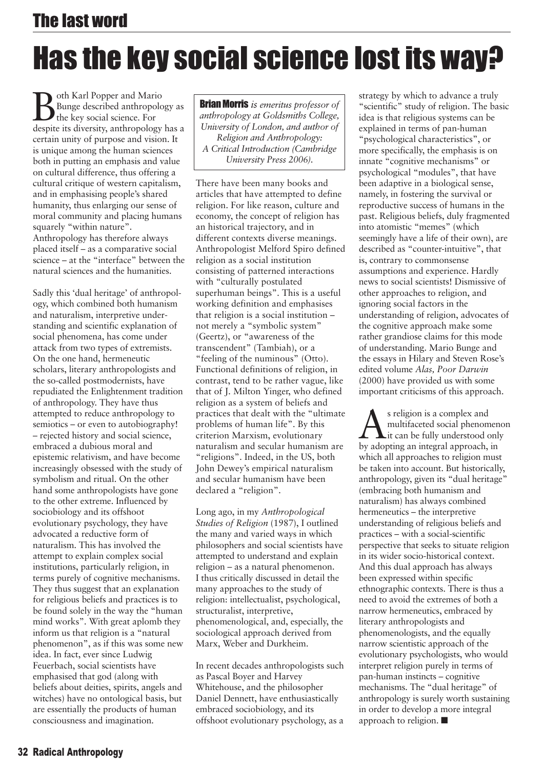## The last word

# Has the key social science lost its way?

Both Karl Popper and Mario Bunge described anthropology as the key social science. For despite its diversity, anthropology has a certain unity of purpose and vision. It is unique among the human sciences both in putting an emphasis and value on cultural difference, thus offering a cultural critique of western capitalism, and in emphasising people's shared humanity, thus enlarging our sense of moral community and placing humans squarely "within nature". Anthropology has therefore always placed itself – as a comparative social science – at the "interface" between the natural sciences and the humanities.

Sadly this 'dual heritage' of anthropology, which combined both humanism and naturalism, interpretive understanding and scientific explanation of social phenomena, has come under attack from two types of extremists. On the one hand, hermeneutic scholars, literary anthropologists and the so-called postmodernists, have repudiated the Enlightenment tradition of anthropology. They have thus attempted to reduce anthropology to semiotics – or even to autobiography! – rejected history and social science, embraced a dubious moral and epistemic relativism, and have become increasingly obsessed with the study of symbolism and ritual. On the other hand some anthropologists have gone to the other extreme. Influenced by sociobiology and its offshoot evolutionary psychology, they have advocated a reductive form of naturalism. This has involved the attempt to explain complex social institutions, particularly religion, in terms purely of cognitive mechanisms. They thus suggest that an explanation for religious beliefs and practices is to be found solely in the way the "human mind works". With great aplomb they inform us that religion is a "natural phenomenon", as if this was some new idea. In fact, ever since Ludwig Feuerbach, social scientists have emphasised that god (along with beliefs about deities, spirits, angels and witches) have no ontological basis, but are essentially the products of human consciousness and imagination.

**Brian Morris** *is emeritus professor of anthropology at Goldsmiths College, University of London, and author of Religion and Anthropology: A Critical Introduction (Cambridge University Press 2006).*

There have been many books and articles that have attempted to define religion. For like reason, culture and economy, the concept of religion has an historical trajectory, and in different contexts diverse meanings. Anthropologist Melford Spiro defined religion as a social institution consisting of patterned interactions with "culturally postulated superhuman beings". This is a useful working definition and emphasises that religion is a social institution – not merely a "symbolic system" (Geertz), or "awareness of the transcendent" (Tambiah), or a "feeling of the numinous" (Otto). Functional definitions of religion, in contrast, tend to be rather vague, like that of J. Milton Yinger, who defined religion as a system of beliefs and practices that dealt with the "ultimate problems of human life". By this criterion Marxism, evolutionary naturalism and secular humanism are "religions". Indeed, in the US, both John Dewey's empirical naturalism and secular humanism have been declared a "religion".

Long ago, in my *Anthropological Studies of Religion* (1987), I outlined the many and varied ways in which philosophers and social scientists have attempted to understand and explain religion – as a natural phenomenon. I thus critically discussed in detail the many approaches to the study of religion: intellectualist, psychological, structuralist, interpretive, phenomenological, and, especially, the sociological approach derived from Marx, Weber and Durkheim.

In recent decades anthropologists such as Pascal Boyer and Harvey Whitehouse, and the philosopher Daniel Dennett, have enthusiastically embraced sociobiology, and its offshoot evolutionary psychology, as a strategy by which to advance a truly "scientific" study of religion. The basic idea is that religious systems can be explained in terms of pan-human "psychological characteristics", or more specifically, the emphasis is on innate "cognitive mechanisms" or psychological "modules", that have been adaptive in a biological sense, namely, in fostering the survival or reproductive success of humans in the past. Religious beliefs, duly fragmented into atomistic "memes" (which seemingly have a life of their own), are described as "counter-intuitive", that is, contrary to commonsense assumptions and experience. Hardly news to social scientists! Dismissive of other approaches to religion, and ignoring social factors in the understanding of religion, advocates of the cognitive approach make some rather grandiose claims for this mode of understanding. Mario Bunge and the essays in Hilary and Steven Rose's edited volume *Alas, Poor Darwin* (2000) have provided us with some important criticisms of this approach.

As religion is a complex and multifaceted social phenomenon it can be fully understood only by adopting an integral approach, in which all approaches to religion must be taken into account. But historically, anthropology, given its "dual heritage" (embracing both humanism and naturalism) has always combined hermeneutics – the interpretive understanding of religious beliefs and practices – with a social-scientific perspective that seeks to situate religion in its wider socio-historical context. And this dual approach has always been expressed within specific ethnographic contexts. There is thus a need to avoid the extremes of both a narrow hermeneutics, embraced by literary anthropologists and phenomenologists, and the equally narrow scientific approach of the evolutionary psychologists, who would interpret religion purely in terms of pan-human instincts – cognitive mechanisms. The "dual heritage" of anthropology is surely worth sustaining in order to develop a more integral approach to religion. ■